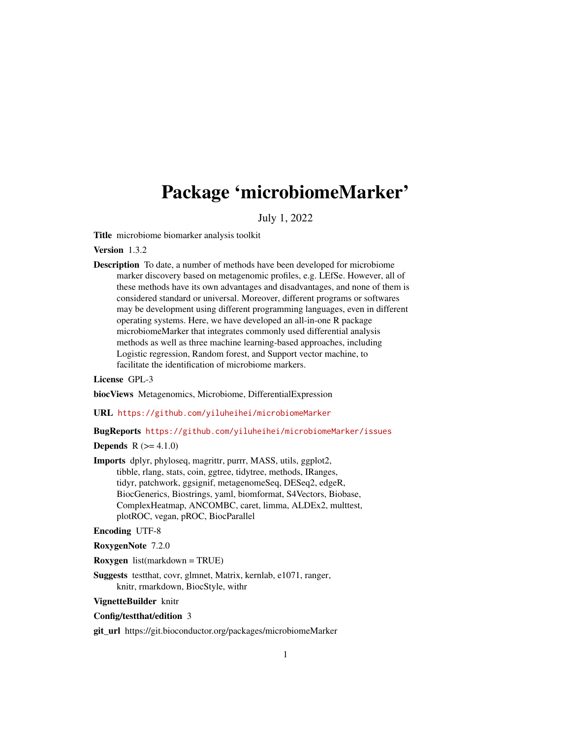# Package 'microbiomeMarker'

July 1, 2022

**Title** microbiome biomarker analysis toolkit

**Version** 1.3.2

**Description** To date, a number of methods have been developed for microbiome marker discovery based on metagenomic profiles, e.g. LEfSe. However, all of these methods have its own advantages and disadvantages, and none of them is considered standard or universal. Moreover, different programs or softwares may be development using different programming languages, even in different operating systems. Here, we have developed an all-in-one R package microbiomeMarker that integrates commonly used differential analysis methods as well as three machine learning-based approaches, including Logistic regression, Random forest, and Support vector machine, to facilitate the identification of microbiome markers.

**License** GPL-3

**biocViews** Metagenomics, Microbiome, DifferentialExpression

**URL** https://github.com/yiluheihei/microbiomeMarker

**BugReports** https://github.com/yiluheihei/microbiomeMarker/issues

**Depends** R (>= 4.1.0)

**Imports** dplyr, phyloseq, magrittr, purrr, MASS, utils, ggplot2, tibble, rlang, stats, coin, ggtree, tidytree, methods, IRanges, tidyr, patchwork, ggsignif, metagenomeSeq, DESeq2, edgeR, BiocGenerics, Biostrings, yaml, biomformat, S4Vectors, Biobase, ComplexHeatmap, ANCOMBC, caret, limma, ALDEx2, multtest, plotROC, vegan, pROC, BiocParallel

**Encoding** UTF-8

**RoxygenNote** 7.2.0

**Roxygen** list(markdown = TRUE)

**Suggests** testthat, covr, glmnet, Matrix, kernlab, e1071, ranger, knitr, rmarkdown, BiocStyle, withr

**VignetteBuilder** knitr

**Config/testthat/edition** 3

**git_url** https://git.bioconductor.org/packages/microbiomeMarker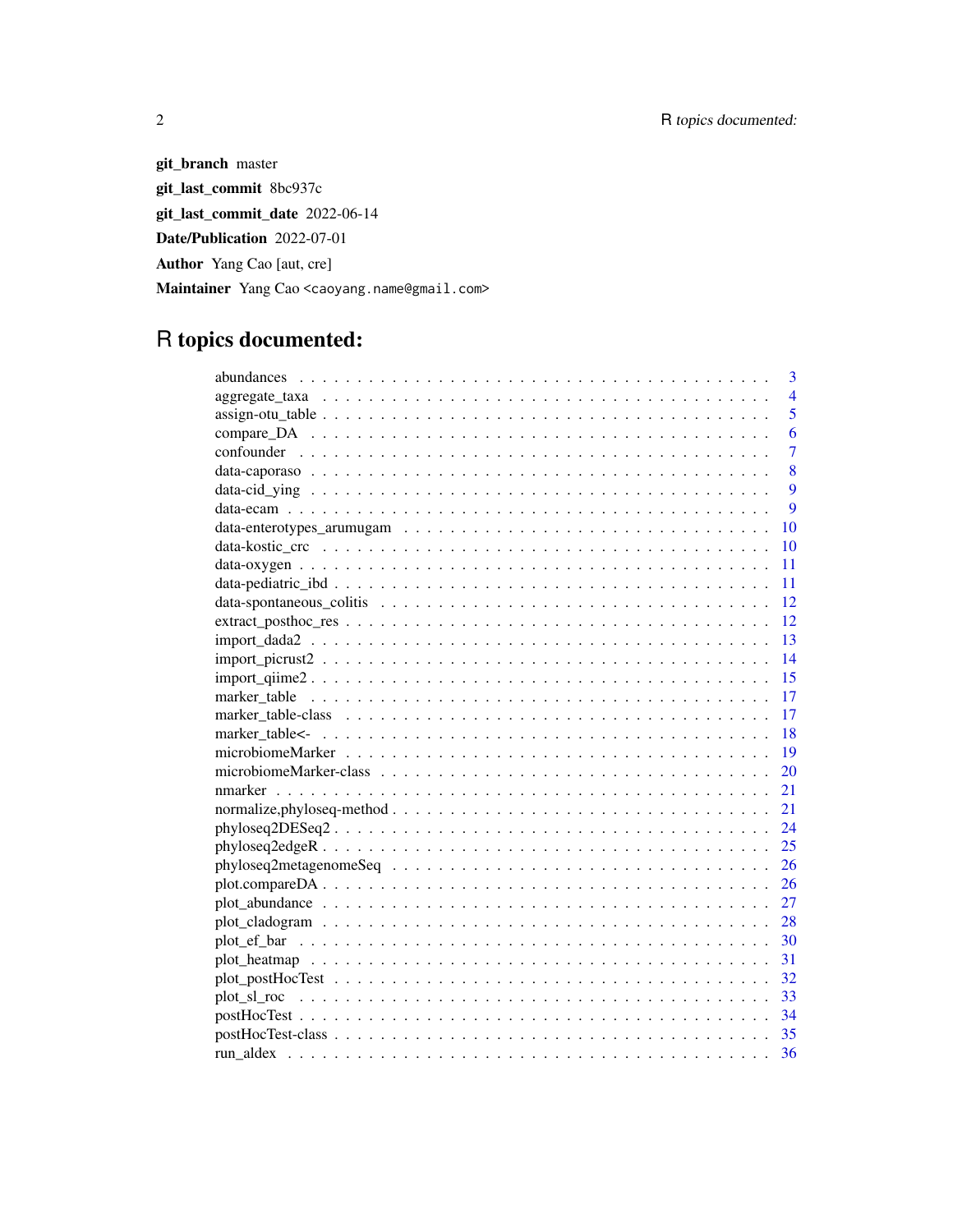**git_branch** master

**git_last_commit** 8bc937c

**git_last_commit_date** 2022-06-14

**Date/Publication** 2022-07-01

**Author** Yang Cao [aut, cre]

**Maintainer** Yang Cao <caoyang.name@gmail.com>

# R topics documented:

| Topic | Page |
|---|---|
| abundances | 3 |
| aggregate_taxa | 4 |
| assign-otu_table | 5 |
| compare_DA | 6 |
| confounder | 7 |
| data-caporaso | 8 |
| data-cid_ying | 9 |
| data-ecam | 9 |
| data-enterotypes_arumugam | 10 |
| data-kostic_crc | 10 |
| data-oxygen | 11 |
| data-pediatric_ibd | 11 |
| data-spontaneous_colitis | 12 |
| extract_posthoc_res | 12 |
| import_dada2 | 13 |
| import_picrust2 | 14 |
| import_qiime2 | 15 |
| marker_table | 17 |
| marker_table-class | 17 |
| marker_table<- | 18 |
| microbiomeMarker | 19 |
| microbiomeMarker-class | 20 |
| nmarker | 21 |
| normalize,phyloseq-method | 21 |
| phyloseq2DESeq2 | 24 |
| phyloseq2edgeR | 25 |
| phyloseq2metagenomeSeq | 26 |
| plot.compareDA | 26 |
| plot_abundance | 27 |
| plot_cladogram | 28 |
| plot_ef_bar | 30 |
| plot_heatmap | 31 |
| plot_postHocTest | 32 |
| plot_sl_roc | 33 |
| postHocTest | 34 |
| postHocTest-class | 35 |
| run_aldex | 36 |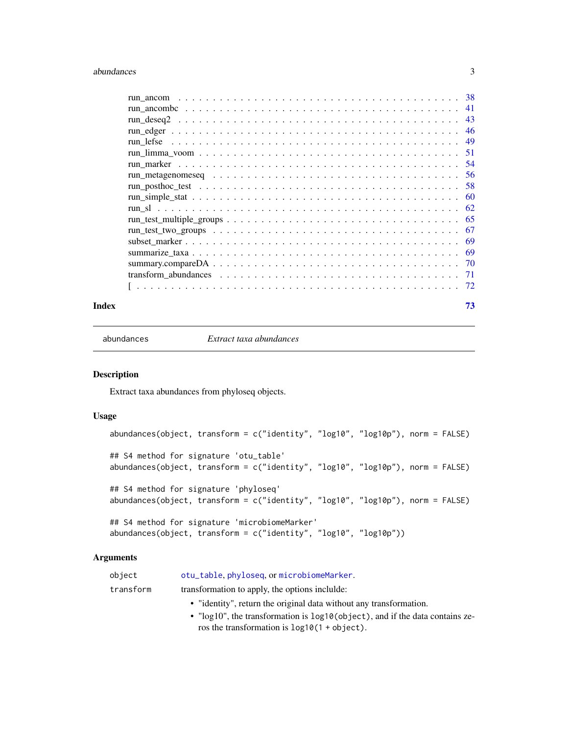run_ancom . . . . . . . . . . . . . . . . . . . . . . . . . . . . . . . . . . . . 38
run_ancombc . . . . . . . . . . . . . . . . . . . . . . . . . . . . . . . . . . . 41
run_deseq2 . . . . . . . . . . . . . . . . . . . . . . . . . . . . . . . . . . . . 43
run_edger . . . . . . . . . . . . . . . . . . . . . . . . . . . . . . . . . . . . . 46
run_lefse . . . . . . . . . . . . . . . . . . . . . . . . . . . . . . . . . . . . . 49
run_limma_voom . . . . . . . . . . . . . . . . . . . . . . . . . . . . . . . . . . 51
run_marker . . . . . . . . . . . . . . . . . . . . . . . . . . . . . . . . . . . . 54
run_metagenomeseq . . . . . . . . . . . . . . . . . . . . . . . . . . . . . . . . 56
run_posthoc_test . . . . . . . . . . . . . . . . . . . . . . . . . . . . . . . . . 58
run_simple_stat . . . . . . . . . . . . . . . . . . . . . . . . . . . . . . . . . . 60
run_sl . . . . . . . . . . . . . . . . . . . . . . . . . . . . . . . . . . . . . . . 62
run_test_multiple_groups . . . . . . . . . . . . . . . . . . . . . . . . . . . . . 65
run_test_two_groups . . . . . . . . . . . . . . . . . . . . . . . . . . . . . . . . 67
subset_marker . . . . . . . . . . . . . . . . . . . . . . . . . . . . . . . . . . . 69
summarize_taxa . . . . . . . . . . . . . . . . . . . . . . . . . . . . . . . . . . 69
summary.compareDA . . . . . . . . . . . . . . . . . . . . . . . . . . . . . . . . 70
transform_abundances . . . . . . . . . . . . . . . . . . . . . . . . . . . . . . . 71
[ . . . . . . . . . . . . . . . . . . . . . . . . . . . . . . . . . . . . . . . . . 72

**Index** 73

---

abundances *Extract taxa abundances*

---

### Description

Extract taxa abundances from phyloseq objects.

### Usage

```
abundances(object, transform = c("identity", "log10", "log10p"), norm = FALSE)

## S4 method for signature 'otu_table'
abundances(object, transform = c("identity", "log10", "log10p"), norm = FALSE)

## S4 method for signature 'phyloseq'
abundances(object, transform = c("identity", "log10", "log10p"), norm = FALSE)

## S4 method for signature 'microbiomeMarker'
abundances(object, transform = c("identity", "log10", "log10p"))
```

### Arguments

| | |
|---|---|
| object | `otu_table`, `phyloseq`, or `microbiomeMarker`. |
| transform | transformation to apply, the options inclulde:<br>• "identity", return the original data without any transformation.<br>• "log10", the transformation is `log10(object)`, and if the data contains zeros the transformation is `log10(1 + object)`. |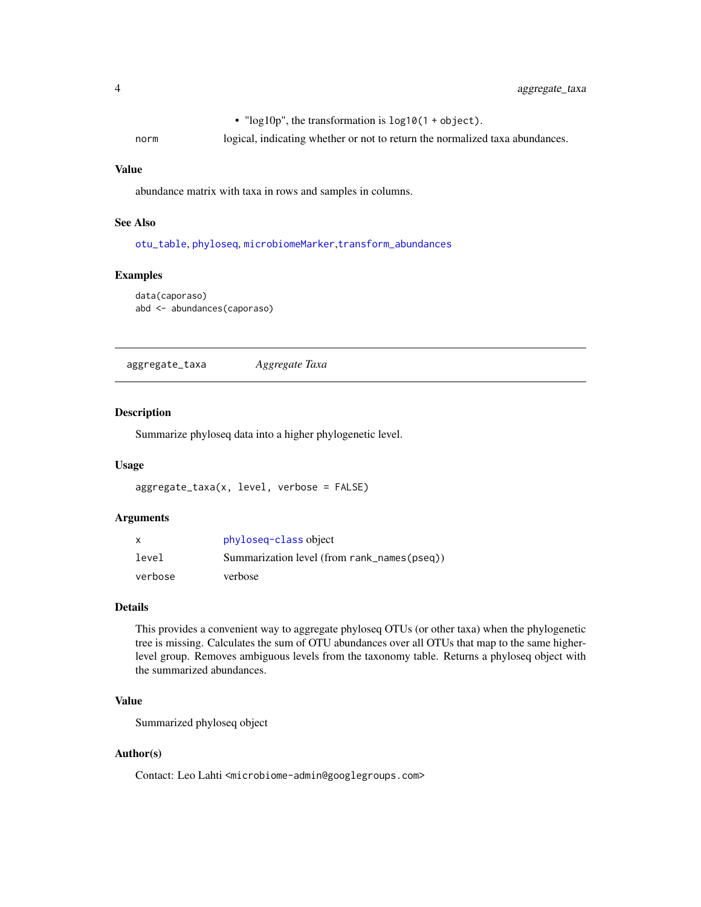- "log10p", the transformation is `log10(1 + object)`.

| | |
|---|---|
| norm | logical, indicating whether or not to return the normalized taxa abundances. |

### Value

abundance matrix with taxa in rows and samples in columns.

### See Also

`otu_table`, `phyloseq`, `microbiomeMarker`,`transform_abundances`

### Examples

```
data(caporaso)
abd <- abundances(caporaso)
```

## aggregate_taxa *Aggregate Taxa*

### Description

Summarize phyloseq data into a higher phylogenetic level.

### Usage

```
aggregate_taxa(x, level, verbose = FALSE)
```

### Arguments

| | |
|---|---|
| x | `phyloseq-class` object |
| level | Summarization level (from `rank_names(pseq)`) |
| verbose | verbose |

### Details

This provides a convenient way to aggregate phyloseq OTUs (or other taxa) when the phylogenetic tree is missing. Calculates the sum of OTU abundances over all OTUs that map to the same higher-level group. Removes ambiguous levels from the taxonomy table. Returns a phyloseq object with the summarized abundances.

### Value

Summarized phyloseq object

### Author(s)

Contact: Leo Lahti <microbiome-admin@googlegroups.com>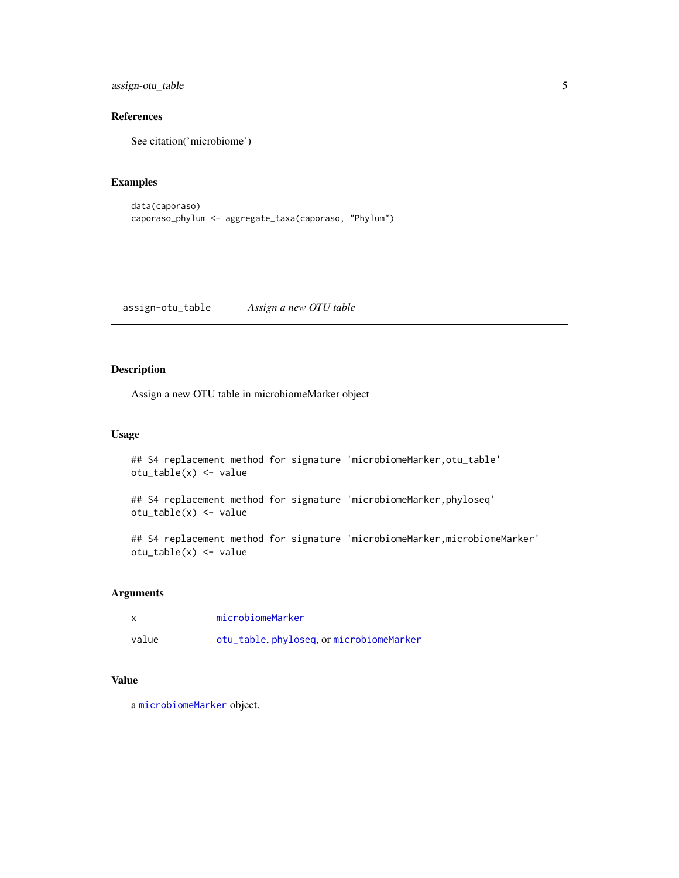## References

See citation('microbiome')

## Examples

```
data(caporaso)
caporaso_phylum <- aggregate_taxa(caporaso, "Phylum")
```

---

## assign-otu_table    *Assign a new OTU table*

---

### Description

Assign a new OTU table in microbiomeMarker object

### Usage

```
## S4 replacement method for signature 'microbiomeMarker,otu_table'
otu_table(x) <- value

## S4 replacement method for signature 'microbiomeMarker,phyloseq'
otu_table(x) <- value

## S4 replacement method for signature 'microbiomeMarker,microbiomeMarker'
otu_table(x) <- value
```

### Arguments

| | |
|---|---|
| x | microbiomeMarker |
| value | otu_table, phyloseq, or microbiomeMarker |

### Value

a microbiomeMarker object.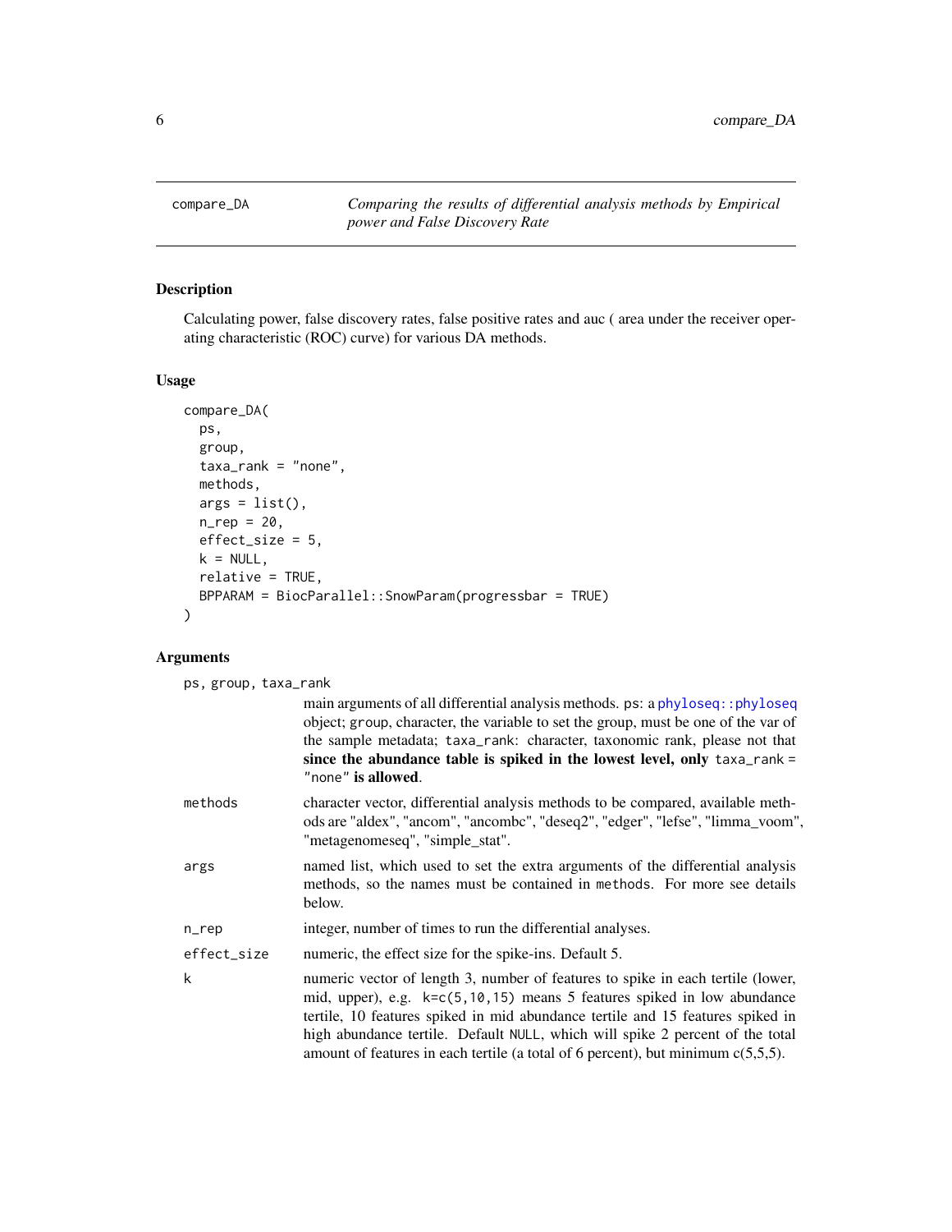## compare_DA — *Comparing the results of differential analysis methods by Empirical power and False Discovery Rate*

### Description

Calculating power, false discovery rates, false positive rates and auc ( area under the receiver operating characteristic (ROC) curve) for various DA methods.

### Usage

```
compare_DA(
  ps,
  group,
  taxa_rank = "none",
  methods,
  args = list(),
  n_rep = 20,
  effect_size = 5,
  k = NULL,
  relative = TRUE,
  BPPARAM = BiocParallel::SnowParam(progressbar = TRUE)
)
```

### Arguments

`ps, group, taxa_rank`
: main arguments of all differential analysis methods. `ps`: a `phyloseq::phyloseq` object; `group`, character, the variable to set the group, must be one of the var of the sample metadata; `taxa_rank`: character, taxonomic rank, please not that **since the abundance table is spiked in the lowest level, only** `taxa_rank = "none"` **is allowed**.

`methods`
: character vector, differential analysis methods to be compared, available methods are "aldex", "ancom", "ancombc", "deseq2", "edger", "lefse", "limma_voom", "metagenomeseq", "simple_stat".

`args`
: named list, which used to set the extra arguments of the differential analysis methods, so the names must be contained in `methods`. For more see details below.

`n_rep`
: integer, number of times to run the differential analyses.

`effect_size`
: numeric, the effect size for the spike-ins. Default 5.

`k`
: numeric vector of length 3, number of features to spike in each tertile (lower, mid, upper), e.g. `k=c(5,10,15)` means 5 features spiked in low abundance tertile, 10 features spiked in mid abundance tertile and 15 features spiked in high abundance tertile. Default `NULL`, which will spike 2 percent of the total amount of features in each tertile (a total of 6 percent), but minimum c(5,5,5).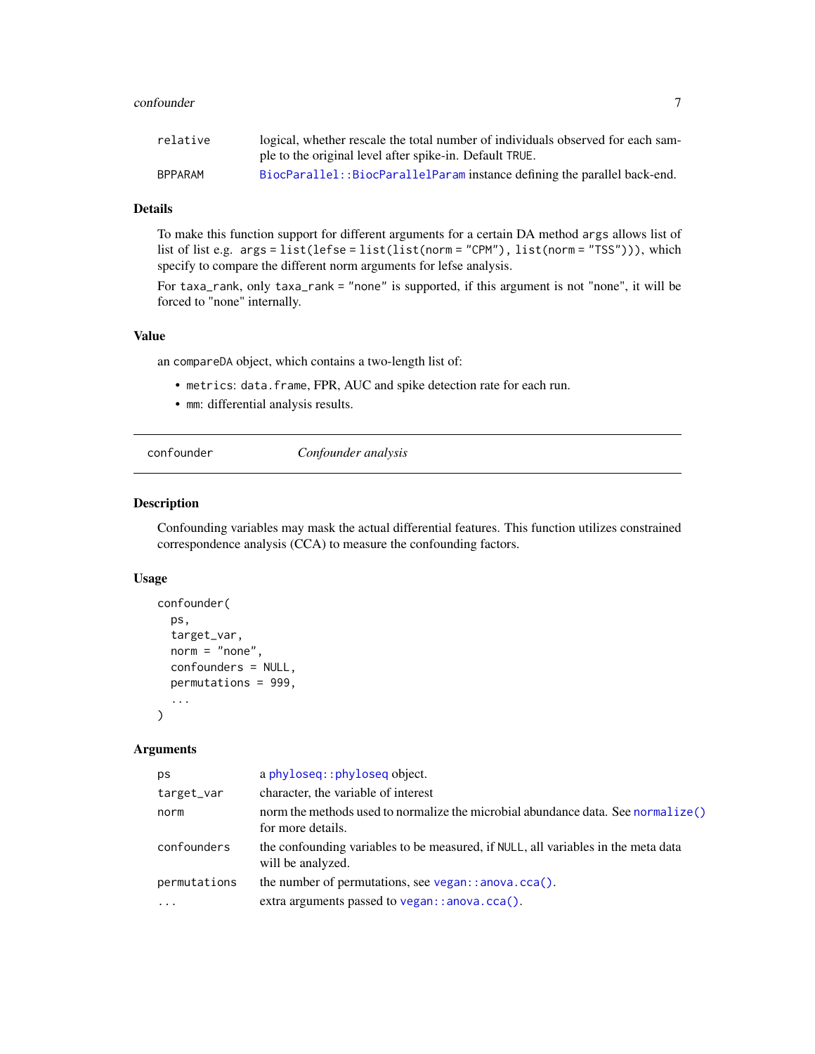| | |
|---|---|
| relative | logical, whether rescale the total number of individuals observed for each sample to the original level after spike-in. Default TRUE. |
| BPPARAM | BiocParallel::BiocParallelParam instance defining the parallel back-end. |

### Details

To make this function support for different arguments for a certain DA method args allows list of list of list e.g. `args = list(lefse = list(list(norm = "CPM"), list(norm = "TSS")))`, which specify to compare the different norm arguments for lefse analysis.

For taxa_rank, only `taxa_rank = "none"` is supported, if this argument is not "none", it will be forced to "none" internally.

### Value

an compareDA object, which contains a two-length list of:

- metrics: data.frame, FPR, AUC and spike detection rate for each run.
- mm: differential analysis results.

---

## confounder — *Confounder analysis*

### Description

Confounding variables may mask the actual differential features. This function utilizes constrained correspondence analysis (CCA) to measure the confounding factors.

### Usage

```
confounder(
  ps,
  target_var,
  norm = "none",
  confounders = NULL,
  permutations = 999,
  ...
)
```

### Arguments

| | |
|---|---|
| ps | a phyloseq::phyloseq object. |
| target_var | character, the variable of interest |
| norm | norm the methods used to normalize the microbial abundance data. See normalize() for more details. |
| confounders | the confounding variables to be measured, if NULL, all variables in the meta data will be analyzed. |
| permutations | the number of permutations, see vegan::anova.cca(). |
| ... | extra arguments passed to vegan::anova.cca(). |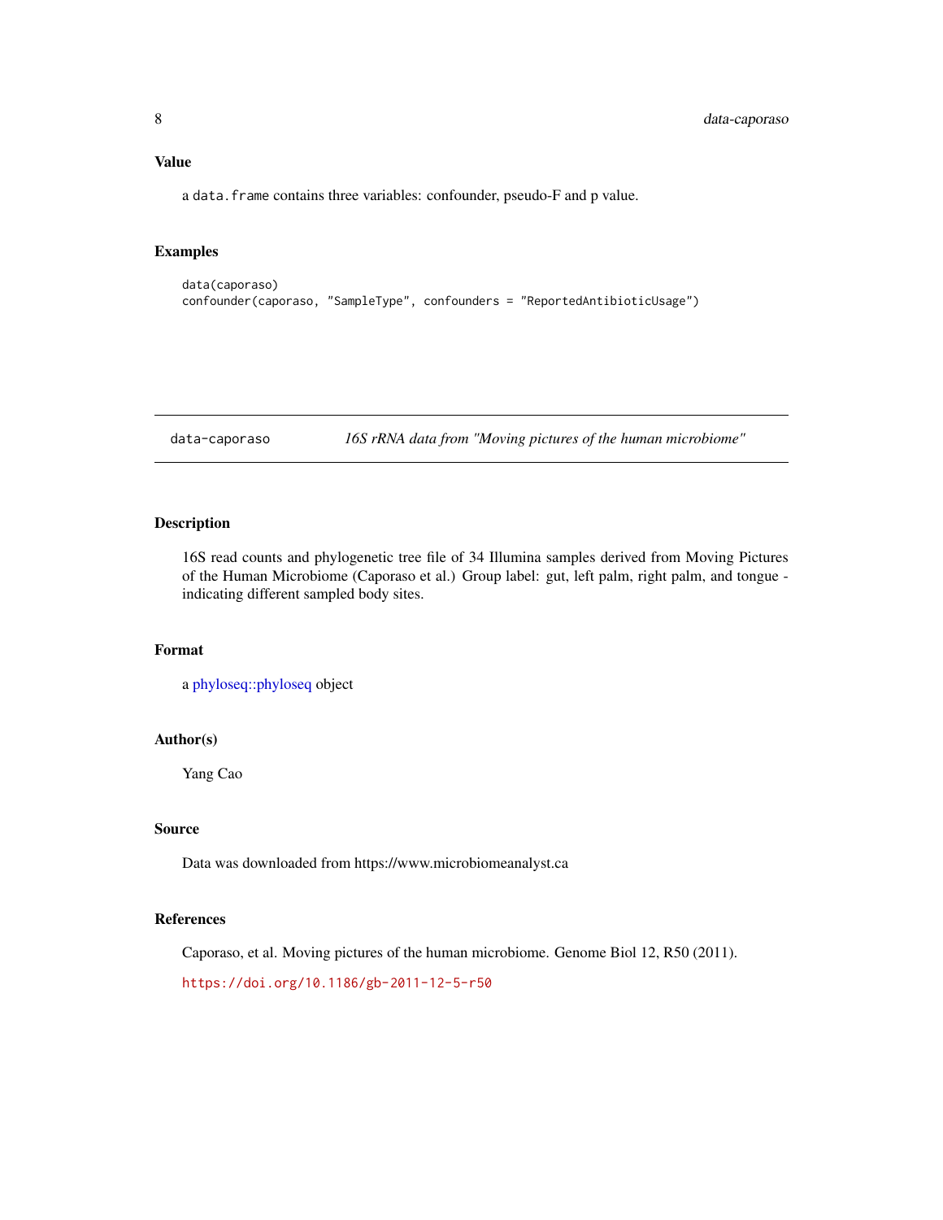### Value

a `data.frame` contains three variables: confounder, pseudo-F and p value.

### Examples

```
data(caporaso)
confounder(caporaso, "SampleType", confounders = "ReportedAntibioticUsage")
```

---

## data-caporaso &nbsp;&nbsp;&nbsp; *16S rRNA data from "Moving pictures of the human microbiome"*

---

### Description

16S read counts and phylogenetic tree file of 34 Illumina samples derived from Moving Pictures of the Human Microbiome (Caporaso et al.) Group label: gut, left palm, right palm, and tongue - indicating different sampled body sites.

### Format

a phyloseq::phyloseq object

### Author(s)

Yang Cao

### Source

Data was downloaded from https://www.microbiomeanalyst.ca

### References

Caporaso, et al. Moving pictures of the human microbiome. Genome Biol 12, R50 (2011).

https://doi.org/10.1186/gb-2011-12-5-r50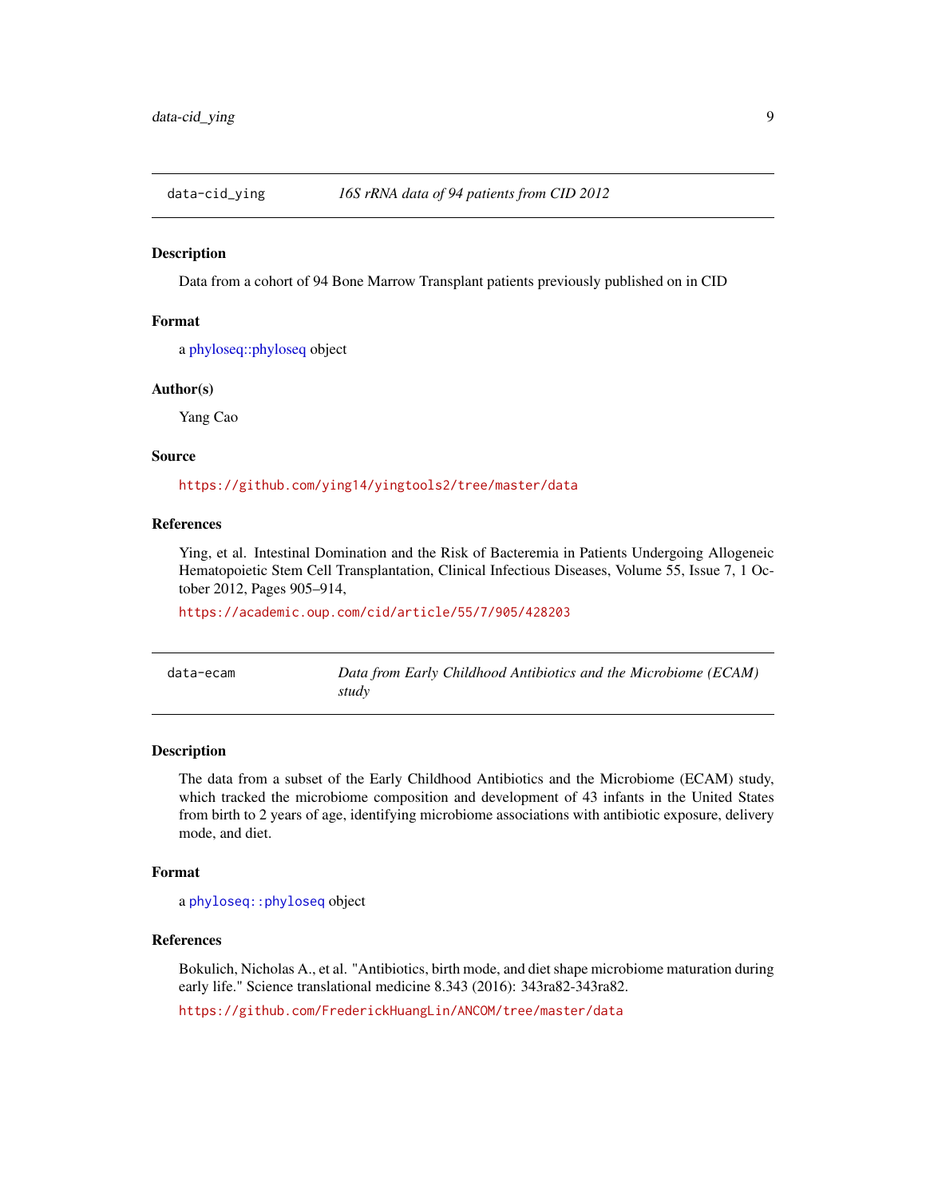## data-cid_ying — *16S rRNA data of 94 patients from CID 2012*

### Description

Data from a cohort of 94 Bone Marrow Transplant patients previously published on in CID

### Format

a phyloseq::phyloseq object

### Author(s)

Yang Cao

### Source

https://github.com/ying14/yingtools2/tree/master/data

### References

Ying, et al. Intestinal Domination and the Risk of Bacteremia in Patients Undergoing Allogeneic Hematopoietic Stem Cell Transplantation, Clinical Infectious Diseases, Volume 55, Issue 7, 1 October 2012, Pages 905–914,

https://academic.oup.com/cid/article/55/7/905/428203

## data-ecam — *Data from Early Childhood Antibiotics and the Microbiome (ECAM) study*

### Description

The data from a subset of the Early Childhood Antibiotics and the Microbiome (ECAM) study, which tracked the microbiome composition and development of 43 infants in the United States from birth to 2 years of age, identifying microbiome associations with antibiotic exposure, delivery mode, and diet.

### Format

a `phyloseq::phyloseq` object

### References

Bokulich, Nicholas A., et al. "Antibiotics, birth mode, and diet shape microbiome maturation during early life." Science translational medicine 8.343 (2016): 343ra82-343ra82.

https://github.com/FrederickHuangLin/ANCOM/tree/master/data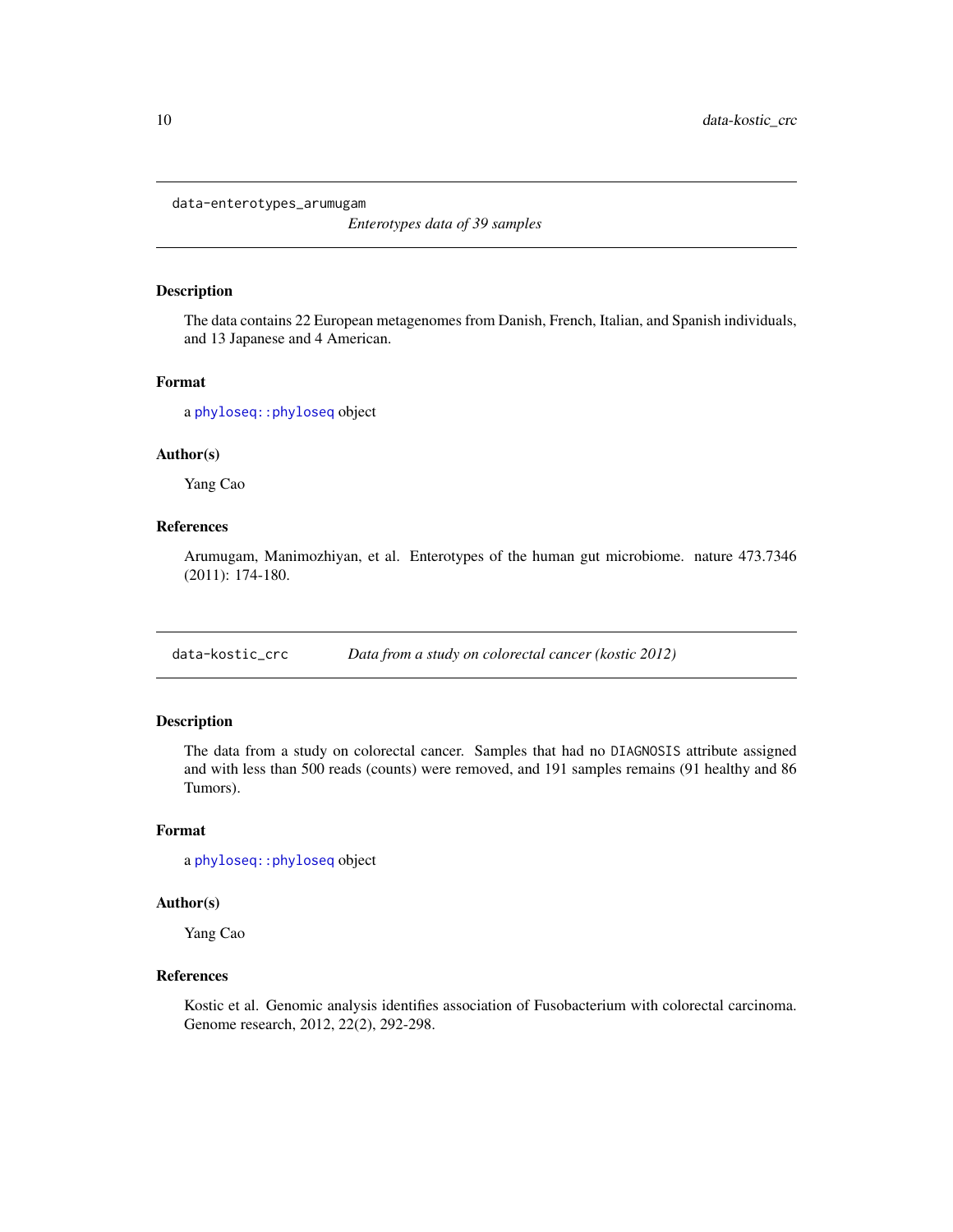## data-enterotypes_arumugam

*Enterotypes data of 39 samples*

### Description

The data contains 22 European metagenomes from Danish, French, Italian, and Spanish individuals, and 13 Japanese and 4 American.

### Format

a `phyloseq::phyloseq` object

### Author(s)

Yang Cao

### References

Arumugam, Manimozhiyan, et al. Enterotypes of the human gut microbiome. nature 473.7346 (2011): 174-180.

## data-kostic_crc

*Data from a study on colorectal cancer (kostic 2012)*

### Description

The data from a study on colorectal cancer. Samples that had no `DIAGNOSIS` attribute assigned and with less than 500 reads (counts) were removed, and 191 samples remains (91 healthy and 86 Tumors).

### Format

a `phyloseq::phyloseq` object

### Author(s)

Yang Cao

### References

Kostic et al. Genomic analysis identifies association of Fusobacterium with colorectal carcinoma. Genome research, 2012, 22(2), 292-298.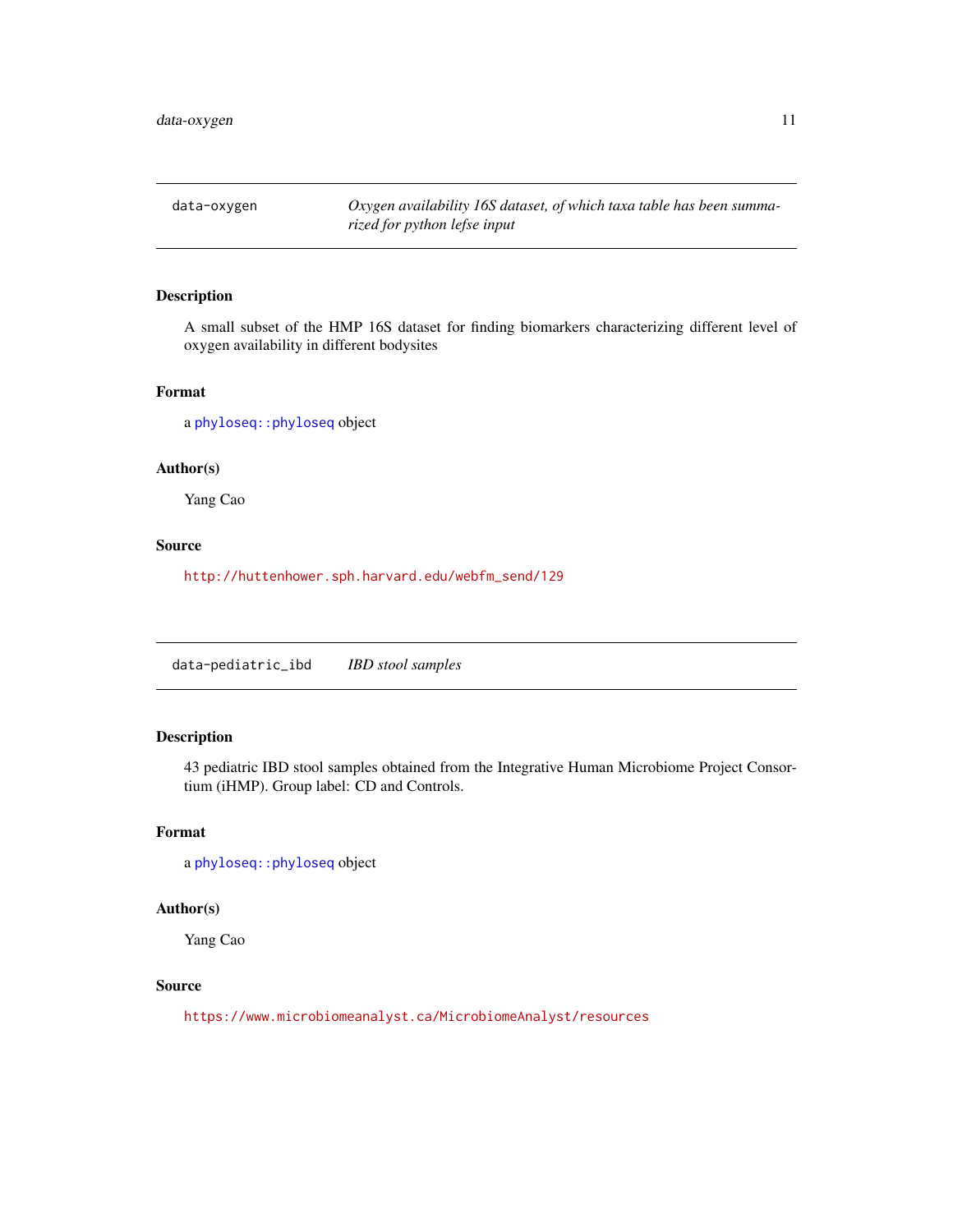## data-oxygen — *Oxygen availability 16S dataset, of which taxa table has been summarized for python lefse input*

### Description

A small subset of the HMP 16S dataset for finding biomarkers characterizing different level of oxygen availability in different bodysites

### Format

a `phyloseq::phyloseq` object

### Author(s)

Yang Cao

### Source

http://huttenhower.sph.harvard.edu/webfm_send/129

## data-pediatric_ibd — *IBD stool samples*

### Description

43 pediatric IBD stool samples obtained from the Integrative Human Microbiome Project Consortium (iHMP). Group label: CD and Controls.

### Format

a `phyloseq::phyloseq` object

### Author(s)

Yang Cao

### Source

https://www.microbiomeanalyst.ca/MicrobiomeAnalyst/resources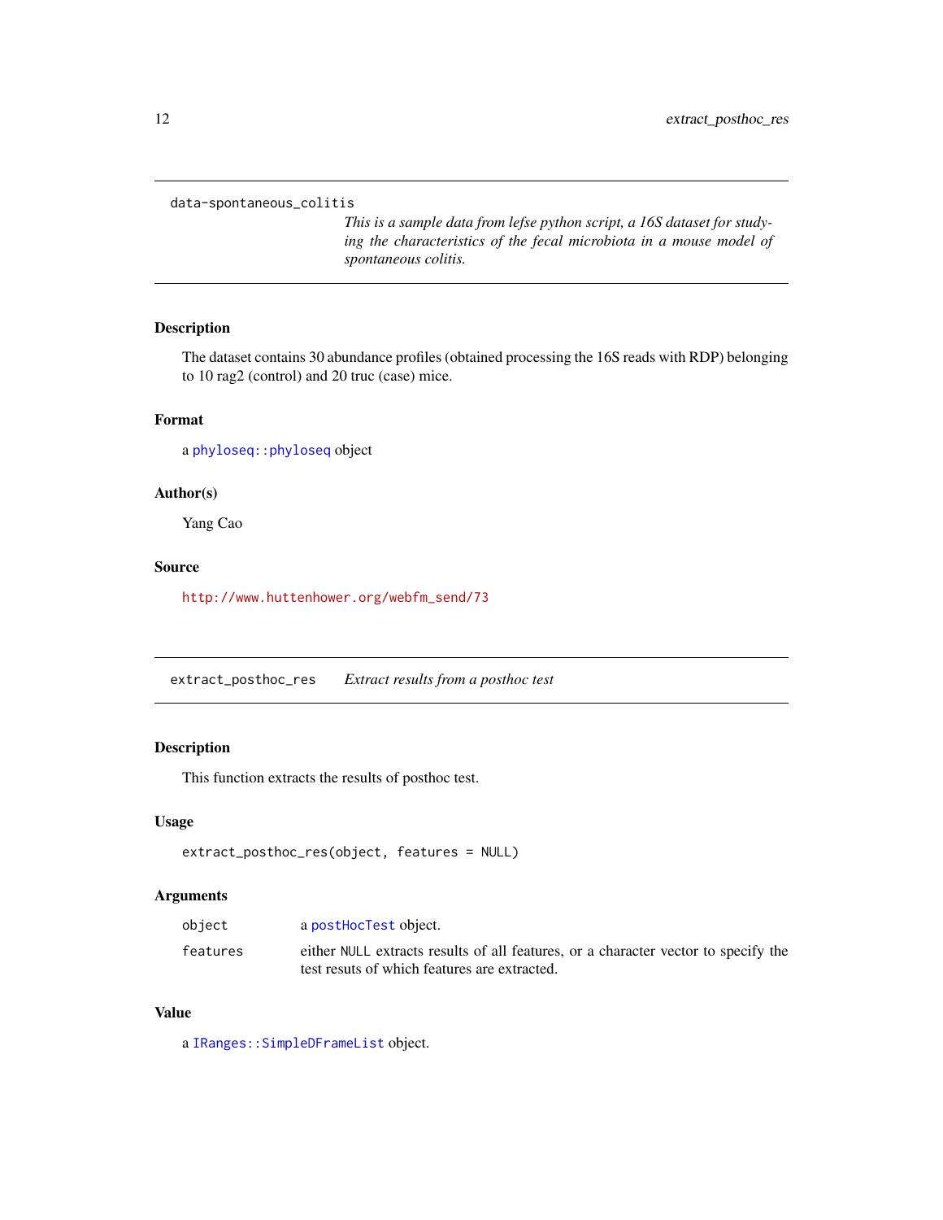## data-spontaneous_colitis

*This is a sample data from lefse python script, a 16S dataset for studying the characteristics of the fecal microbiota in a mouse model of spontaneous colitis.*

### Description

The dataset contains 30 abundance profiles (obtained processing the 16S reads with RDP) belonging to 10 rag2 (control) and 20 truc (case) mice.

### Format

a `phyloseq::phyloseq` object

### Author(s)

Yang Cao

### Source

http://www.huttenhower.org/webfm_send/73

## extract_posthoc_res — *Extract results from a posthoc test*

### Description

This function extracts the results of posthoc test.

### Usage

```
extract_posthoc_res(object, features = NULL)
```

### Arguments

| | |
|---|---|
| object | a `postHocTest` object. |
| features | either `NULL` extracts results of all features, or a character vector to specify the test resuts of which features are extracted. |

### Value

a `IRanges::SimpleDFrameList` object.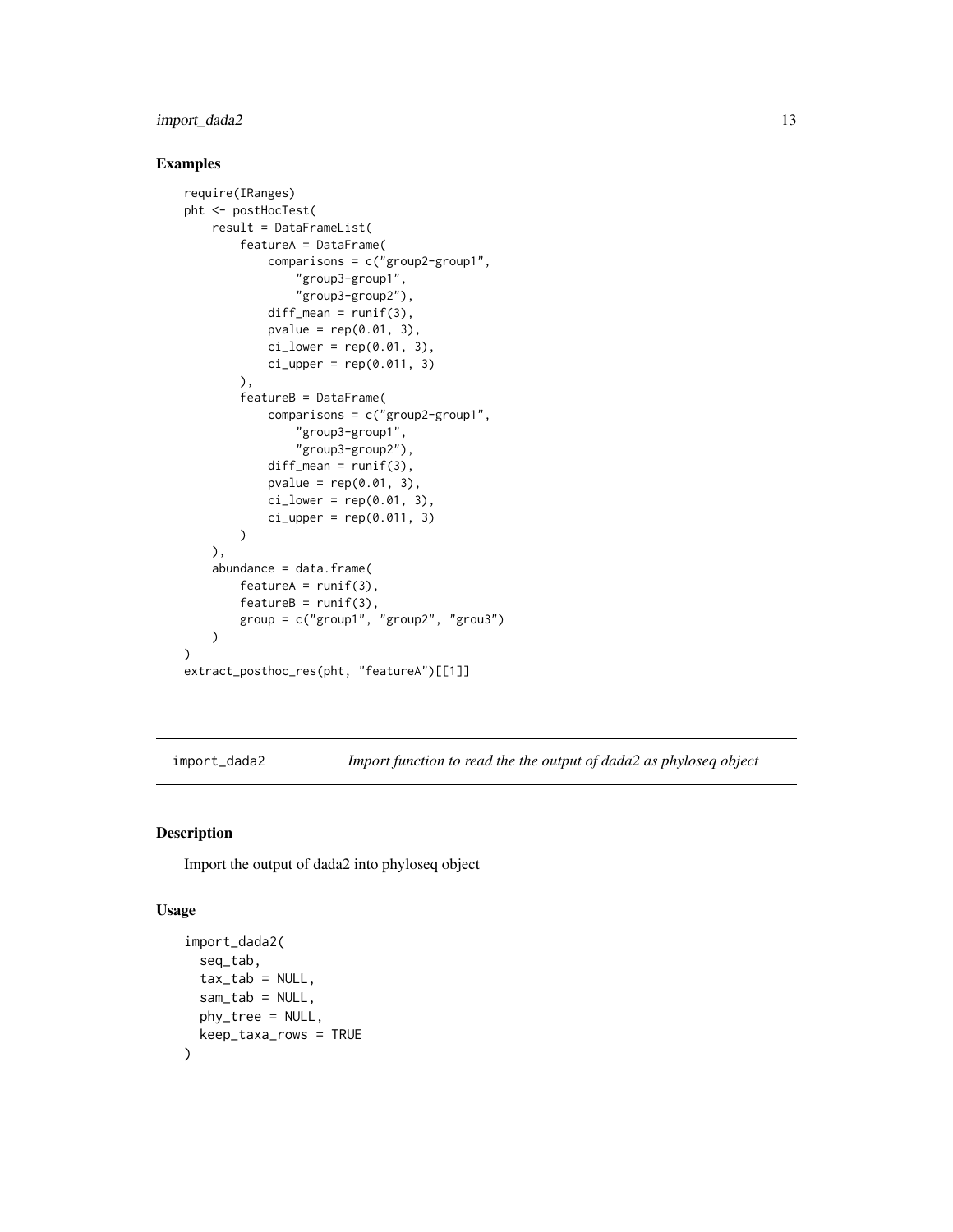## Examples

```
require(IRanges)
pht <- postHocTest(
    result = DataFrameList(
        featureA = DataFrame(
            comparisons = c("group2-group1",
                "group3-group1",
                "group3-group2"),
            diff_mean = runif(3),
            pvalue = rep(0.01, 3),
            ci_lower = rep(0.01, 3),
            ci_upper = rep(0.011, 3)
        ),
        featureB = DataFrame(
            comparisons = c("group2-group1",
                "group3-group1",
                "group3-group2"),
            diff_mean = runif(3),
            pvalue = rep(0.01, 3),
            ci_lower = rep(0.01, 3),
            ci_upper = rep(0.011, 3)
        )
    ),
    abundance = data.frame(
        featureA = runif(3),
        featureB = runif(3),
        group = c("group1", "group2", "grou3")
    )
)
extract_posthoc_res(pht, "featureA")[[1]]
```

---

`import_dada2` *Import function to read the the output of dada2 as phyloseq object*

---

## Description

Import the output of dada2 into phyloseq object

## Usage

```
import_dada2(
  seq_tab,
  tax_tab = NULL,
  sam_tab = NULL,
  phy_tree = NULL,
  keep_taxa_rows = TRUE
)
```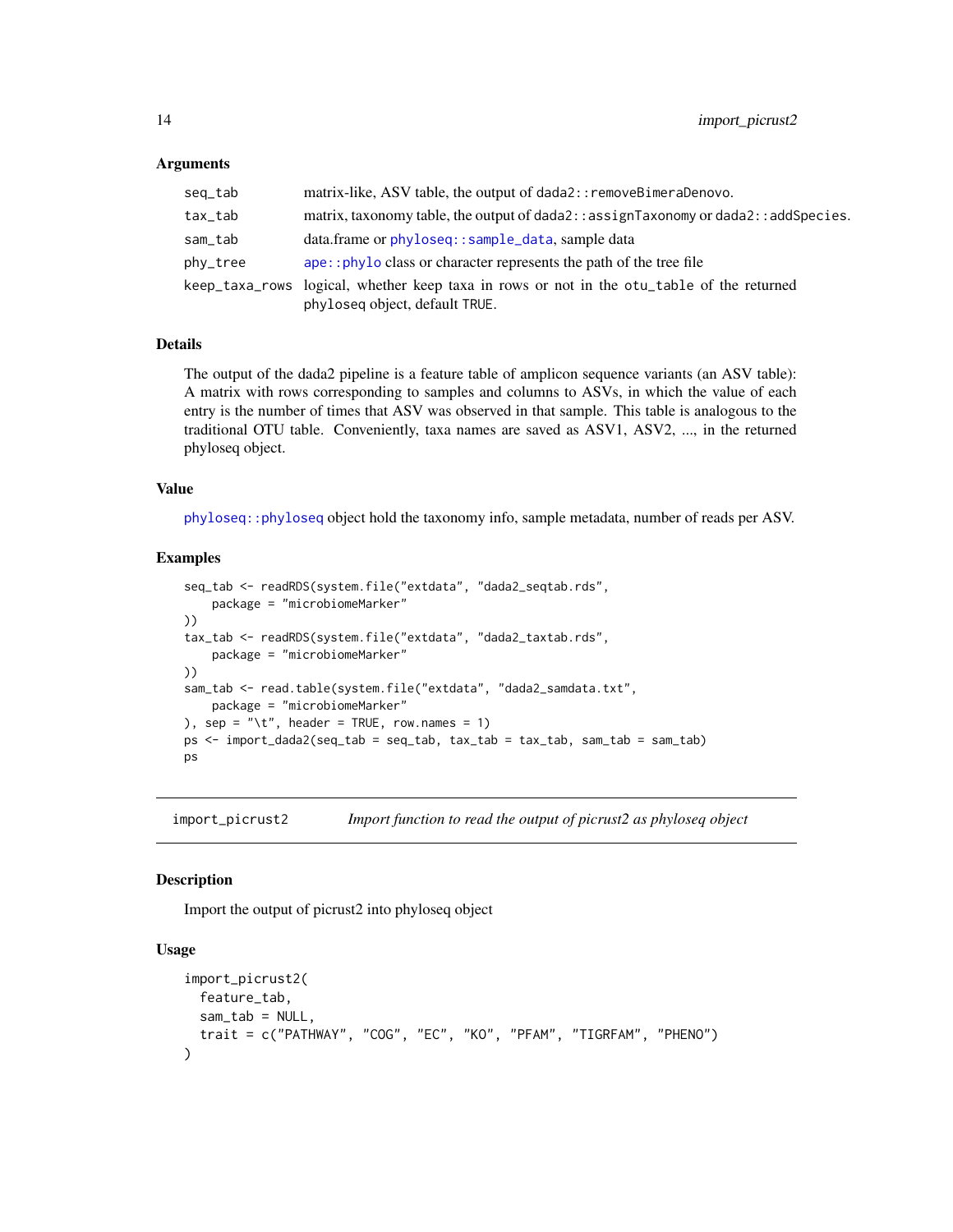### Arguments

| | |
|---|---|
| `seq_tab` | matrix-like, ASV table, the output of `dada2::removeBimeraDenovo`. |
| `tax_tab` | matrix, taxonomy table, the output of `dada2::assignTaxonomy` or `dada2::addSpecies`. |
| `sam_tab` | data.frame or `phyloseq::sample_data`, sample data |
| `phy_tree` | `ape::phylo` class or character represents the path of the tree file |
| `keep_taxa_rows` | logical, whether keep taxa in rows or not in the `otu_table` of the returned phyloseq object, default `TRUE`. |

### Details

The output of the dada2 pipeline is a feature table of amplicon sequence variants (an ASV table): A matrix with rows corresponding to samples and columns to ASVs, in which the value of each entry is the number of times that ASV was observed in that sample. This table is analogous to the traditional OTU table. Conveniently, taxa names are saved as ASV1, ASV2, ..., in the returned phyloseq object.

### Value

`phyloseq::phyloseq` object hold the taxonomy info, sample metadata, number of reads per ASV.

### Examples

```
seq_tab <- readRDS(system.file("extdata", "dada2_seqtab.rds",
    package = "microbiomeMarker"
))
tax_tab <- readRDS(system.file("extdata", "dada2_taxtab.rds",
    package = "microbiomeMarker"
))
sam_tab <- read.table(system.file("extdata", "dada2_samdata.txt",
    package = "microbiomeMarker"
), sep = "\t", header = TRUE, row.names = 1)
ps <- import_dada2(seq_tab = seq_tab, tax_tab = tax_tab, sam_tab = sam_tab)
ps
```

---

## import_picrust2 *Import function to read the output of picrust2 as phyloseq object*

### Description

Import the output of picrust2 into phyloseq object

### Usage

```
import_picrust2(
  feature_tab,
  sam_tab = NULL,
  trait = c("PATHWAY", "COG", "EC", "KO", "PFAM", "TIGRFAM", "PHENO")
)
```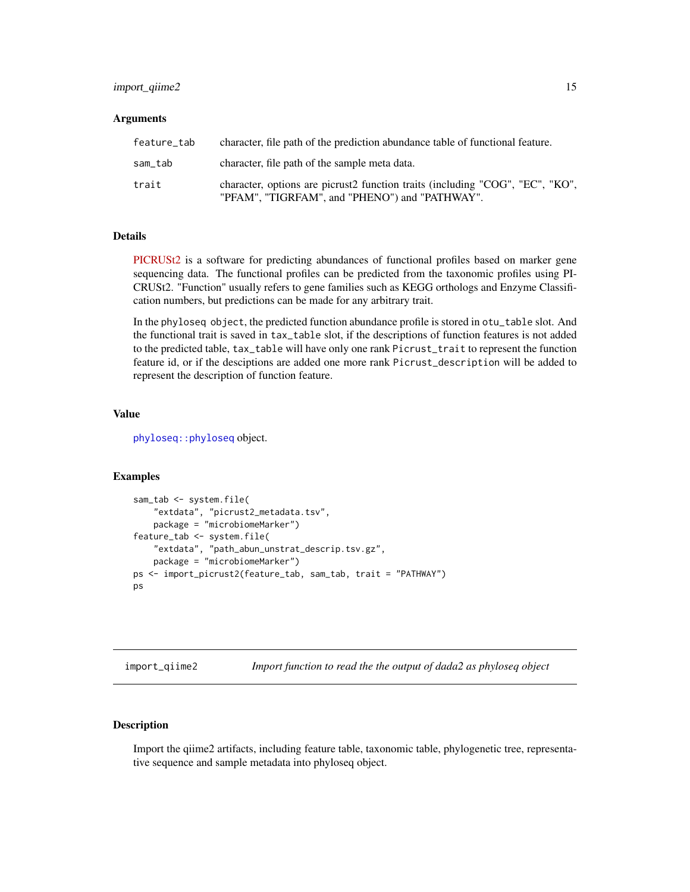### Arguments

| | |
|---|---|
| `feature_tab` | character, file path of the prediction abundance table of functional feature. |
| `sam_tab` | character, file path of the sample meta data. |
| `trait` | character, options are picrust2 function traits (including "COG", "EC", "KO", "PFAM", "TIGRFAM", and "PHENO") and "PATHWAY". |

### Details

PICRUSt2 is a software for predicting abundances of functional profiles based on marker gene sequencing data. The functional profiles can be predicted from the taxonomic profiles using PICRUSt2. "Function" usually refers to gene families such as KEGG orthologs and Enzyme Classification numbers, but predictions can be made for any arbitrary trait.

In the `phyloseq object`, the predicted function abundance profile is stored in `otu_table` slot. And the functional trait is saved in `tax_table` slot, if the descriptions of function features is not added to the predicted table, `tax_table` will have only one rank `Picrust_trait` to represent the function feature id, or if the desciptions are added one more rank `Picrust_description` will be added to represent the description of function feature.

### Value

`phyloseq::phyloseq` object.

### Examples

```
sam_tab <- system.file(
    "extdata", "picrust2_metadata.tsv",
    package = "microbiomeMarker")
feature_tab <- system.file(
    "extdata", "path_abun_unstrat_descrip.tsv.gz",
    package = "microbiomeMarker")
ps <- import_picrust2(feature_tab, sam_tab, trait = "PATHWAY")
ps
```

---

## `import_qiime2` *Import function to read the the output of dada2 as phyloseq object*

### Description

Import the qiime2 artifacts, including feature table, taxonomic table, phylogenetic tree, representative sequence and sample metadata into phyloseq object.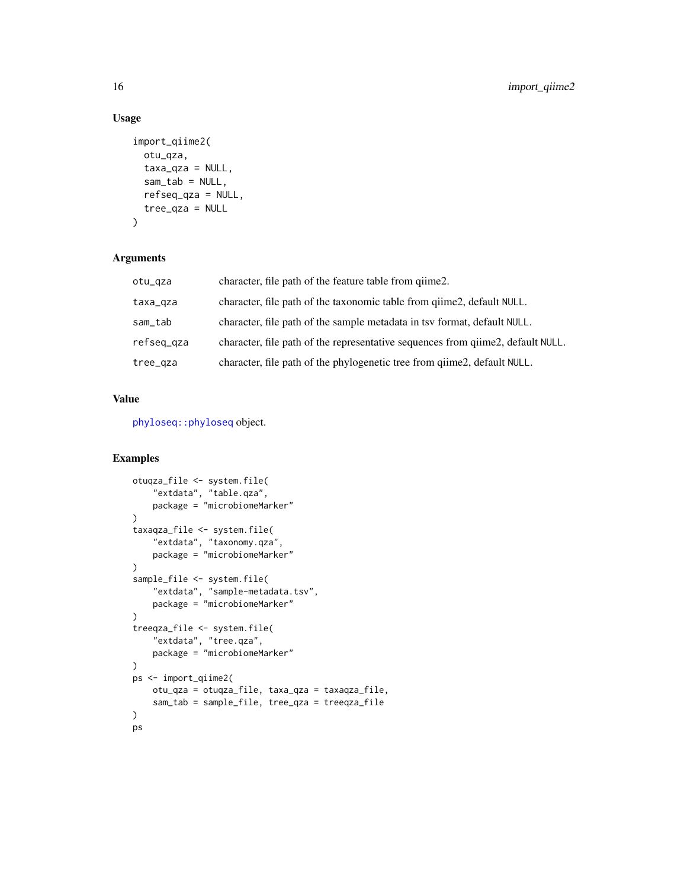## Usage

```
import_qiime2(
  otu_qza,
  taxa_qza = NULL,
  sam_tab = NULL,
  refseq_qza = NULL,
  tree_qza = NULL
)
```

## Arguments

| | |
|---|---|
| otu_qza | character, file path of the feature table from qiime2. |
| taxa_qza | character, file path of the taxonomic table from qiime2, default NULL. |
| sam_tab | character, file path of the sample metadata in tsv format, default NULL. |
| refseq_qza | character, file path of the representative sequences from qiime2, default NULL. |
| tree_qza | character, file path of the phylogenetic tree from qiime2, default NULL. |

## Value

phyloseq::phyloseq object.

## Examples

```
otuqza_file <- system.file(
    "extdata", "table.qza",
    package = "microbiomeMarker"
)
taxaqza_file <- system.file(
    "extdata", "taxonomy.qza",
    package = "microbiomeMarker"
)
sample_file <- system.file(
    "extdata", "sample-metadata.tsv",
    package = "microbiomeMarker"
)
treeqza_file <- system.file(
    "extdata", "tree.qza",
    package = "microbiomeMarker"
)
ps <- import_qiime2(
    otu_qza = otuqza_file, taxa_qza = taxaqza_file,
    sam_tab = sample_file, tree_qza = treeqza_file
)
ps
```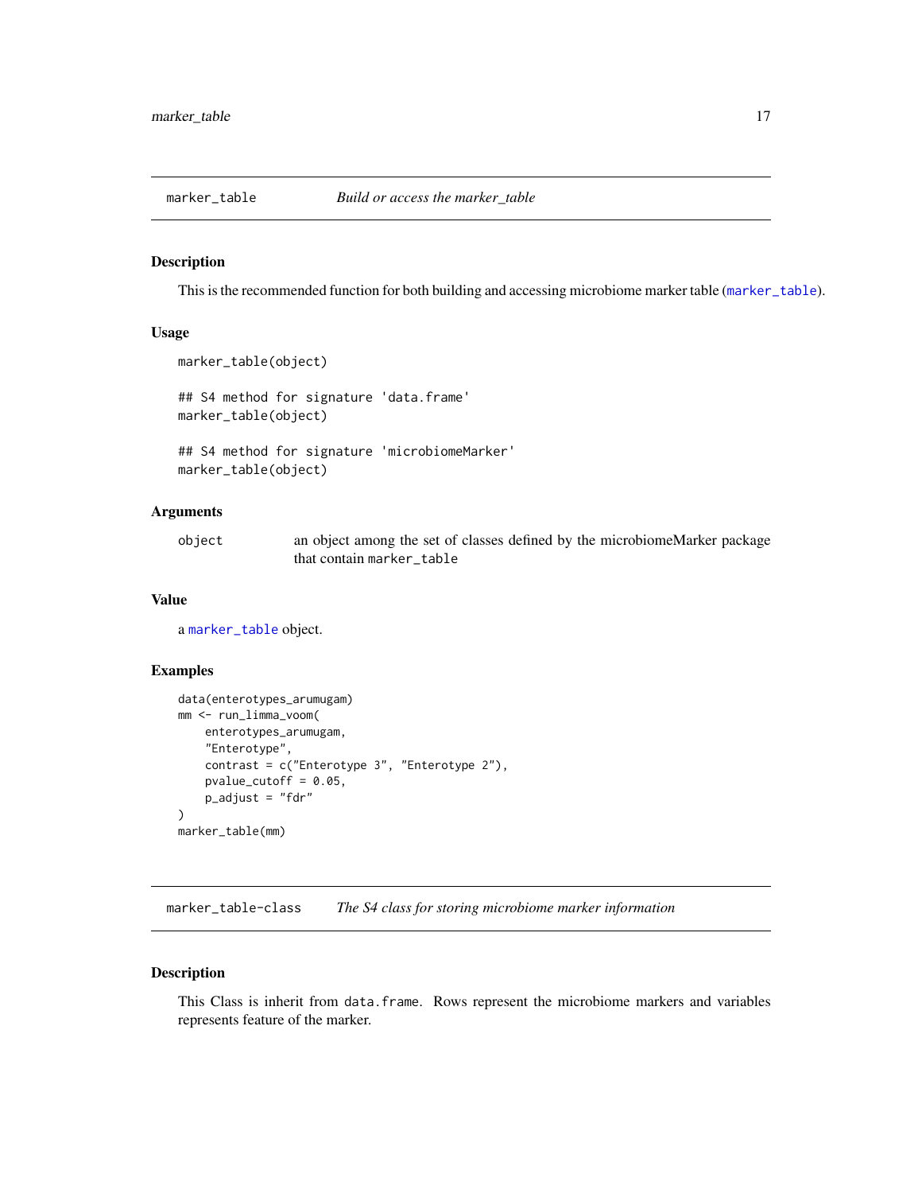## marker_table — *Build or access the marker_table*

### Description

This is the recommended function for both building and accessing microbiome marker table (marker_table).

### Usage

```
marker_table(object)

## S4 method for signature 'data.frame'
marker_table(object)

## S4 method for signature 'microbiomeMarker'
marker_table(object)
```

### Arguments

| | |
|---|---|
| object | an object among the set of classes defined by the microbiomeMarker package that contain marker_table |

### Value

a marker_table object.

### Examples

```
data(enterotypes_arumugam)
mm <- run_limma_voom(
    enterotypes_arumugam,
    "Enterotype",
    contrast = c("Enterotype 3", "Enterotype 2"),
    pvalue_cutoff = 0.05,
    p_adjust = "fdr"
)
marker_table(mm)
```

## marker_table-class — *The S4 class for storing microbiome marker information*

### Description

This Class is inherit from data.frame. Rows represent the microbiome markers and variables represents feature of the marker.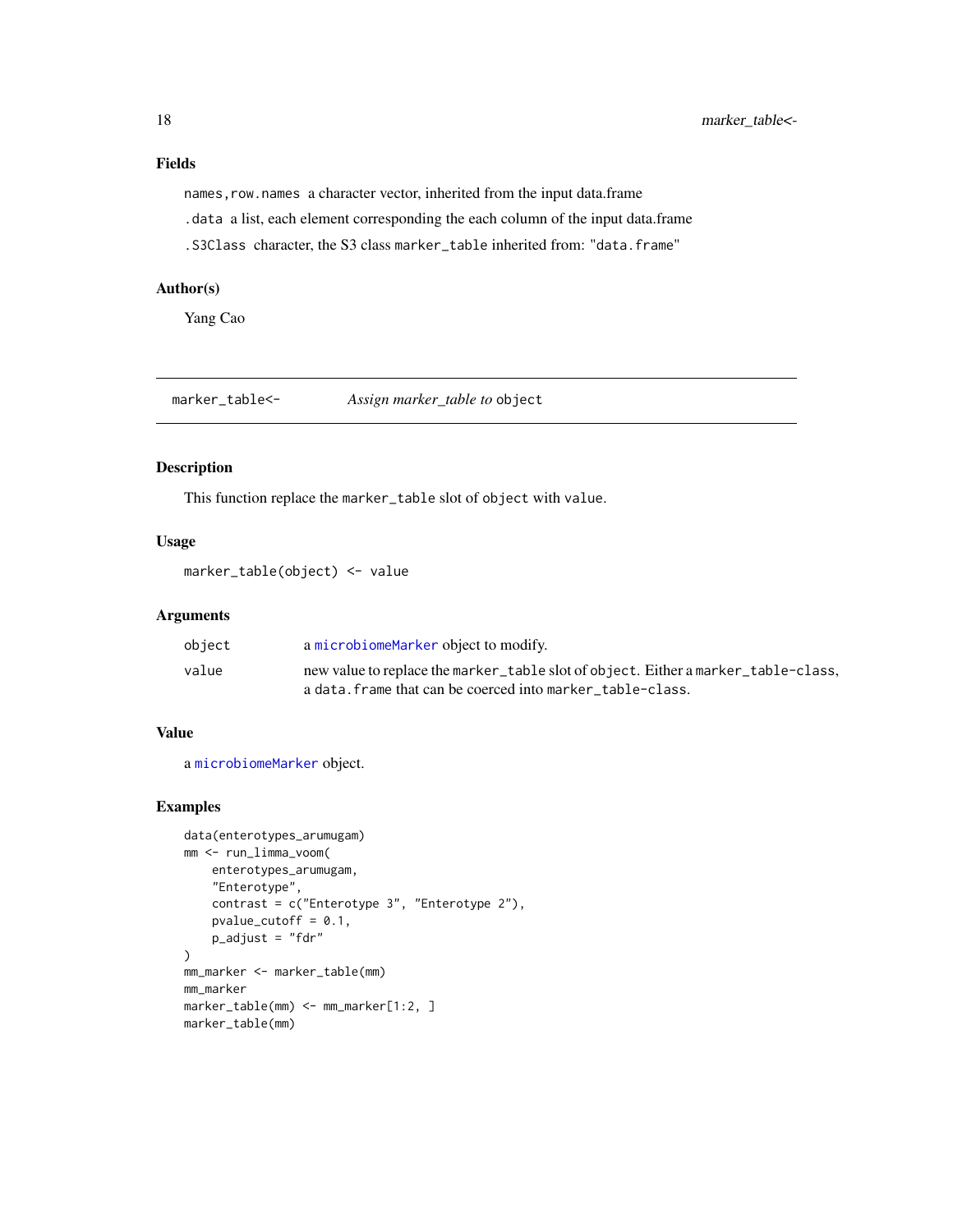## Fields

`names,row.names` a character vector, inherited from the input data.frame

`.data` a list, each element corresponding the each column of the input data.frame

`.S3Class` character, the S3 class `marker_table` inherited from: "`data.frame`"

## Author(s)

Yang Cao

---

# marker_table<- &nbsp;&nbsp;&nbsp; *Assign marker_table to* `object`

---

## Description

This function replace the `marker_table` slot of `object` with `value`.

## Usage

```
marker_table(object) <- value
```

## Arguments

| | |
|---|---|
| `object` | a `microbiomeMarker` object to modify. |
| `value` | new value to replace the `marker_table` slot of `object`. Either a `marker_table-class`, a `data.frame` that can be coerced into `marker_table-class`. |

## Value

a `microbiomeMarker` object.

## Examples

```
data(enterotypes_arumugam)
mm <- run_limma_voom(
    enterotypes_arumugam,
    "Enterotype",
    contrast = c("Enterotype 3", "Enterotype 2"),
    pvalue_cutoff = 0.1,
    p_adjust = "fdr"
)
mm_marker <- marker_table(mm)
mm_marker
marker_table(mm) <- mm_marker[1:2, ]
marker_table(mm)
```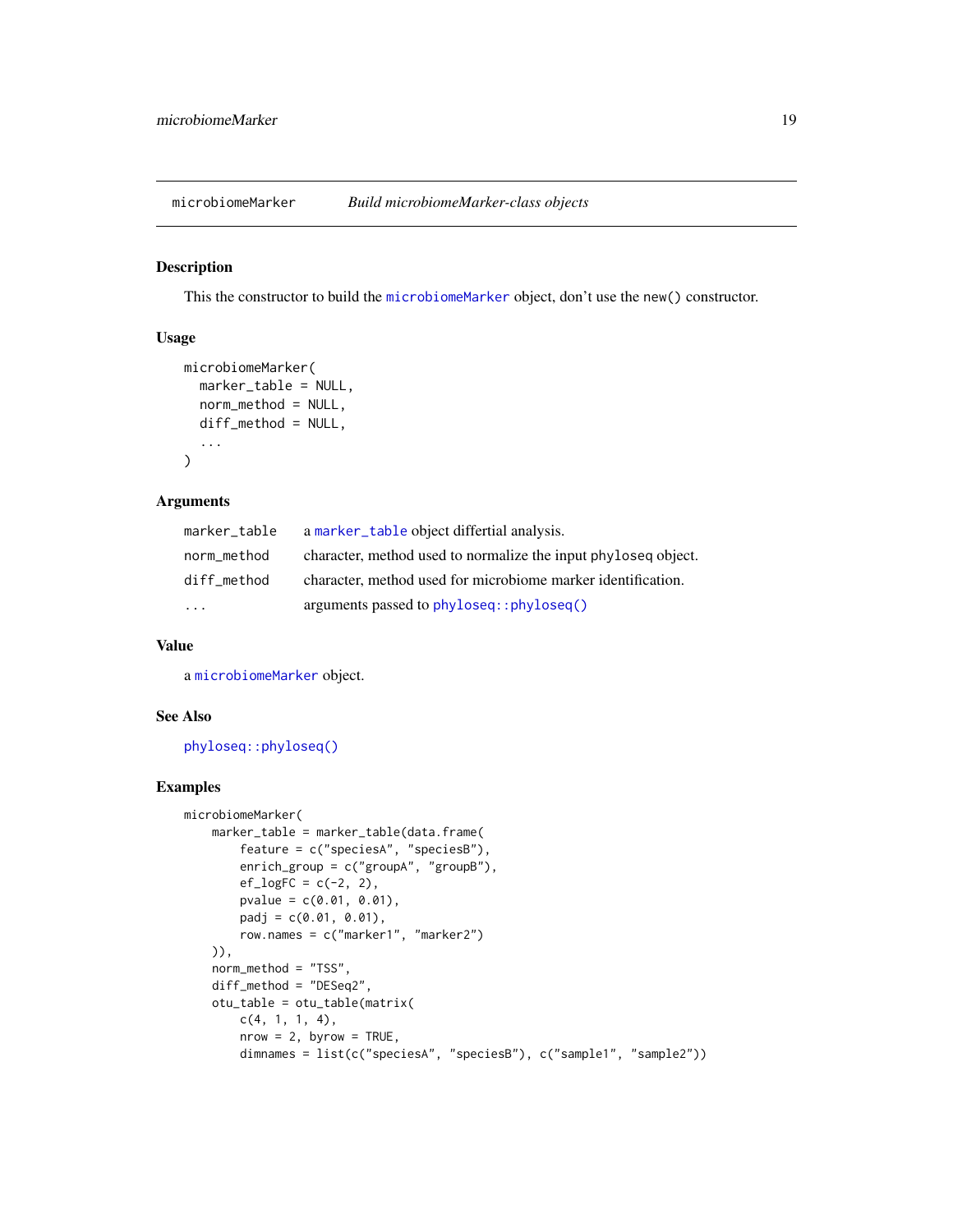# microbiomeMarker *Build microbiomeMarker-class objects*

## Description

This the constructor to build the `microbiomeMarker` object, don't use the `new()` constructor.

## Usage

```
microbiomeMarker(
  marker_table = NULL,
  norm_method = NULL,
  diff_method = NULL,
  ...
)
```

## Arguments

| | |
|---|---|
| `marker_table` | a `marker_table` object differtial analysis. |
| `norm_method` | character, method used to normalize the input `phyloseq` object. |
| `diff_method` | character, method used for microbiome marker identification. |
| `...` | arguments passed to `phyloseq::phyloseq()` |

## Value

a `microbiomeMarker` object.

## See Also

`phyloseq::phyloseq()`

## Examples

```
microbiomeMarker(
    marker_table = marker_table(data.frame(
        feature = c("speciesA", "speciesB"),
        enrich_group = c("groupA", "groupB"),
        ef_logFC = c(-2, 2),
        pvalue = c(0.01, 0.01),
        padj = c(0.01, 0.01),
        row.names = c("marker1", "marker2")
    )),
    norm_method = "TSS",
    diff_method = "DESeq2",
    otu_table = otu_table(matrix(
        c(4, 1, 1, 4),
        nrow = 2, byrow = TRUE,
        dimnames = list(c("speciesA", "speciesB"), c("sample1", "sample2"))
```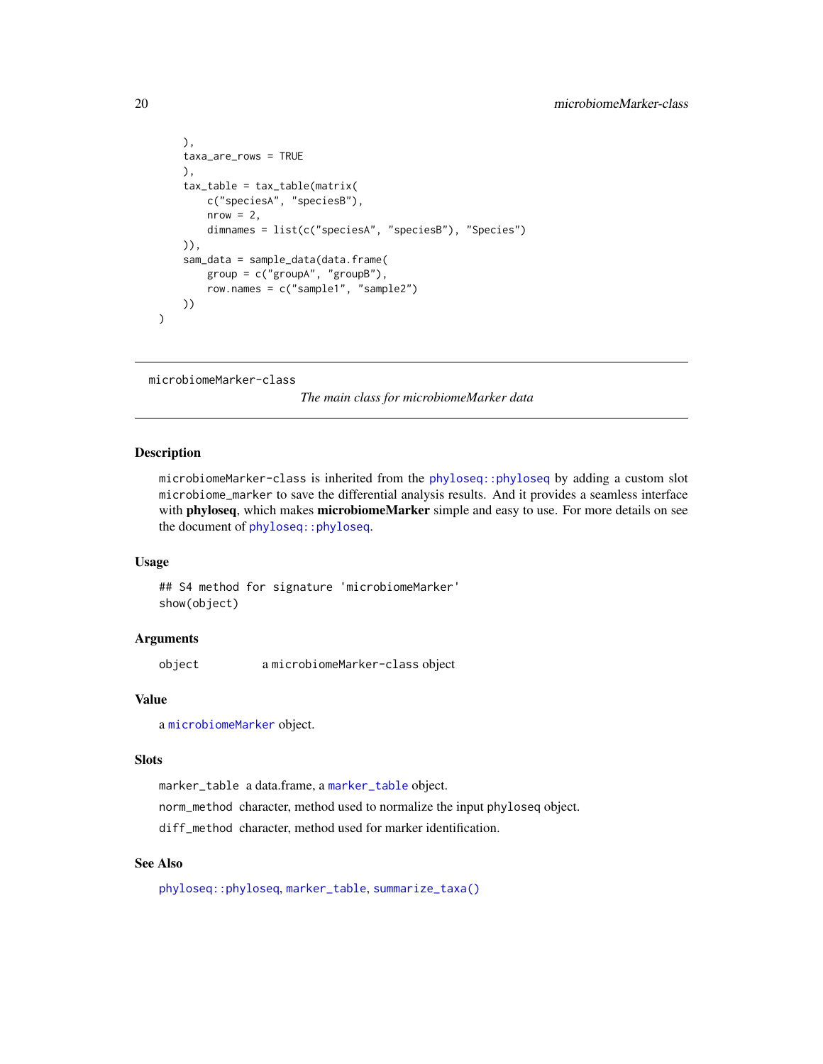```
    ),
    taxa_are_rows = TRUE
    ),
    tax_table = tax_table(matrix(
        c("speciesA", "speciesB"),
        nrow = 2,
        dimnames = list(c("speciesA", "speciesB"), "Species")
    )),
    sam_data = sample_data(data.frame(
        group = c("groupA", "groupB"),
        row.names = c("sample1", "sample2")
    ))
)
```

---

microbiomeMarker-class    *The main class for microbiomeMarker data*

---

## Description

microbiomeMarker-class is inherited from the phyloseq::phyloseq by adding a custom slot microbiome_marker to save the differential analysis results. And it provides a seamless interface with **phyloseq**, which makes **microbiomeMarker** simple and easy to use. For more details on see the document of phyloseq::phyloseq.

## Usage

```
## S4 method for signature 'microbiomeMarker'
show(object)
```

## Arguments

object    a microbiomeMarker-class object

## Value

a microbiomeMarker object.

## Slots

marker_table  a data.frame, a marker_table object.

norm_method  character, method used to normalize the input phyloseq object.

diff_method  character, method used for marker identification.

## See Also

phyloseq::phyloseq, marker_table, summarize_taxa()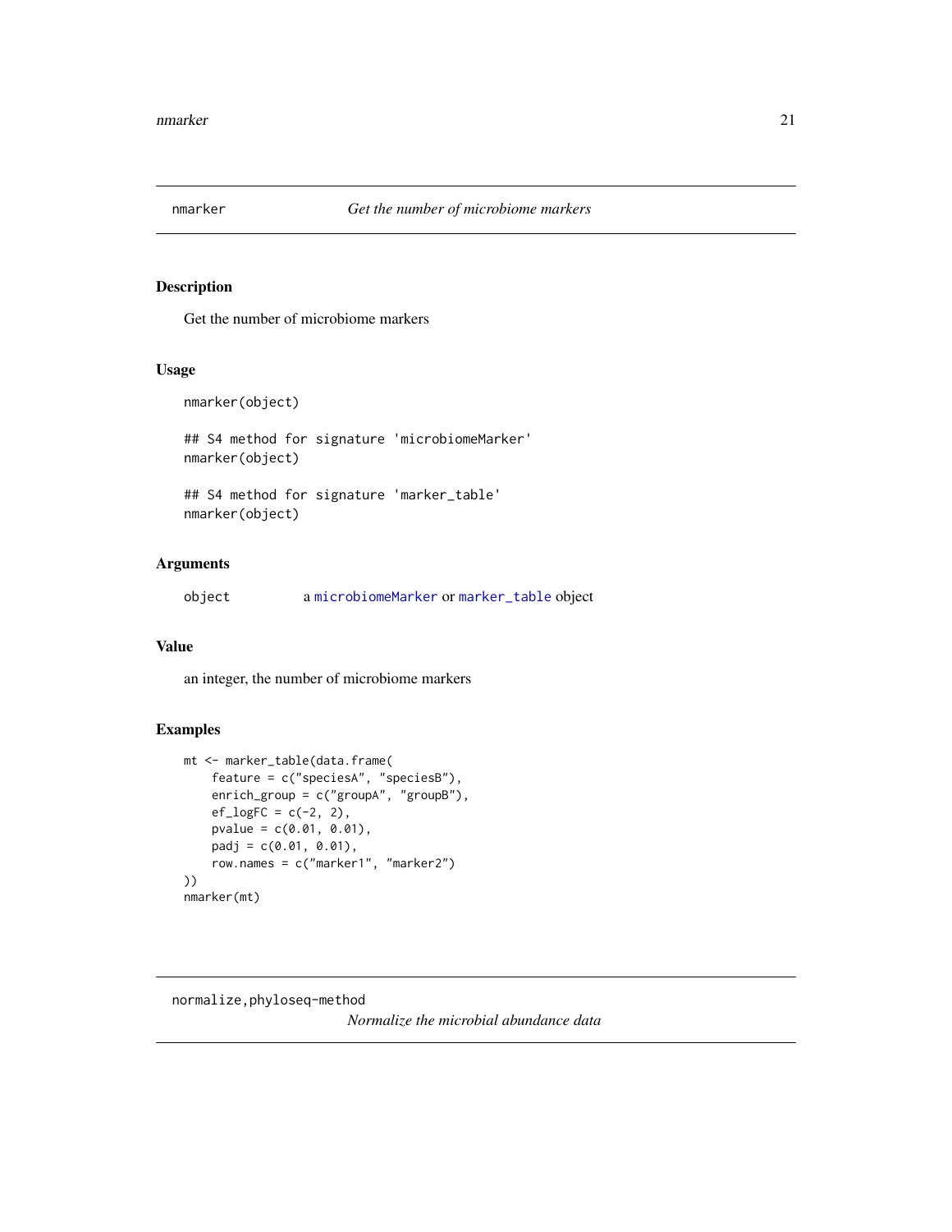## nmarker — *Get the number of microbiome markers*

### Description

Get the number of microbiome markers

### Usage

```
nmarker(object)

## S4 method for signature 'microbiomeMarker'
nmarker(object)

## S4 method for signature 'marker_table'
nmarker(object)
```

### Arguments

| | |
|---|---|
| object | a microbiomeMarker or marker_table object |

### Value

an integer, the number of microbiome markers

### Examples

```
mt <- marker_table(data.frame(
    feature = c("speciesA", "speciesB"),
    enrich_group = c("groupA", "groupB"),
    ef_logFC = c(-2, 2),
    pvalue = c(0.01, 0.01),
    padj = c(0.01, 0.01),
    row.names = c("marker1", "marker2")
))
nmarker(mt)
```

## normalize,phyloseq-method — *Normalize the microbial abundance data*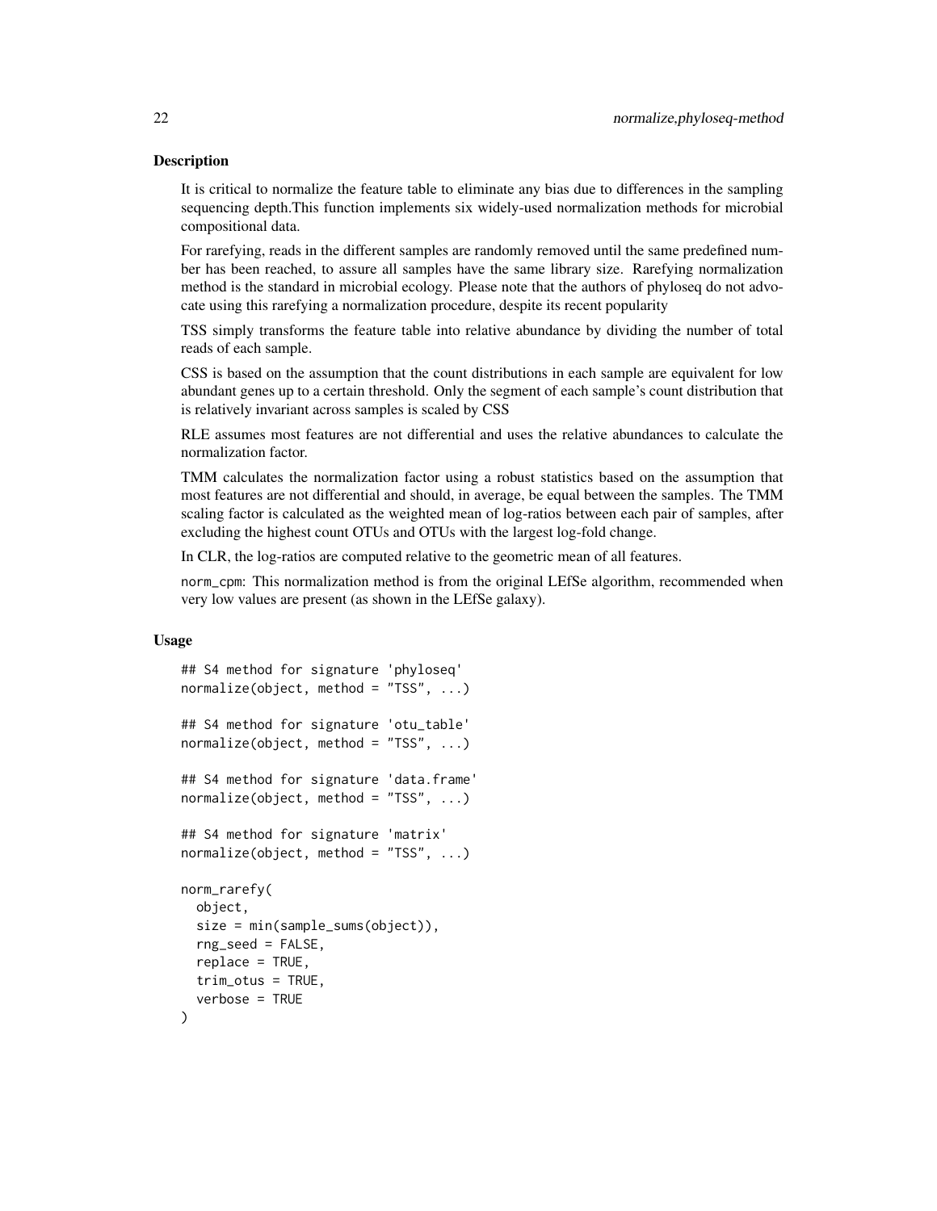## Description

It is critical to normalize the feature table to eliminate any bias due to differences in the sampling sequencing depth.This function implements six widely-used normalization methods for microbial compositional data.

For rarefying, reads in the different samples are randomly removed until the same predefined number has been reached, to assure all samples have the same library size. Rarefying normalization method is the standard in microbial ecology. Please note that the authors of phyloseq do not advocate using this rarefying a normalization procedure, despite its recent popularity

TSS simply transforms the feature table into relative abundance by dividing the number of total reads of each sample.

CSS is based on the assumption that the count distributions in each sample are equivalent for low abundant genes up to a certain threshold. Only the segment of each sample's count distribution that is relatively invariant across samples is scaled by CSS

RLE assumes most features are not differential and uses the relative abundances to calculate the normalization factor.

TMM calculates the normalization factor using a robust statistics based on the assumption that most features are not differential and should, in average, be equal between the samples. The TMM scaling factor is calculated as the weighted mean of log-ratios between each pair of samples, after excluding the highest count OTUs and OTUs with the largest log-fold change.

In CLR, the log-ratios are computed relative to the geometric mean of all features.

`norm_cpm`: This normalization method is from the original LEfSe algorithm, recommended when very low values are present (as shown in the LEfSe galaxy).

## Usage

```
## S4 method for signature 'phyloseq'
normalize(object, method = "TSS", ...)

## S4 method for signature 'otu_table'
normalize(object, method = "TSS", ...)

## S4 method for signature 'data.frame'
normalize(object, method = "TSS", ...)

## S4 method for signature 'matrix'
normalize(object, method = "TSS", ...)

norm_rarefy(
  object,
  size = min(sample_sums(object)),
  rng_seed = FALSE,
  replace = TRUE,
  trim_otus = TRUE,
  verbose = TRUE
)
```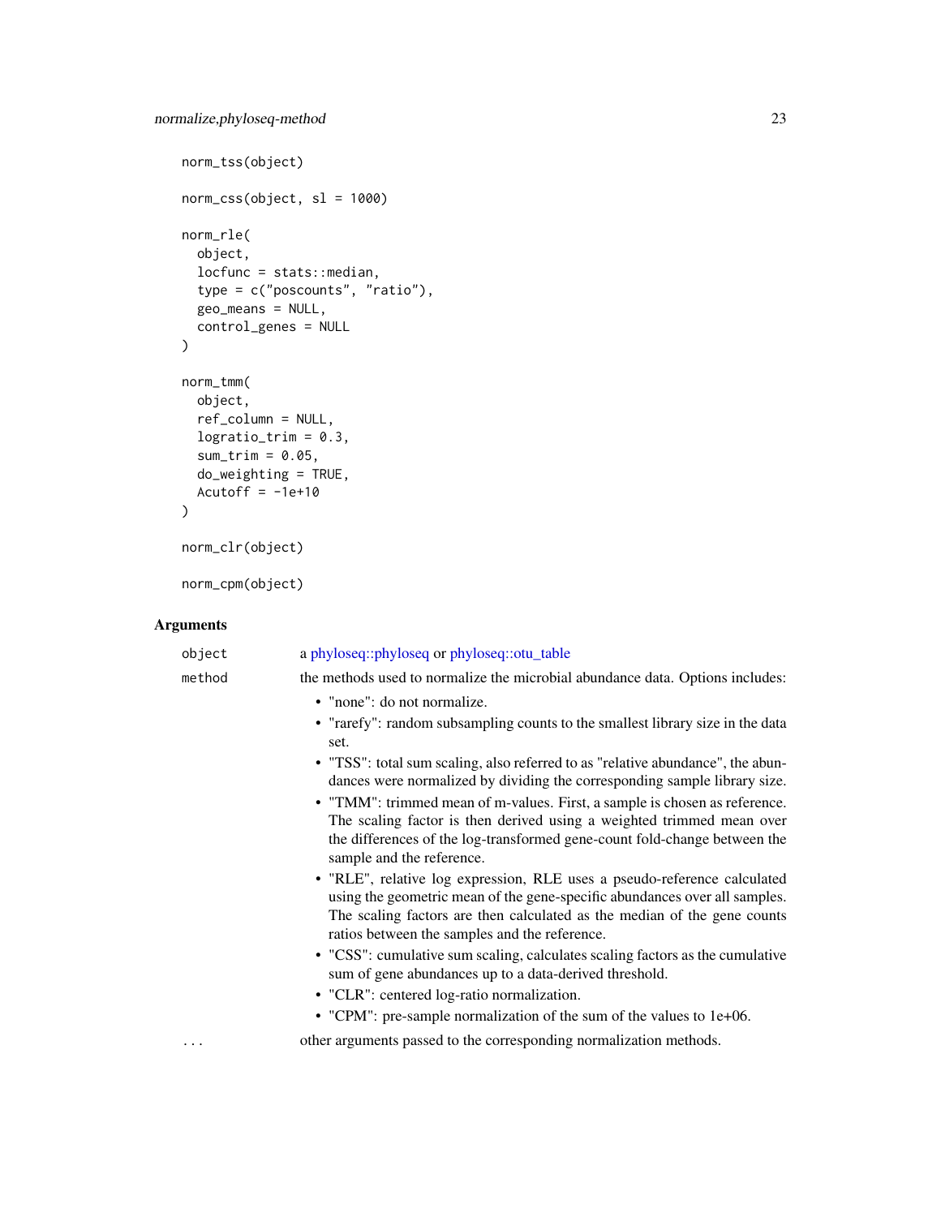```
norm_tss(object)

norm_css(object, sl = 1000)

norm_rle(
  object,
  locfunc = stats::median,
  type = c("poscounts", "ratio"),
  geo_means = NULL,
  control_genes = NULL
)

norm_tmm(
  object,
  ref_column = NULL,
  logratio_trim = 0.3,
  sum_trim = 0.05,
  do_weighting = TRUE,
  Acutoff = -1e+10
)

norm_clr(object)

norm_cpm(object)
```

## Arguments

`object` a phyloseq::phyloseq or phyloseq::otu_table

`method` the methods used to normalize the microbial abundance data. Options includes:

- "none": do not normalize.
- "rarefy": random subsampling counts to the smallest library size in the data set.
- "TSS": total sum scaling, also referred to as "relative abundance", the abundances were normalized by dividing the corresponding sample library size.
- "TMM": trimmed mean of m-values. First, a sample is chosen as reference. The scaling factor is then derived using a weighted trimmed mean over the differences of the log-transformed gene-count fold-change between the sample and the reference.
- "RLE", relative log expression, RLE uses a pseudo-reference calculated using the geometric mean of the gene-specific abundances over all samples. The scaling factors are then calculated as the median of the gene counts ratios between the samples and the reference.
- "CSS": cumulative sum scaling, calculates scaling factors as the cumulative sum of gene abundances up to a data-derived threshold.
- "CLR": centered log-ratio normalization.
- "CPM": pre-sample normalization of the sum of the values to 1e+06.

`...` other arguments passed to the corresponding normalization methods.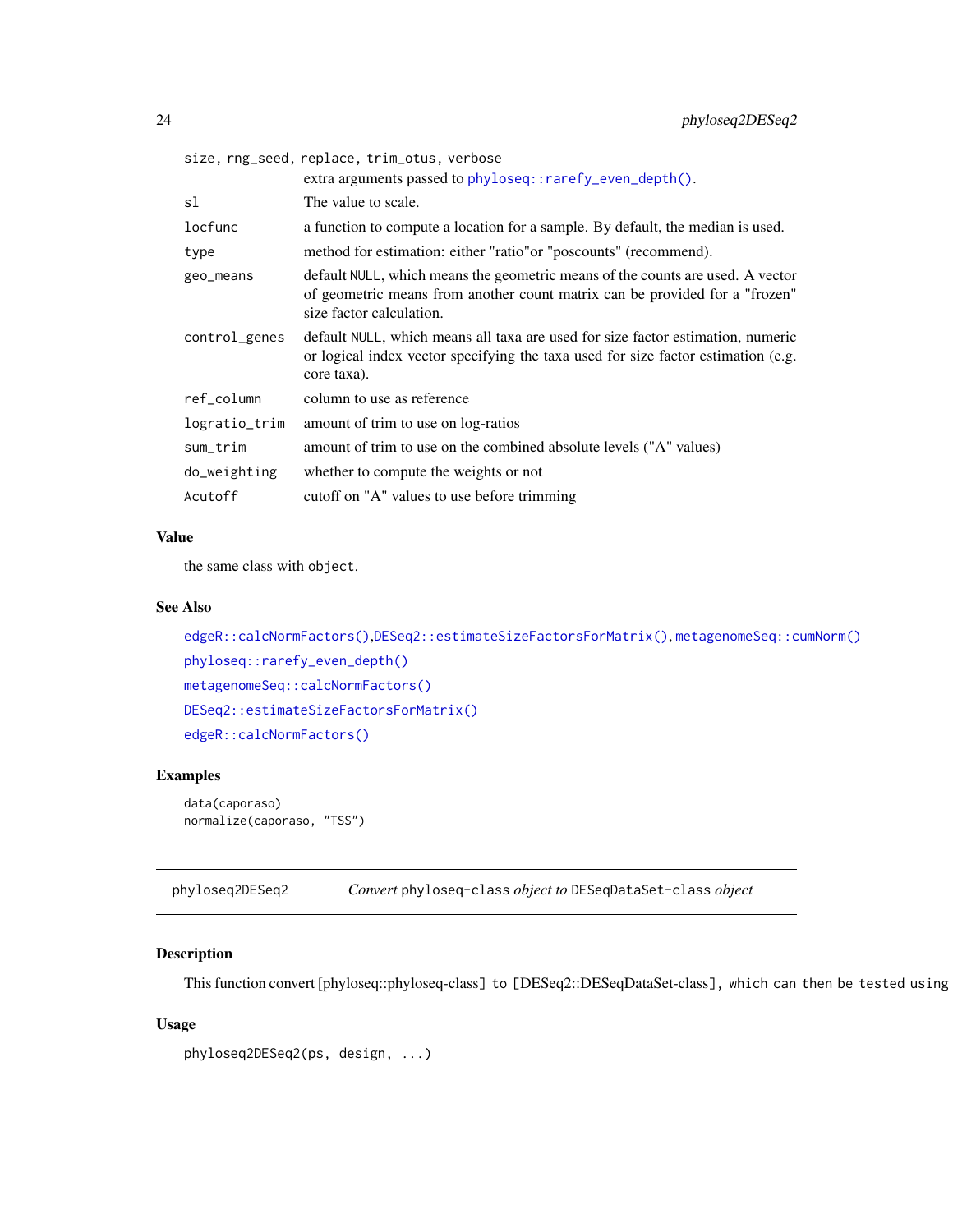size, rng_seed, replace, trim_otus, verbose
: extra arguments passed to `phyloseq::rarefy_even_depth()`.

| | |
|---|---|
| sl | The value to scale. |
| locfunc | a function to compute a location for a sample. By default, the median is used. |
| type | method for estimation: either "ratio"or "poscounts" (recommend). |
| geo_means | default `NULL`, which means the geometric means of the counts are used. A vector of geometric means from another count matrix can be provided for a "frozen" size factor calculation. |
| control_genes | default `NULL`, which means all taxa are used for size factor estimation, numeric or logical index vector specifying the taxa used for size factor estimation (e.g. core taxa). |
| ref_column | column to use as reference |
| logratio_trim | amount of trim to use on log-ratios |
| sum_trim | amount of trim to use on the combined absolute levels ("A" values) |
| do_weighting | whether to compute the weights or not |
| Acutoff | cutoff on "A" values to use before trimming |

### Value

the same class with `object`.

### See Also

`edgeR::calcNormFactors()`,`DESeq2::estimateSizeFactorsForMatrix()`, `metagenomeSeq::cumNorm()`

`phyloseq::rarefy_even_depth()`

`metagenomeSeq::calcNormFactors()`

`DESeq2::estimateSizeFactorsForMatrix()`

`edgeR::calcNormFactors()`

### Examples

```
data(caporaso)
normalize(caporaso, "TSS")
```

---

## phyloseq2DESeq2 — *Convert* `phyloseq-class` *object to* `DESeqDataSet-class` *object*

### Description

This function convert [phyloseq::phyloseq-class] to [DESeq2::DESeqDataSet-class], which can then be tested using

### Usage

```
phyloseq2DESeq2(ps, design, ...)
```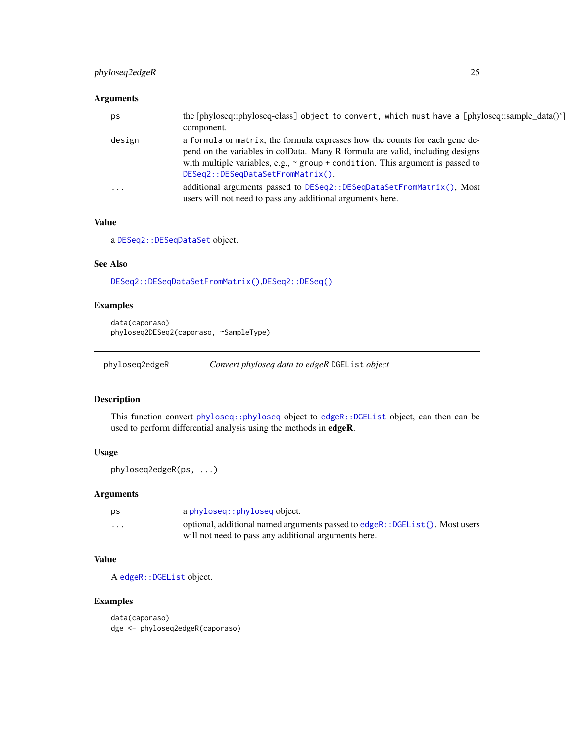### Arguments

| | |
|---|---|
| ps | the [phyloseq::phyloseq-class] object to convert, which must have a [phyloseq::sample_data()'] component. |
| design | a formula or matrix, the formula expresses how the counts for each gene depend on the variables in colData. Many R formula are valid, including designs with multiple variables, e.g., ~ group + condition. This argument is passed to DESeq2::DESeqDataSetFromMatrix(). |
| ... | additional arguments passed to DESeq2::DESeqDataSetFromMatrix(), Most users will not need to pass any additional arguments here. |

### Value

a DESeq2::DESeqDataSet object.

### See Also

DESeq2::DESeqDataSetFromMatrix(),DESeq2::DESeq()

### Examples

```
data(caporaso)
phyloseq2DESeq2(caporaso, ~SampleType)
```

---

## phyloseq2edgeR — *Convert phyloseq data to edgeR* DGEList *object*

### Description

This function convert phyloseq::phyloseq object to edgeR::DGEList object, can then can be used to perform differential analysis using the methods in **edgeR**.

### Usage

```
phyloseq2edgeR(ps, ...)
```

### Arguments

| | |
|---|---|
| ps | a phyloseq::phyloseq object. |
| ... | optional, additional named arguments passed to edgeR::DGEList(). Most users will not need to pass any additional arguments here. |

### Value

A edgeR::DGEList object.

### Examples

```
data(caporaso)
dge <- phyloseq2edgeR(caporaso)
```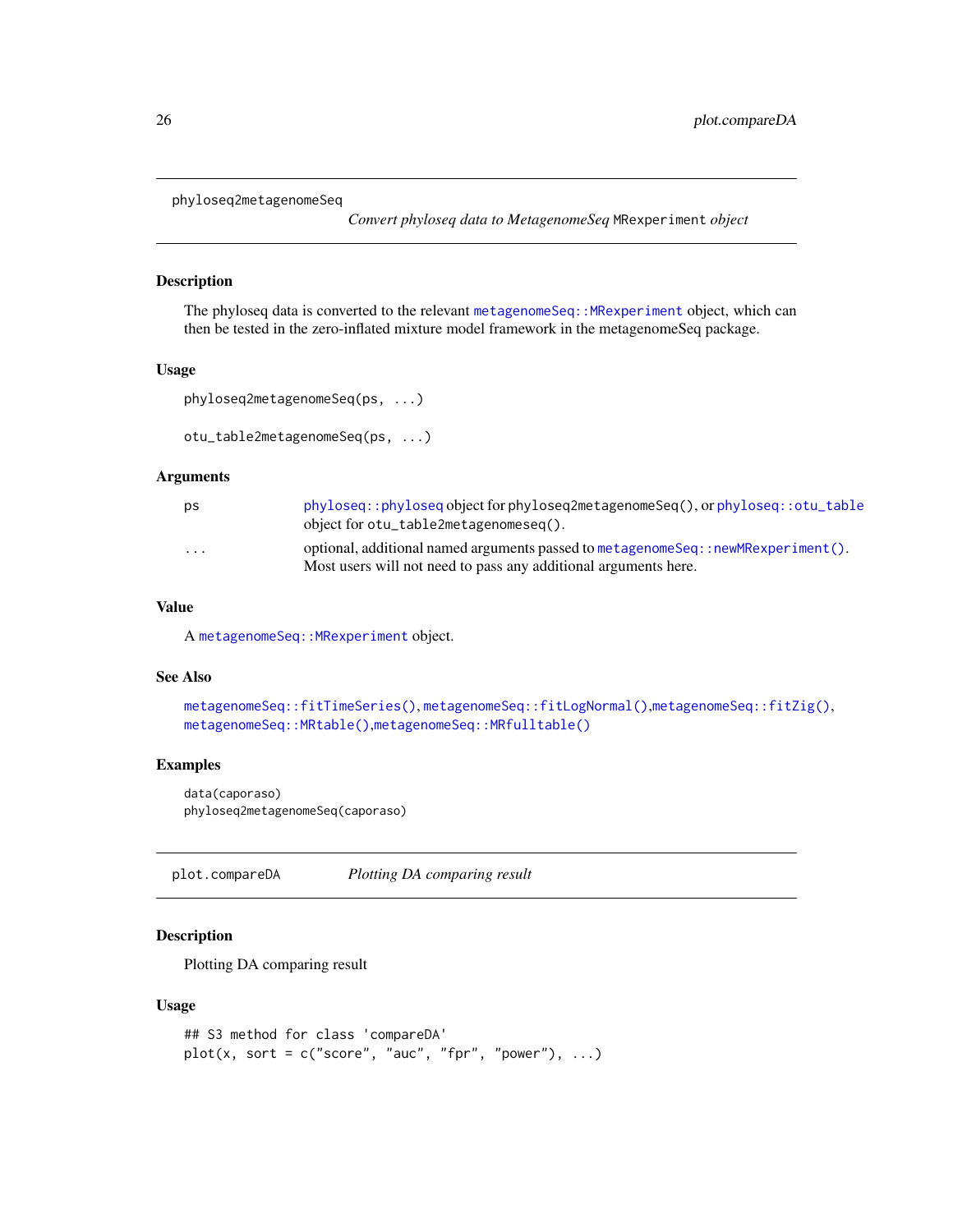## phyloseq2metagenomeSeq

*Convert phyloseq data to MetagenomeSeq* `MRexperiment` *object*

### Description

The phyloseq data is converted to the relevant `metagenomeSeq::MRexperiment` object, which can then be tested in the zero-inflated mixture model framework in the metagenomeSeq package.

### Usage

```
phyloseq2metagenomeSeq(ps, ...)

otu_table2metagenomeSeq(ps, ...)
```

### Arguments

| | |
|---|---|
| ps | `phyloseq::phyloseq` object for `phyloseq2metagenomeSeq()`, or `phyloseq::otu_table` object for `otu_table2metagenomeseq()`. |
| ... | optional, additional named arguments passed to `metagenomeSeq::newMRexperiment()`. Most users will not need to pass any additional arguments here. |

### Value

A `metagenomeSeq::MRexperiment` object.

### See Also

`metagenomeSeq::fitTimeSeries()`, `metagenomeSeq::fitLogNormal()`,`metagenomeSeq::fitZig()`, `metagenomeSeq::MRtable()`,`metagenomeSeq::MRfulltable()`

### Examples

```
data(caporaso)
phyloseq2metagenomeSeq(caporaso)
```

## plot.compareDA

*Plotting DA comparing result*

### Description

Plotting DA comparing result

### Usage

```
## S3 method for class 'compareDA'
plot(x, sort = c("score", "auc", "fpr", "power"), ...)
```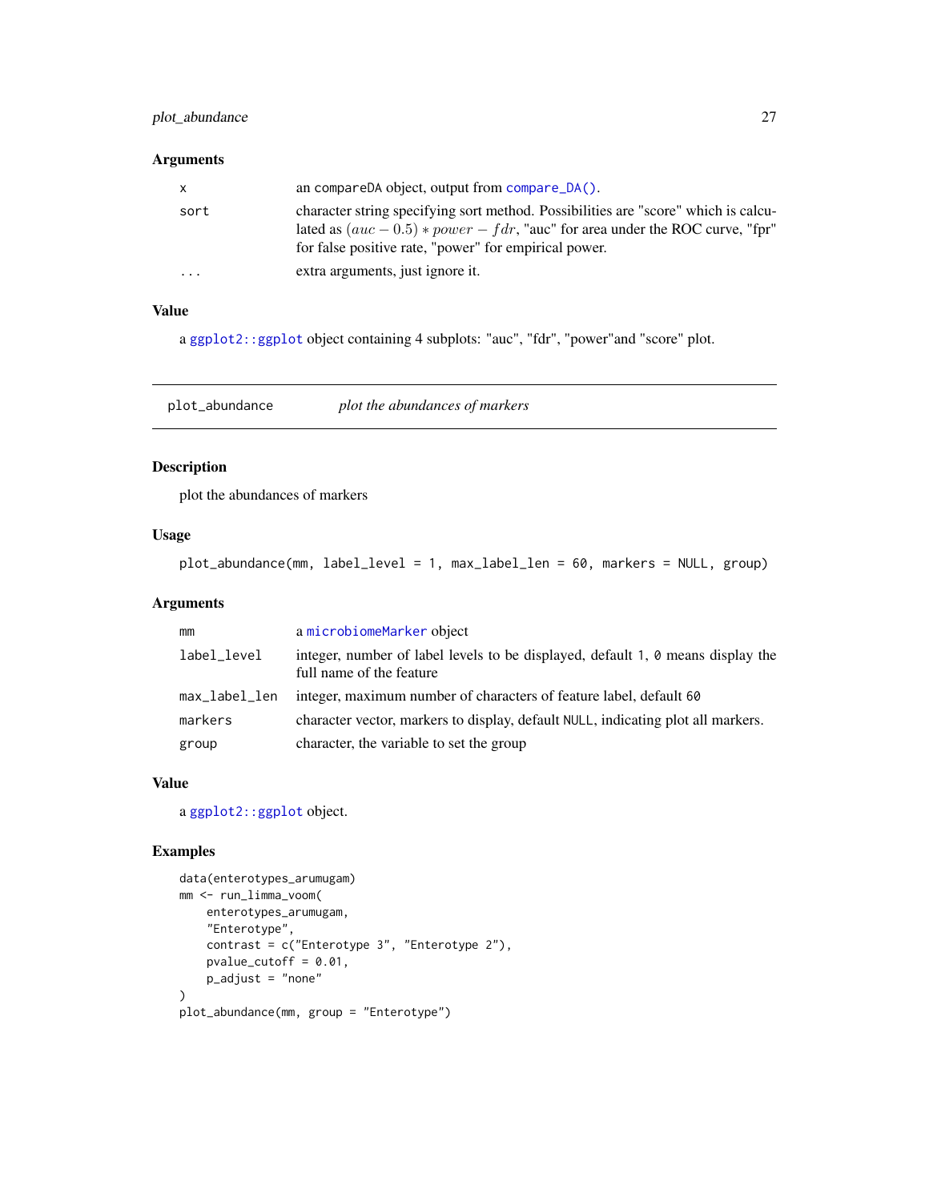### Arguments

| | |
|---|---|
| x | an compareDA object, output from `compare_DA()`. |
| sort | character string specifying sort method. Possibilities are "score" which is calculated as $(auc - 0.5) * power - fdr$, "auc" for area under the ROC curve, "fpr" for false positive rate, "power" for empirical power. |
| ... | extra arguments, just ignore it. |

### Value

a `ggplot2::ggplot` object containing 4 subplots: "auc", "fdr", "power"and "score" plot.

---

## plot_abundance &nbsp;&nbsp;&nbsp; *plot the abundances of markers*

---

### Description

plot the abundances of markers

### Usage

```
plot_abundance(mm, label_level = 1, max_label_len = 60, markers = NULL, group)
```

### Arguments

| | |
|---|---|
| mm | a `microbiomeMarker` object |
| label_level | integer, number of label levels to be displayed, default 1, 0 means display the full name of the feature |
| max_label_len | integer, maximum number of characters of feature label, default 60 |
| markers | character vector, markers to display, default NULL, indicating plot all markers. |
| group | character, the variable to set the group |

### Value

a `ggplot2::ggplot` object.

### Examples

```
data(enterotypes_arumugam)
mm <- run_limma_voom(
    enterotypes_arumugam,
    "Enterotype",
    contrast = c("Enterotype 3", "Enterotype 2"),
    pvalue_cutoff = 0.01,
    p_adjust = "none"
)
plot_abundance(mm, group = "Enterotype")
```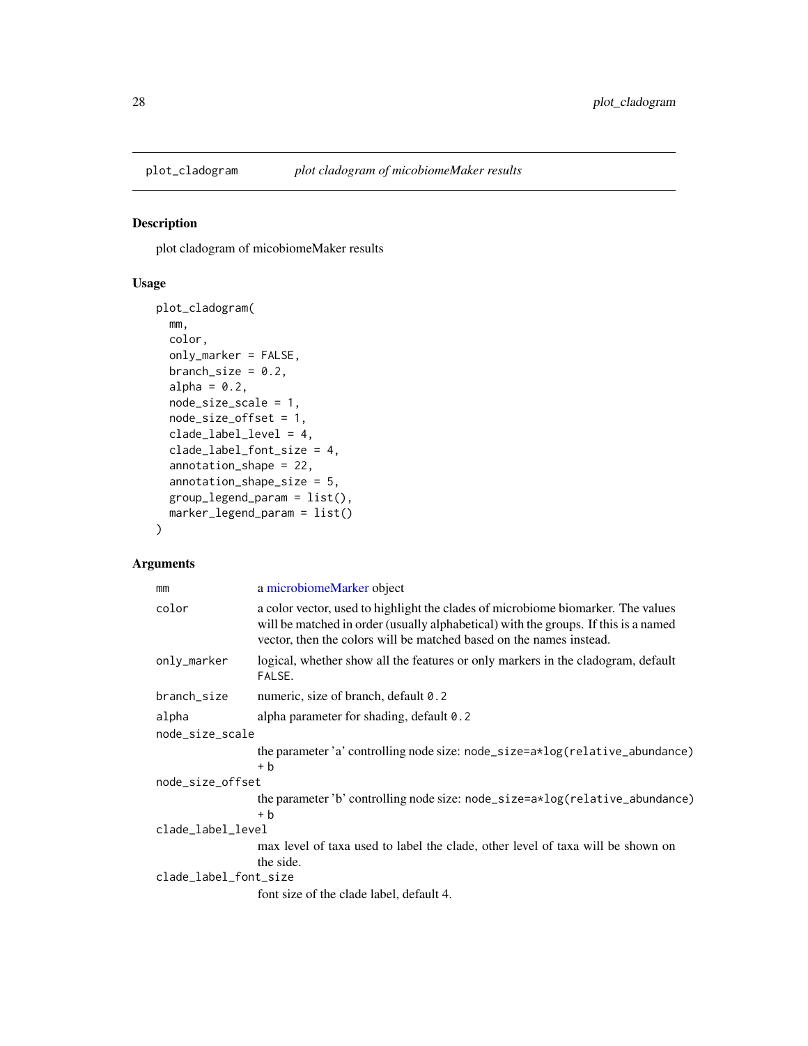plot_cladogram *plot cladogram of micobiomeMaker results*

## Description

plot cladogram of micobiomeMaker results

## Usage

```
plot_cladogram(
  mm,
  color,
  only_marker = FALSE,
  branch_size = 0.2,
  alpha = 0.2,
  node_size_scale = 1,
  node_size_offset = 1,
  clade_label_level = 4,
  clade_label_font_size = 4,
  annotation_shape = 22,
  annotation_shape_size = 5,
  group_legend_param = list(),
  marker_legend_param = list()
)
```

## Arguments

| Argument | Description |
|---|---|
| `mm` | a microbiomeMarker object |
| `color` | a color vector, used to highlight the clades of microbiome biomarker. The values will be matched in order (usually alphabetical) with the groups. If this is a named vector, then the colors will be matched based on the names instead. |
| `only_marker` | logical, whether show all the features or only markers in the cladogram, default `FALSE`. |
| `branch_size` | numeric, size of branch, default `0.2` |
| `alpha` | alpha parameter for shading, default `0.2` |
| `node_size_scale` | the parameter 'a' controlling node size: `node_size=a*log(relative_abundance) + b` |
| `node_size_offset` | the parameter 'b' controlling node size: `node_size=a*log(relative_abundance) + b` |
| `clade_label_level` | max level of taxa used to label the clade, other level of taxa will be shown on the side. |
| `clade_label_font_size` | font size of the clade label, default 4. |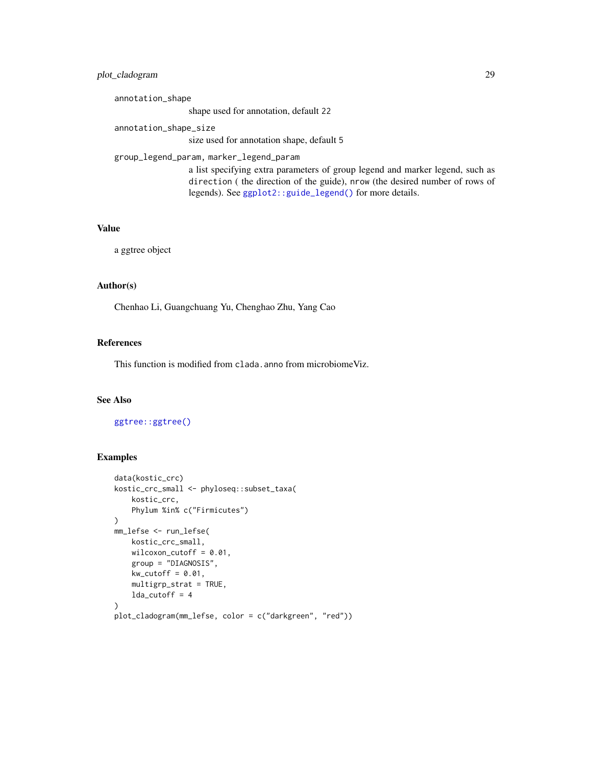`annotation_shape`
: shape used for annotation, default 22

`annotation_shape_size`
: size used for annotation shape, default 5

`group_legend_param`, `marker_legend_param`
: a list specifying extra parameters of group legend and marker legend, such as `direction` ( the direction of the guide), `nrow` (the desired number of rows of legends). See `ggplot2::guide_legend()` for more details.

## Value

a ggtree object

## Author(s)

Chenhao Li, Guangchuang Yu, Chenghao Zhu, Yang Cao

## References

This function is modified from `clada.anno` from microbiomeViz.

## See Also

`ggtree::ggtree()`

## Examples

```
data(kostic_crc)
kostic_crc_small <- phyloseq::subset_taxa(
    kostic_crc,
    Phylum %in% c("Firmicutes")
)
mm_lefse <- run_lefse(
    kostic_crc_small,
    wilcoxon_cutoff = 0.01,
    group = "DIAGNOSIS",
    kw_cutoff = 0.01,
    multigrp_strat = TRUE,
    lda_cutoff = 4
)
plot_cladogram(mm_lefse, color = c("darkgreen", "red"))
```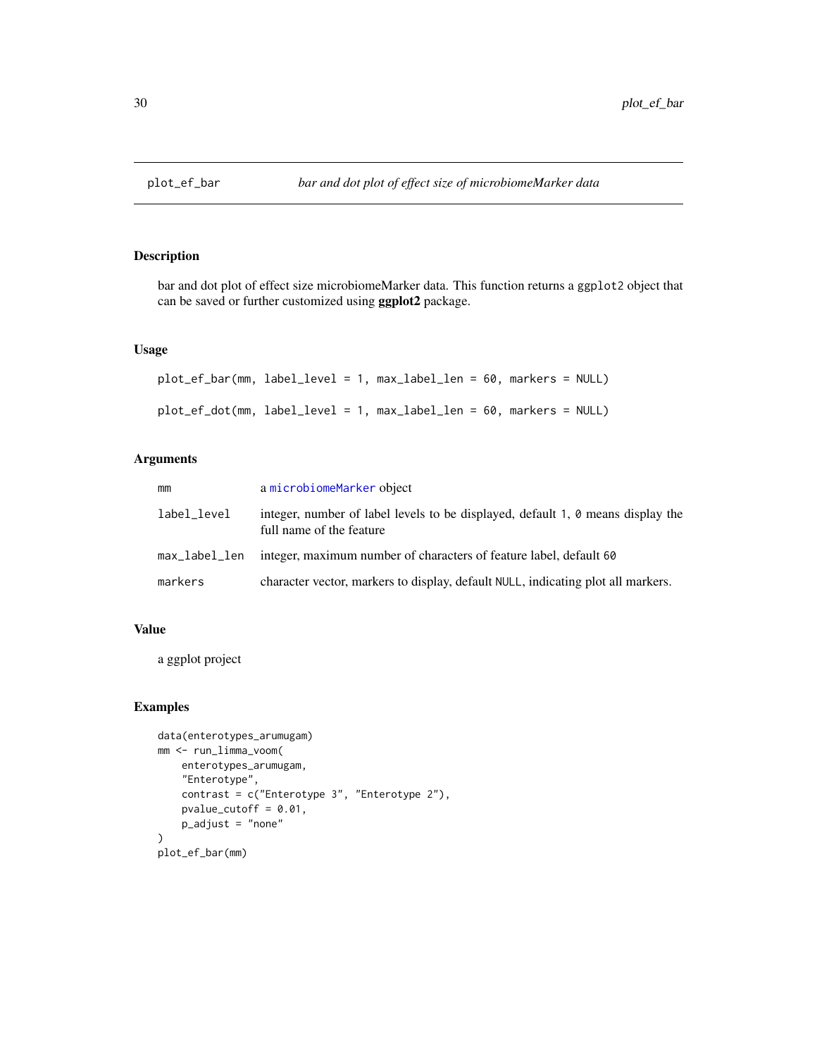## plot_ef_bar — *bar and dot plot of effect size of microbiomeMarker data*

### Description

bar and dot plot of effect size microbiomeMarker data. This function returns a `ggplot2` object that can be saved or further customized using **ggplot2** package.

### Usage

```
plot_ef_bar(mm, label_level = 1, max_label_len = 60, markers = NULL)

plot_ef_dot(mm, label_level = 1, max_label_len = 60, markers = NULL)
```

### Arguments

| Argument | Description |
|---|---|
| `mm` | a `microbiomeMarker` object |
| `label_level` | integer, number of label levels to be displayed, default `1`, `0` means display the full name of the feature |
| `max_label_len` | integer, maximum number of characters of feature label, default `60` |
| `markers` | character vector, markers to display, default `NULL`, indicating plot all markers. |

### Value

a ggplot project

### Examples

```
data(enterotypes_arumugam)
mm <- run_limma_voom(
    enterotypes_arumugam,
    "Enterotype",
    contrast = c("Enterotype 3", "Enterotype 2"),
    pvalue_cutoff = 0.01,
    p_adjust = "none"
)
plot_ef_bar(mm)
```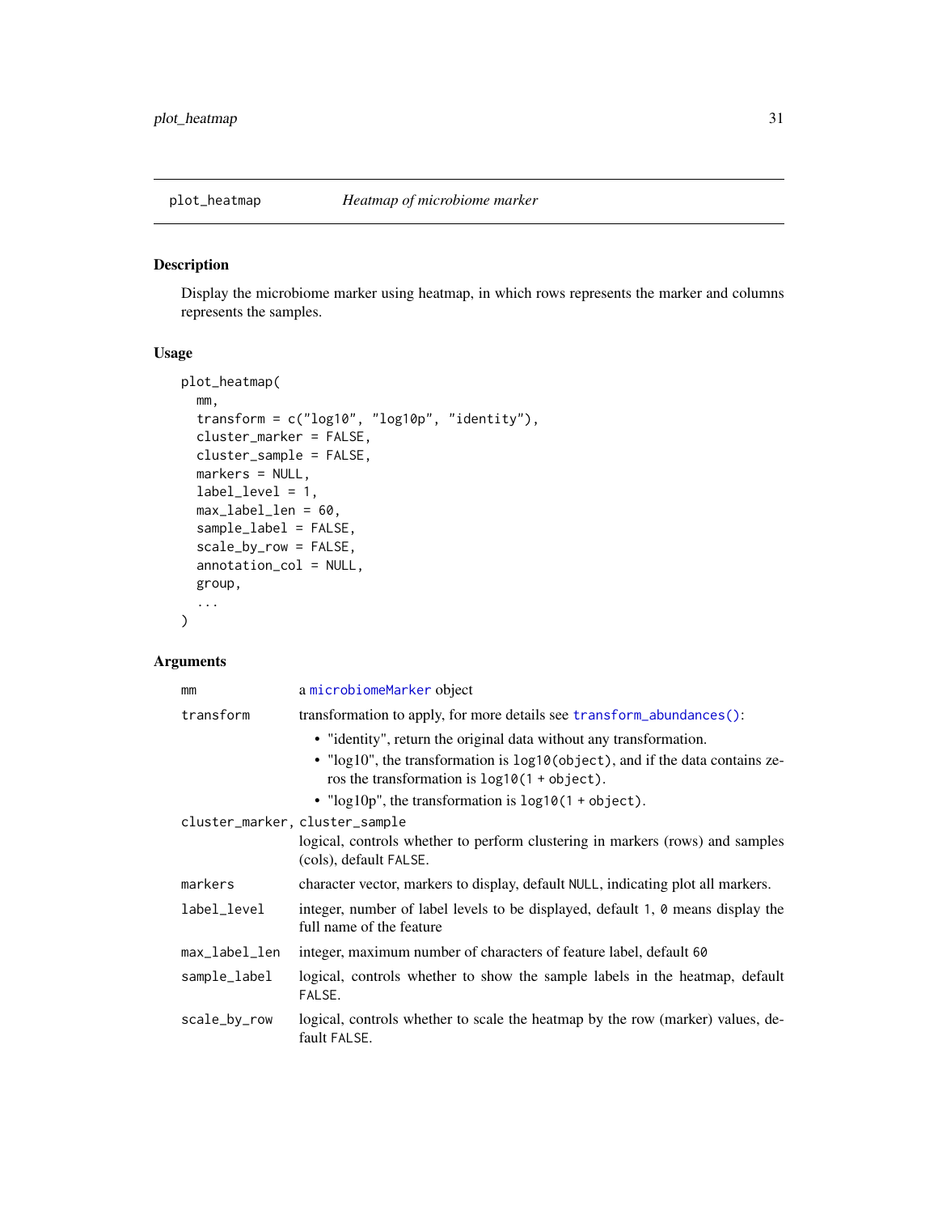## plot_heatmap *Heatmap of microbiome marker*

### Description

Display the microbiome marker using heatmap, in which rows represents the marker and columns represents the samples.

### Usage

```
plot_heatmap(
  mm,
  transform = c("log10", "log10p", "identity"),
  cluster_marker = FALSE,
  cluster_sample = FALSE,
  markers = NULL,
  label_level = 1,
  max_label_len = 60,
  sample_label = FALSE,
  scale_by_row = FALSE,
  annotation_col = NULL,
  group,
  ...
)
```

### Arguments

- `mm` — a `microbiomeMarker` object
- `transform` — transformation to apply, for more details see `transform_abundances()`:
  - "identity", return the original data without any transformation.
  - "log10", the transformation is `log10(object)`, and if the data contains zeros the transformation is `log10(1 + object)`.
  - "log10p", the transformation is `log10(1 + object)`.
- `cluster_marker, cluster_sample` — logical, controls whether to perform clustering in markers (rows) and samples (cols), default `FALSE`.
- `markers` — character vector, markers to display, default `NULL`, indicating plot all markers.
- `label_level` — integer, number of label levels to be displayed, default `1`, `0` means display the full name of the feature
- `max_label_len` — integer, maximum number of characters of feature label, default `60`
- `sample_label` — logical, controls whether to show the sample labels in the heatmap, default `FALSE`.
- `scale_by_row` — logical, controls whether to scale the heatmap by the row (marker) values, default `FALSE`.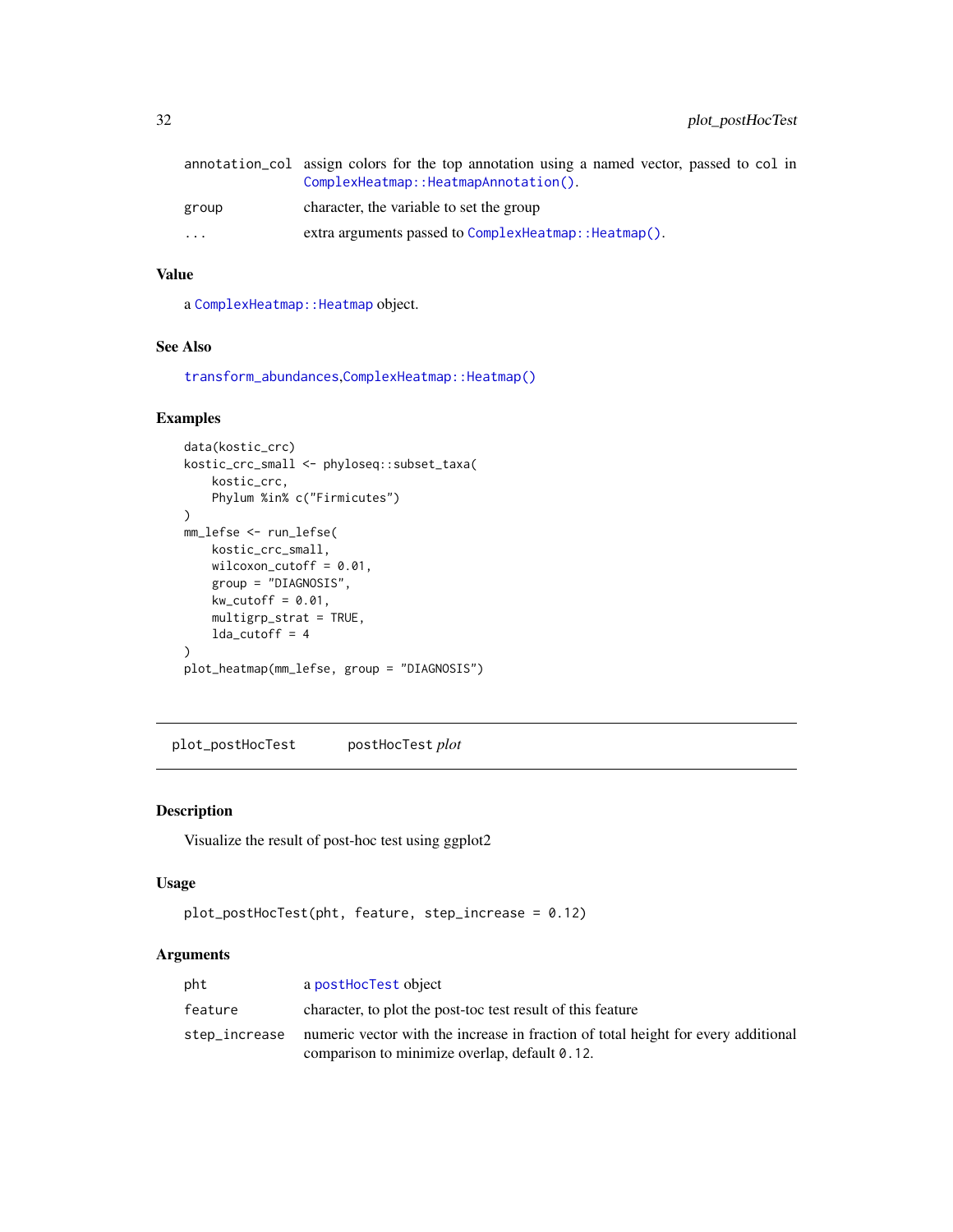| | |
|---|---|
| annotation_col | assign colors for the top annotation using a named vector, passed to col in `ComplexHeatmap::HeatmapAnnotation()`. |
| group | character, the variable to set the group |
| ... | extra arguments passed to `ComplexHeatmap::Heatmap()`. |

### Value

a `ComplexHeatmap::Heatmap` object.

### See Also

`transform_abundances`,`ComplexHeatmap::Heatmap()`

### Examples

```
data(kostic_crc)
kostic_crc_small <- phyloseq::subset_taxa(
    kostic_crc,
    Phylum %in% c("Firmicutes")
)
mm_lefse <- run_lefse(
    kostic_crc_small,
    wilcoxon_cutoff = 0.01,
    group = "DIAGNOSIS",
    kw_cutoff = 0.01,
    multigrp_strat = TRUE,
    lda_cutoff = 4
)
plot_heatmap(mm_lefse, group = "DIAGNOSIS")
```

---

## plot_postHocTest    postHocTest *plot*

### Description

Visualize the result of post-hoc test using ggplot2

### Usage

```
plot_postHocTest(pht, feature, step_increase = 0.12)
```

### Arguments

| | |
|---|---|
| pht | a `postHocTest` object |
| feature | character, to plot the post-toc test result of this feature |
| step_increase | numeric vector with the increase in fraction of total height for every additional comparison to minimize overlap, default `0.12`. |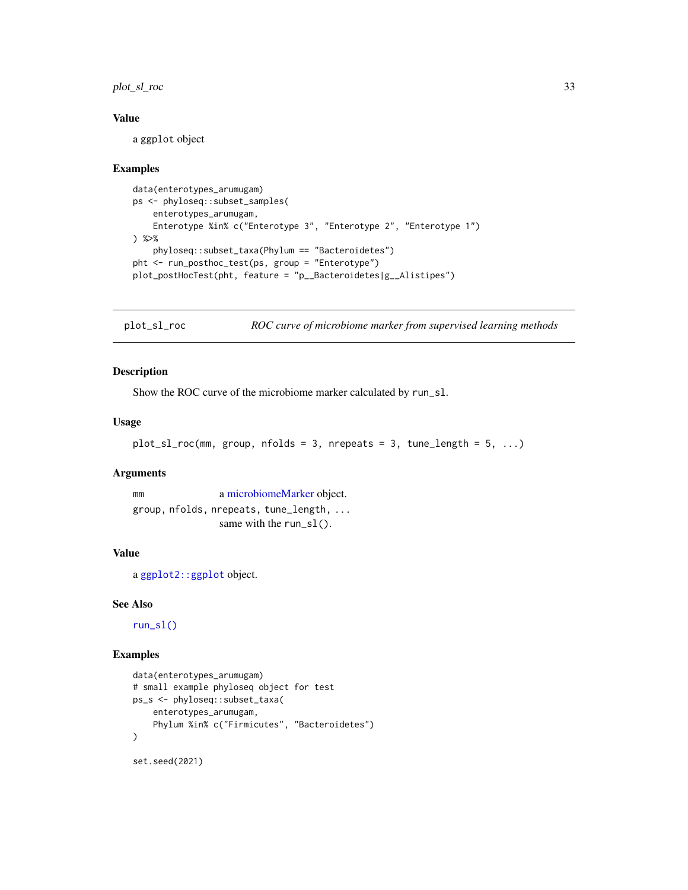## Value

a ggplot object

## Examples

```
data(enterotypes_arumugam)
ps <- phyloseq::subset_samples(
    enterotypes_arumugam,
    Enterotype %in% c("Enterotype 3", "Enterotype 2", "Enterotype 1")
) %>%
    phyloseq::subset_taxa(Phylum == "Bacteroidetes")
pht <- run_posthoc_test(ps, group = "Enterotype")
plot_postHocTest(pht, feature = "p__Bacteroidetes|g__Alistipes")
```

---

# plot_sl_roc — *ROC curve of microbiome marker from supervised learning methods*

## Description

Show the ROC curve of the microbiome marker calculated by `run_sl`.

## Usage

```
plot_sl_roc(mm, group, nfolds = 3, nrepeats = 3, tune_length = 5, ...)
```

## Arguments

| Argument | Description |
|---|---|
| `mm` | a microbiomeMarker object. |
| `group, nfolds, nrepeats, tune_length, ...` | same with the `run_sl()`. |

## Value

a `ggplot2::ggplot` object.

## See Also

`run_sl()`

## Examples

```
data(enterotypes_arumugam)
# small example phyloseq object for test
ps_s <- phyloseq::subset_taxa(
    enterotypes_arumugam,
    Phylum %in% c("Firmicutes", "Bacteroidetes")
)

set.seed(2021)
```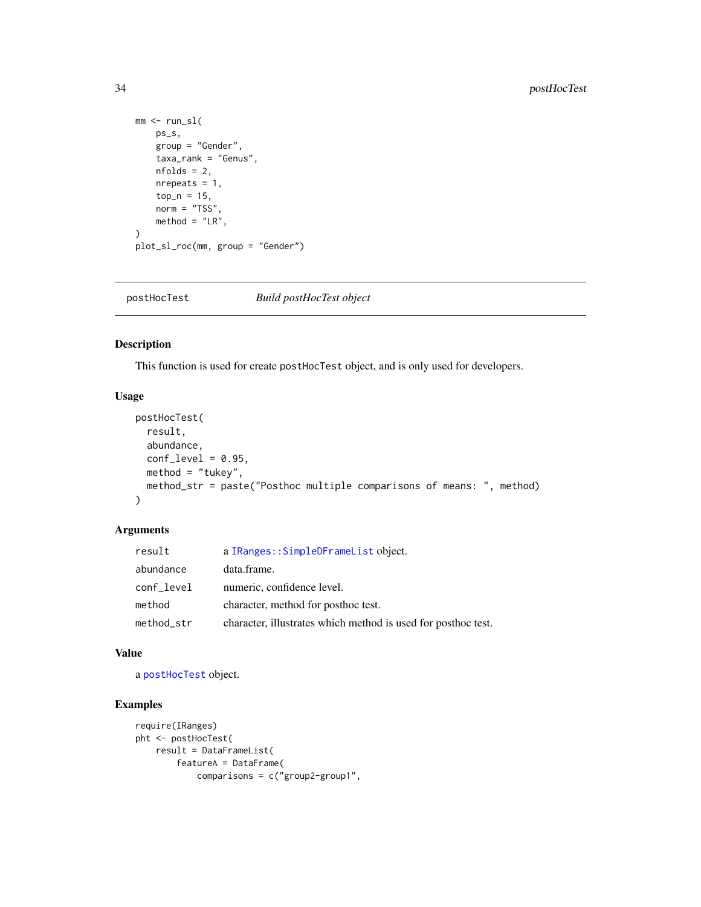```
mm <- run_sl(
    ps_s,
    group = "Gender",
    taxa_rank = "Genus",
    nfolds = 2,
    nrepeats = 1,
    top_n = 15,
    norm = "TSS",
    method = "LR",
)
plot_sl_roc(mm, group = "Gender")
```

---

postHocTest &nbsp;&nbsp;&nbsp;&nbsp;&nbsp;&nbsp;&nbsp;&nbsp; *Build postHocTest object*

---

## Description

This function is used for create `postHocTest` object, and is only used for developers.

## Usage

```
postHocTest(
  result,
  abundance,
  conf_level = 0.95,
  method = "tukey",
  method_str = paste("Posthoc multiple comparisons of means: ", method)
)
```

## Arguments

| | |
|---|---|
| `result` | a `IRanges::SimpleDFrameList` object. |
| `abundance` | data.frame. |
| `conf_level` | numeric, confidence level. |
| `method` | character, method for posthoc test. |
| `method_str` | character, illustrates which method is used for posthoc test. |

## Value

a `postHocTest` object.

## Examples

```
require(IRanges)
pht <- postHocTest(
    result = DataFrameList(
        featureA = DataFrame(
            comparisons = c("group2-group1",
```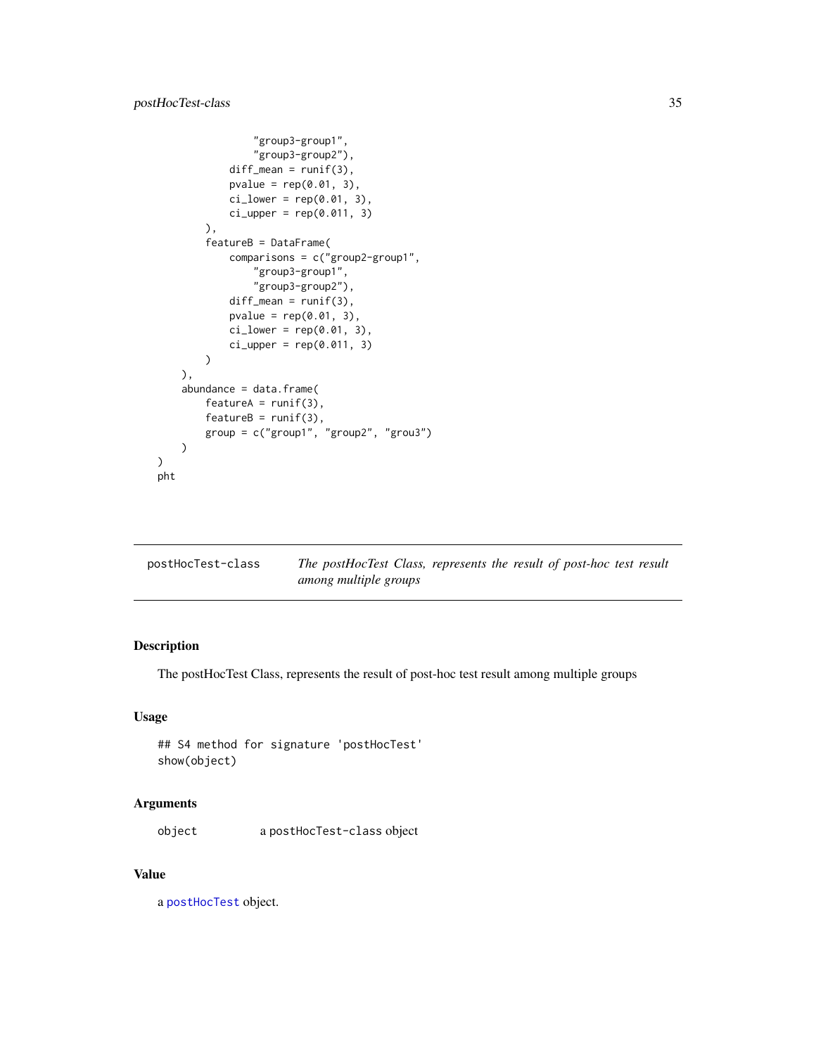```
                "group3-group1",
                "group3-group2"),
            diff_mean = runif(3),
            pvalue = rep(0.01, 3),
            ci_lower = rep(0.01, 3),
            ci_upper = rep(0.011, 3)
        ),
        featureB = DataFrame(
            comparisons = c("group2-group1",
                "group3-group1",
                "group3-group2"),
            diff_mean = runif(3),
            pvalue = rep(0.01, 3),
            ci_lower = rep(0.01, 3),
            ci_upper = rep(0.011, 3)
        )
    ),
    abundance = data.frame(
        featureA = runif(3),
        featureB = runif(3),
        group = c("group1", "group2", "grou3")
    )
)
pht
```

---

`postHocTest-class` — *The postHocTest Class, represents the result of post-hoc test result among multiple groups*

---

## Description

The postHocTest Class, represents the result of post-hoc test result among multiple groups

## Usage

```
## S4 method for signature 'postHocTest'
show(object)
```

## Arguments

| | |
|---|---|
| `object` | a `postHocTest-class` object |

## Value

a `postHocTest` object.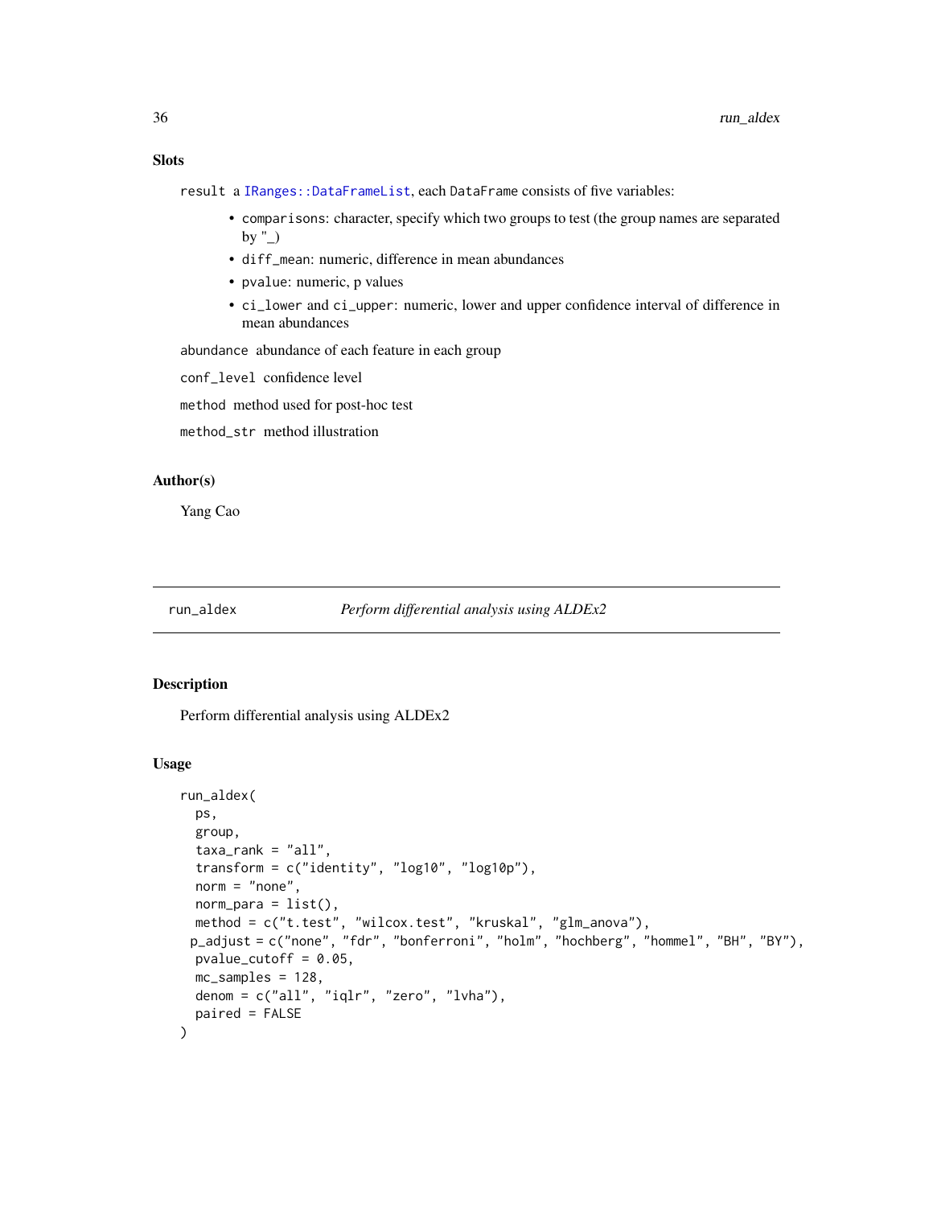## Slots

result a IRanges::DataFrameList, each DataFrame consists of five variables:

- comparisons: character, specify which two groups to test (the group names are separated by "_)
- diff_mean: numeric, difference in mean abundances
- pvalue: numeric, p values
- ci_lower and ci_upper: numeric, lower and upper confidence interval of difference in mean abundances

abundance abundance of each feature in each group

conf_level confidence level

method method used for post-hoc test

method_str method illustration

## Author(s)

Yang Cao

---

run_aldex *Perform differential analysis using ALDEx2*

---

## Description

Perform differential analysis using ALDEx2

## Usage

```
run_aldex(
  ps,
  group,
  taxa_rank = "all",
  transform = c("identity", "log10", "log10p"),
  norm = "none",
  norm_para = list(),
  method = c("t.test", "wilcox.test", "kruskal", "glm_anova"),
 p_adjust = c("none", "fdr", "bonferroni", "holm", "hochberg", "hommel", "BH", "BY"),
  pvalue_cutoff = 0.05,
  mc_samples = 128,
  denom = c("all", "iqlr", "zero", "lvha"),
  paired = FALSE
)
```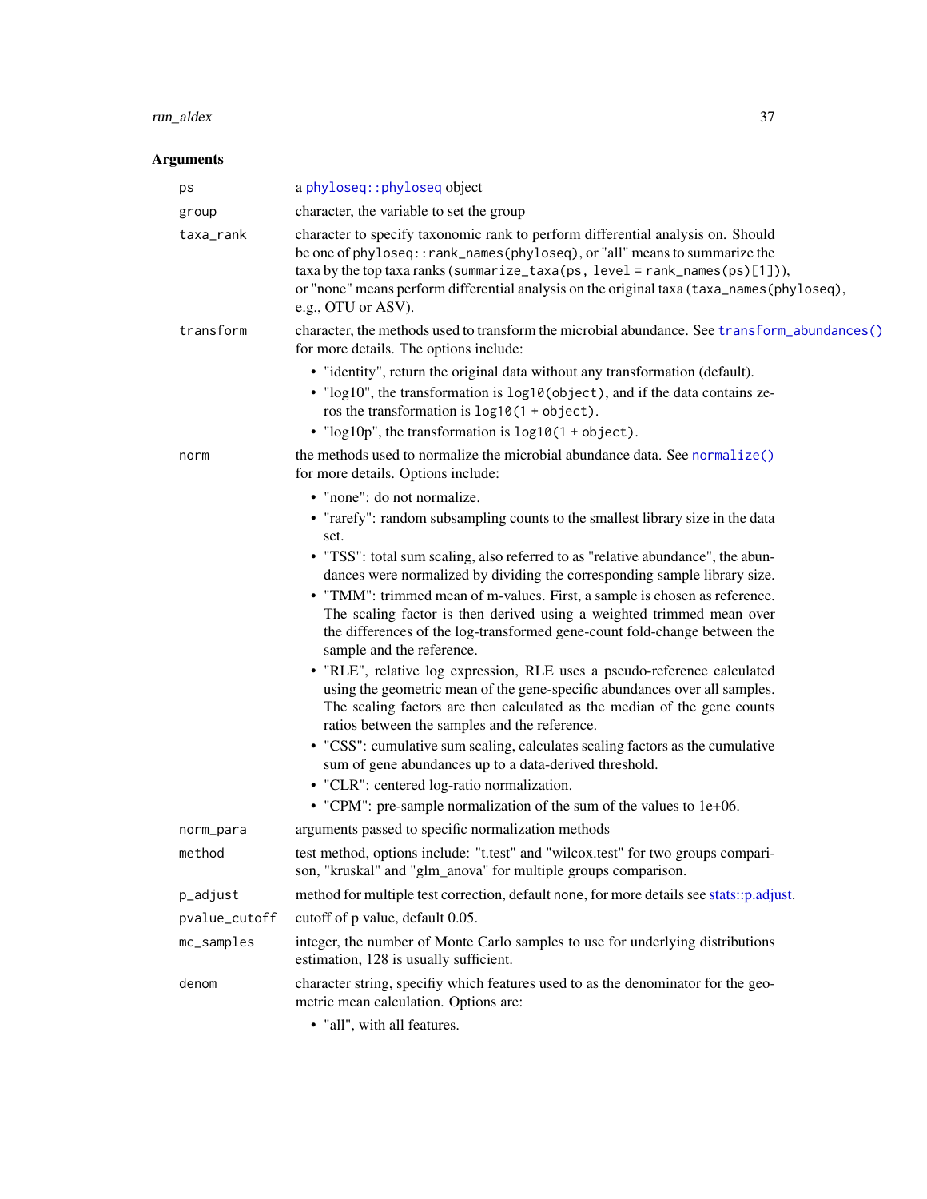## Arguments

**ps**
a `phyloseq::phyloseq` object

**group**
character, the variable to set the group

**taxa_rank**
character to specify taxonomic rank to perform differential analysis on. Should be one of `phyloseq::rank_names(phyloseq)`, or "all" means to summarize the taxa by the top taxa ranks (`summarize_taxa(ps, level = rank_names(ps)[1])`), or "none" means perform differential analysis on the original taxa (`taxa_names(phyloseq)`, e.g., OTU or ASV).

**transform**
character, the methods used to transform the microbial abundance. See `transform_abundances()` for more details. The options include:

- "identity", return the original data without any transformation (default).
- "log10", the transformation is `log10(object)`, and if the data contains zeros the transformation is `log10(1 + object)`.
- "log10p", the transformation is `log10(1 + object)`.

**norm**
the methods used to normalize the microbial abundance data. See `normalize()` for more details. Options include:

- "none": do not normalize.
- "rarefy": random subsampling counts to the smallest library size in the data set.
- "TSS": total sum scaling, also referred to as "relative abundance", the abundances were normalized by dividing the corresponding sample library size.
- "TMM": trimmed mean of m-values. First, a sample is chosen as reference. The scaling factor is then derived using a weighted trimmed mean over the differences of the log-transformed gene-count fold-change between the sample and the reference.
- "RLE", relative log expression, RLE uses a pseudo-reference calculated using the geometric mean of the gene-specific abundances over all samples. The scaling factors are then calculated as the median of the gene counts ratios between the samples and the reference.
- "CSS": cumulative sum scaling, calculates scaling factors as the cumulative sum of gene abundances up to a data-derived threshold.
- "CLR": centered log-ratio normalization.
- "CPM": pre-sample normalization of the sum of the values to 1e+06.

**norm_para**
arguments passed to specific normalization methods

**method**
test method, options include: "t.test" and "wilcox.test" for two groups comparison, "kruskal" and "glm_anova" for multiple groups comparison.

**p_adjust**
method for multiple test correction, default none, for more details see stats::p.adjust.

**pvalue_cutoff**
cutoff of p value, default 0.05.

**mc_samples**
integer, the number of Monte Carlo samples to use for underlying distributions estimation, 128 is usually sufficient.

**denom**
character string, specifiy which features used to as the denominator for the geometric mean calculation. Options are:

- "all", with all features.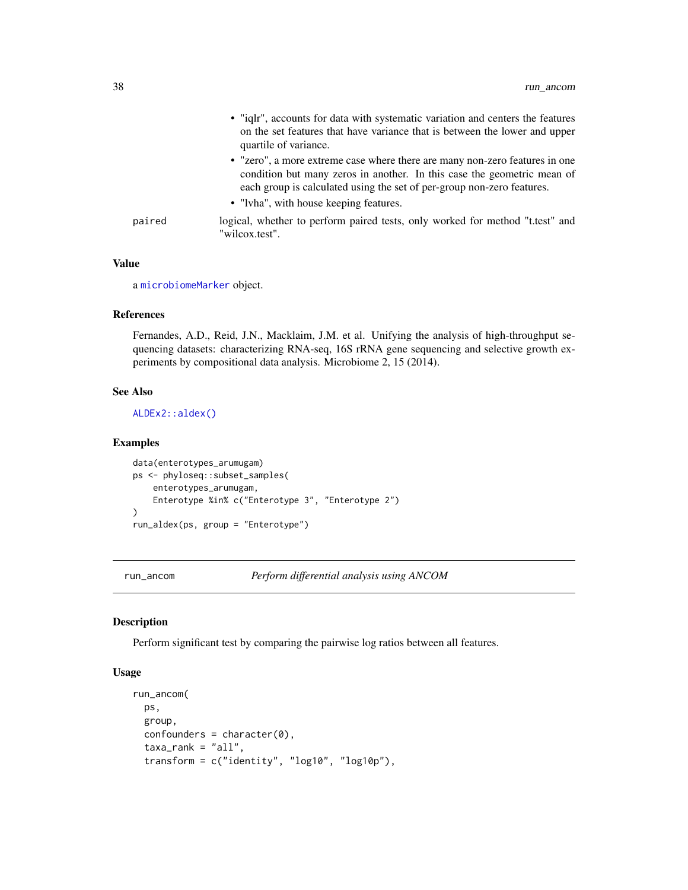- "iqlr", accounts for data with systematic variation and centers the features on the set features that have variance that is between the lower and upper quartile of variance.
- "zero", a more extreme case where there are many non-zero features in one condition but many zeros in another. In this case the geometric mean of each group is calculated using the set of per-group non-zero features.
- "lvha", with house keeping features.

`paired` logical, whether to perform paired tests, only worked for method "t.test" and "wilcox.test".

### Value

a `microbiomeMarker` object.

### References

Fernandes, A.D., Reid, J.N., Macklaim, J.M. et al. Unifying the analysis of high-throughput sequencing datasets: characterizing RNA-seq, 16S rRNA gene sequencing and selective growth experiments by compositional data analysis. Microbiome 2, 15 (2014).

### See Also

`ALDEx2::aldex()`

### Examples

```
data(enterotypes_arumugam)
ps <- phyloseq::subset_samples(
    enterotypes_arumugam,
    Enterotype %in% c("Enterotype 3", "Enterotype 2")
)
run_aldex(ps, group = "Enterotype")
```

---

## run_ancom — *Perform differential analysis using ANCOM*

### Description

Perform significant test by comparing the pairwise log ratios between all features.

### Usage

```
run_ancom(
  ps,
  group,
  confounders = character(0),
  taxa_rank = "all",
  transform = c("identity", "log10", "log10p"),
```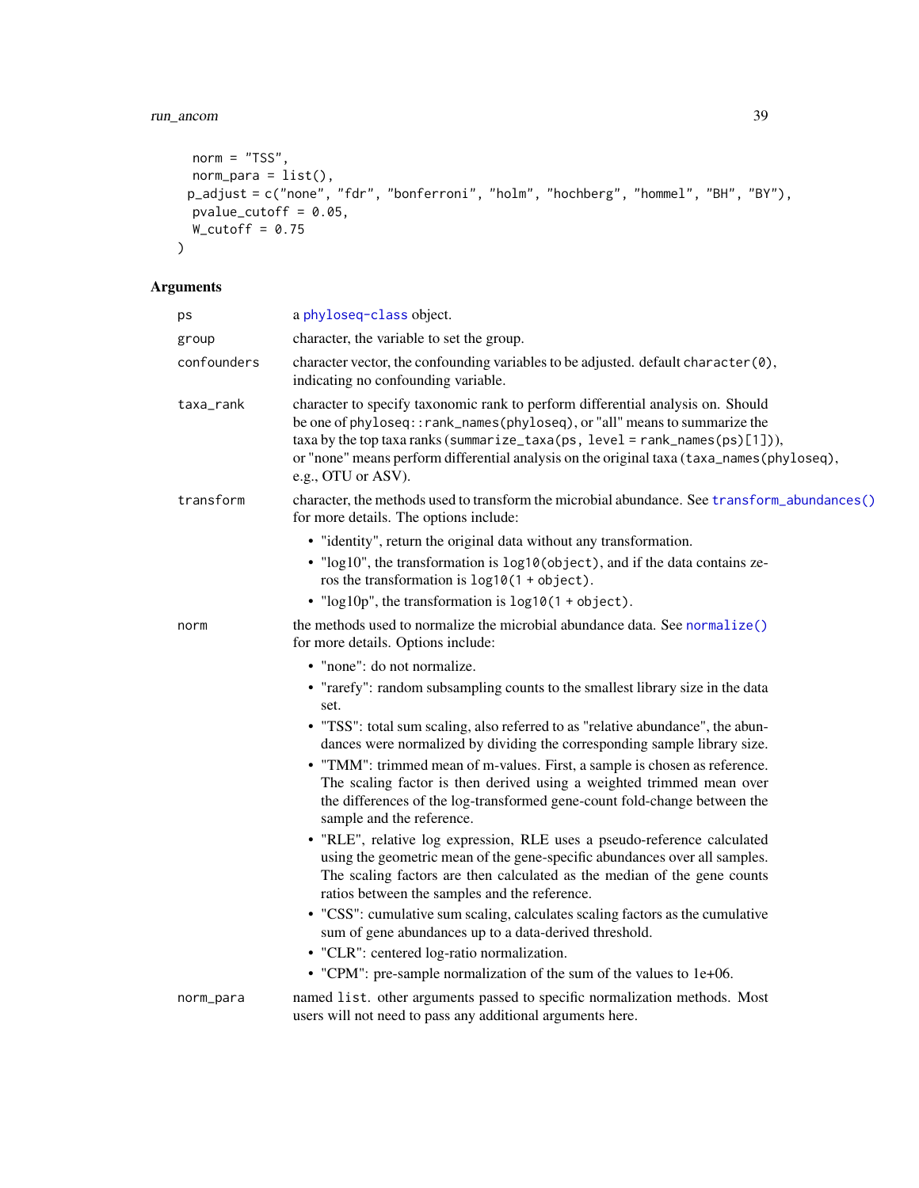```
  norm = "TSS",
  norm_para = list(),
  p_adjust = c("none", "fdr", "bonferroni", "holm", "hochberg", "hommel", "BH", "BY"),
  pvalue_cutoff = 0.05,
  W_cutoff = 0.75
)
```

## Arguments

- `ps`: a phyloseq-class object.
- `group`: character, the variable to set the group.
- `confounders`: character vector, the confounding variables to be adjusted. default `character(0)`, indicating no confounding variable.
- `taxa_rank`: character to specify taxonomic rank to perform differential analysis on. Should be one of `phyloseq::rank_names(phyloseq)`, or "all" means to summarize the taxa by the top taxa ranks (`summarize_taxa(ps, level = rank_names(ps)[1])`), or "none" means perform differential analysis on the original taxa (`taxa_names(phyloseq)`, e.g., OTU or ASV).
- `transform`: character, the methods used to transform the microbial abundance. See `transform_abundances()` for more details. The options include:
  - "identity", return the original data without any transformation.
  - "log10", the transformation is `log10(object)`, and if the data contains zeros the transformation is `log10(1 + object)`.
  - "log10p", the transformation is `log10(1 + object)`.
- `norm`: the methods used to normalize the microbial abundance data. See `normalize()` for more details. Options include:
  - "none": do not normalize.
  - "rarefy": random subsampling counts to the smallest library size in the data set.
  - "TSS": total sum scaling, also referred to as "relative abundance", the abundances were normalized by dividing the corresponding sample library size.
  - "TMM": trimmed mean of m-values. First, a sample is chosen as reference. The scaling factor is then derived using a weighted trimmed mean over the differences of the log-transformed gene-count fold-change between the sample and the reference.
  - "RLE", relative log expression, RLE uses a pseudo-reference calculated using the geometric mean of the gene-specific abundances over all samples. The scaling factors are then calculated as the median of the gene counts ratios between the samples and the reference.
  - "CSS": cumulative sum scaling, calculates scaling factors as the cumulative sum of gene abundances up to a data-derived threshold.
  - "CLR": centered log-ratio normalization.
  - "CPM": pre-sample normalization of the sum of the values to 1e+06.
- `norm_para`: named `list`. other arguments passed to specific normalization methods. Most users will not need to pass any additional arguments here.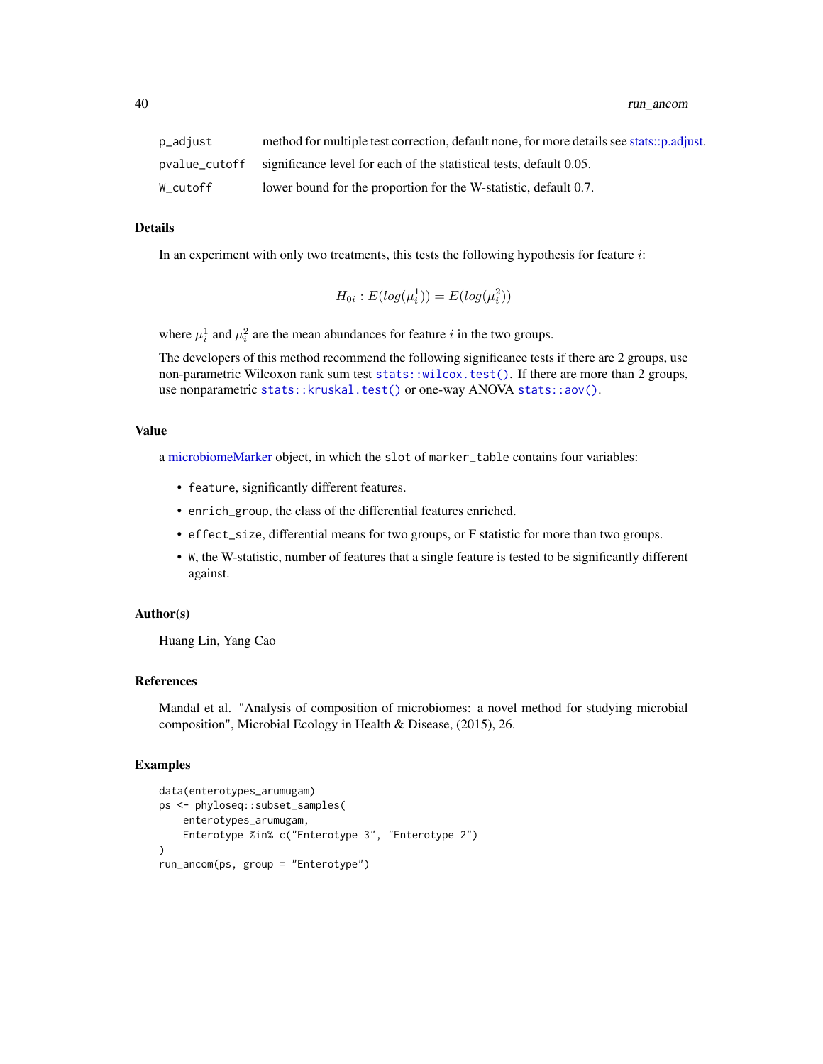| | |
|---|---|
| p_adjust | method for multiple test correction, default none, for more details see stats::p.adjust. |
| pvalue_cutoff | significance level for each of the statistical tests, default 0.05. |
| W_cutoff | lower bound for the proportion for the W-statistic, default 0.7. |

## Details

In an experiment with only two treatments, this tests the following hypothesis for feature $i$:

$$H_{0i} : E(log(\mu_i^1)) = E(log(\mu_i^2))$$

where $\mu_i^1$ and $\mu_i^2$ are the mean abundances for feature $i$ in the two groups.

The developers of this method recommend the following significance tests if there are 2 groups, use non-parametric Wilcoxon rank sum test `stats::wilcox.test()`. If there are more than 2 groups, use nonparametric `stats::kruskal.test()` or one-way ANOVA `stats::aov()`.

## Value

a microbiomeMarker object, in which the `slot` of `marker_table` contains four variables:

- `feature`, significantly different features.
- `enrich_group`, the class of the differential features enriched.
- `effect_size`, differential means for two groups, or F statistic for more than two groups.
- `W`, the W-statistic, number of features that a single feature is tested to be significantly different against.

## Author(s)

Huang Lin, Yang Cao

## References

Mandal et al. "Analysis of composition of microbiomes: a novel method for studying microbial composition", Microbial Ecology in Health & Disease, (2015), 26.

## Examples

```
data(enterotypes_arumugam)
ps <- phyloseq::subset_samples(
    enterotypes_arumugam,
    Enterotype %in% c("Enterotype 3", "Enterotype 2")
)
run_ancom(ps, group = "Enterotype")
```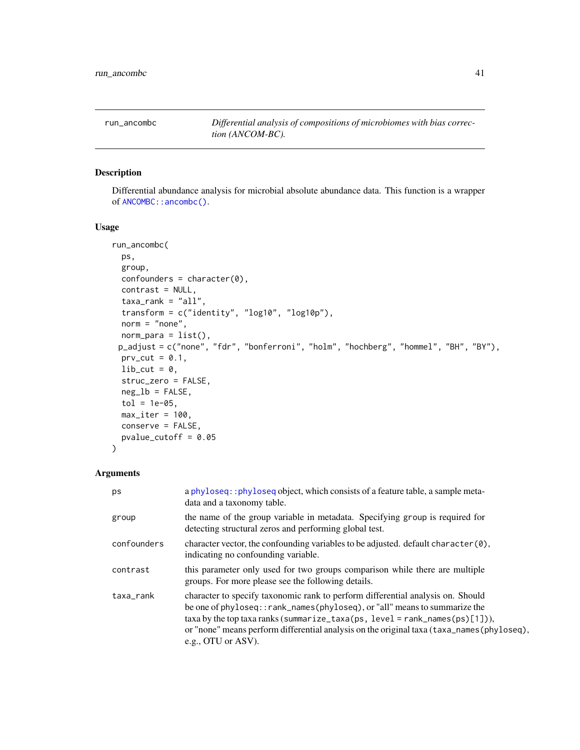## run_ancombc

*Differential analysis of compositions of microbiomes with bias correction (ANCOM-BC).*

### Description

Differential abundance analysis for microbial absolute abundance data. This function is a wrapper of `ANCOMBC::ancombc()`.

### Usage

```
run_ancombc(
  ps,
  group,
  confounders = character(0),
  contrast = NULL,
  taxa_rank = "all",
  transform = c("identity", "log10", "log10p"),
  norm = "none",
  norm_para = list(),
  p_adjust = c("none", "fdr", "bonferroni", "holm", "hochberg", "hommel", "BH", "BY"),
  prv_cut = 0.1,
  lib_cut = 0,
  struc_zero = FALSE,
  neg_lb = FALSE,
  tol = 1e-05,
  max_iter = 100,
  conserve = FALSE,
  pvalue_cutoff = 0.05
)
```

### Arguments

| Argument | Description |
|---|---|
| `ps` | a `phyloseq::phyloseq` object, which consists of a feature table, a sample metadata and a taxonomy table. |
| `group` | the name of the group variable in metadata. Specifying `group` is required for detecting structural zeros and performing global test. |
| `confounders` | character vector, the confounding variables to be adjusted. default `character(0)`, indicating no confounding variable. |
| `contrast` | this parameter only used for two groups comparison while there are multiple groups. For more please see the following details. |
| `taxa_rank` | character to specify taxonomic rank to perform differential analysis on. Should be one of `phyloseq::rank_names(phyloseq)`, or "all" means to summarize the taxa by the top taxa ranks (`summarize_taxa(ps, level = rank_names(ps)[1])`), or "none" means perform differential analysis on the original taxa (`taxa_names(phyloseq)`, e.g., OTU or ASV). |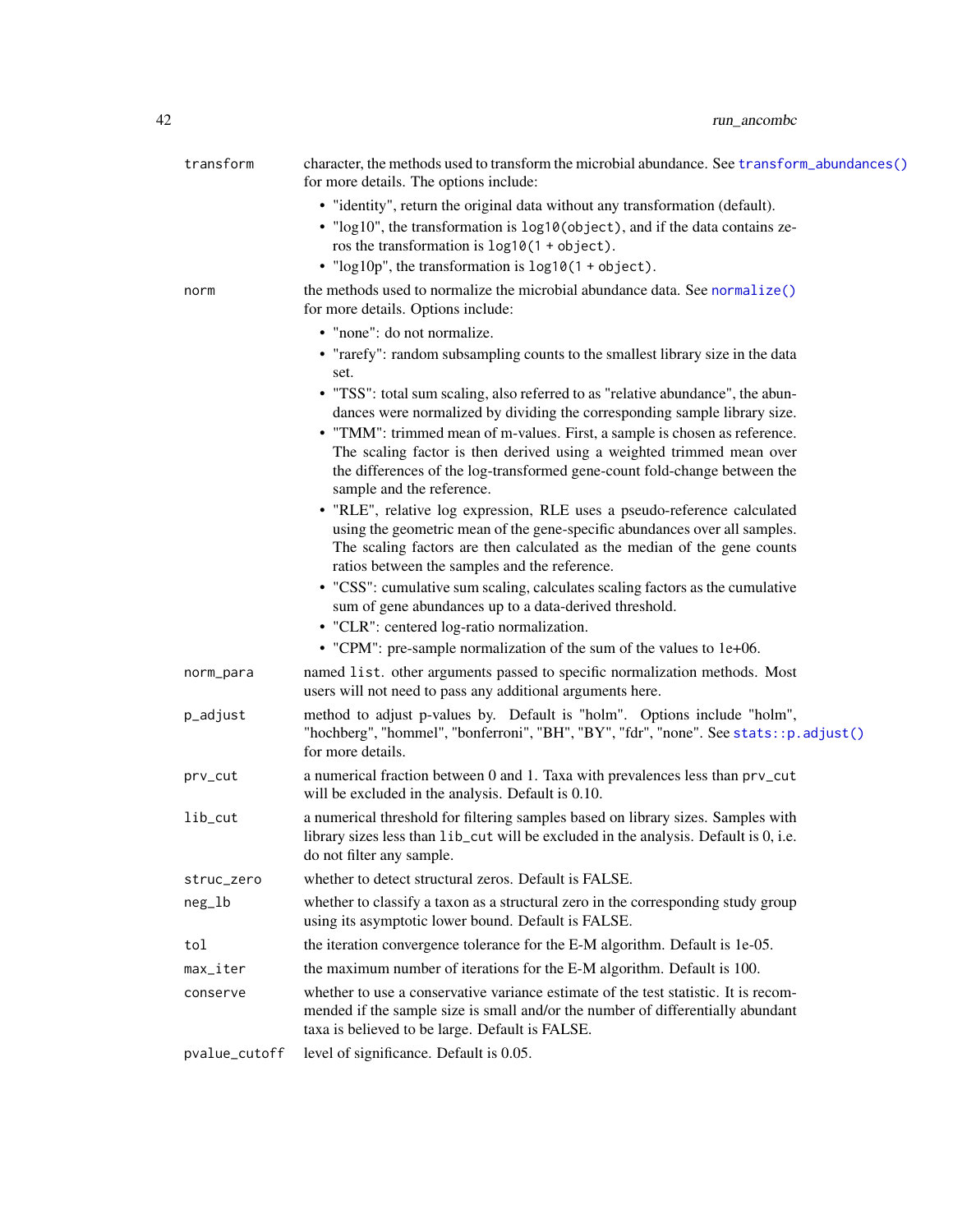`transform` character, the methods used to transform the microbial abundance. See `transform_abundances()` for more details. The options include:

- "identity", return the original data without any transformation (default).
- "log10", the transformation is `log10(object)`, and if the data contains zeros the transformation is `log10(1 + object)`.
- "log10p", the transformation is `log10(1 + object)`.

`norm` the methods used to normalize the microbial abundance data. See `normalize()` for more details. Options include:

- "none": do not normalize.
- "rarefy": random subsampling counts to the smallest library size in the data set.
- "TSS": total sum scaling, also referred to as "relative abundance", the abundances were normalized by dividing the corresponding sample library size.
- "TMM": trimmed mean of m-values. First, a sample is chosen as reference. The scaling factor is then derived using a weighted trimmed mean over the differences of the log-transformed gene-count fold-change between the sample and the reference.
- "RLE", relative log expression, RLE uses a pseudo-reference calculated using the geometric mean of the gene-specific abundances over all samples. The scaling factors are then calculated as the median of the gene counts ratios between the samples and the reference.
- "CSS": cumulative sum scaling, calculates scaling factors as the cumulative sum of gene abundances up to a data-derived threshold.
- "CLR": centered log-ratio normalization.
- "CPM": pre-sample normalization of the sum of the values to 1e+06.

`norm_para` named `list`. other arguments passed to specific normalization methods. Most users will not need to pass any additional arguments here.

`p_adjust` method to adjust p-values by. Default is "holm". Options include "holm", "hochberg", "hommel", "bonferroni", "BH", "BY", "fdr", "none". See `stats::p.adjust()` for more details.

`prv_cut` a numerical fraction between 0 and 1. Taxa with prevalences less than `prv_cut` will be excluded in the analysis. Default is 0.10.

`lib_cut` a numerical threshold for filtering samples based on library sizes. Samples with library sizes less than `lib_cut` will be excluded in the analysis. Default is 0, i.e. do not filter any sample.

`struc_zero` whether to detect structural zeros. Default is FALSE.

`neg_lb` whether to classify a taxon as a structural zero in the corresponding study group using its asymptotic lower bound. Default is FALSE.

`tol` the iteration convergence tolerance for the E-M algorithm. Default is 1e-05.

`max_iter` the maximum number of iterations for the E-M algorithm. Default is 100.

`conserve` whether to use a conservative variance estimate of the test statistic. It is recommended if the sample size is small and/or the number of differentially abundant taxa is believed to be large. Default is FALSE.

`pvalue_cutoff` level of significance. Default is 0.05.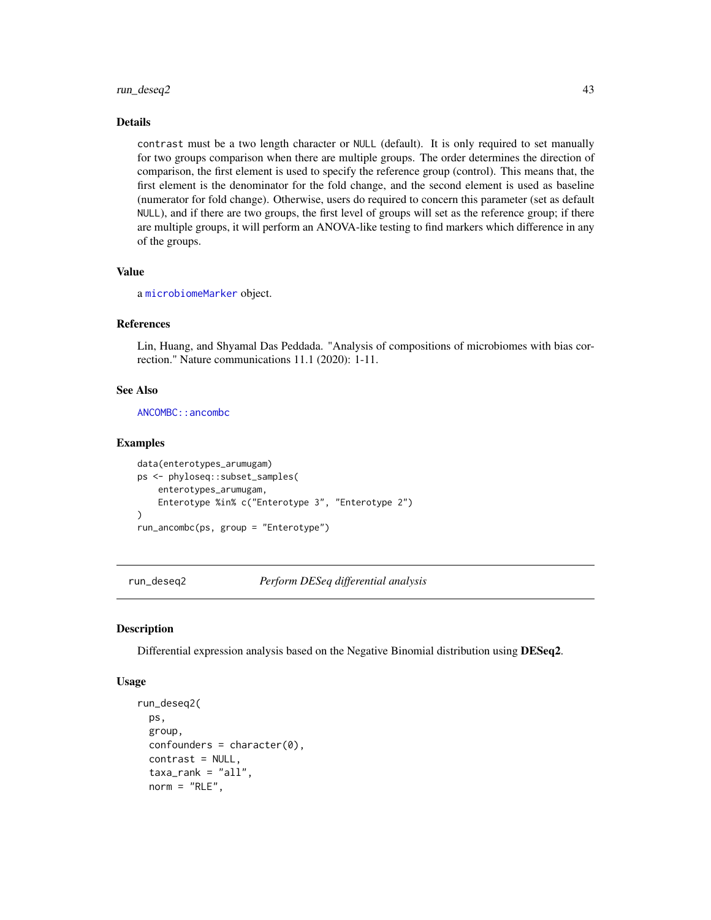## Details

`contrast` must be a two length character or `NULL` (default). It is only required to set manually for two groups comparison when there are multiple groups. The order determines the direction of comparison, the first element is used to specify the reference group (control). This means that, the first element is the denominator for the fold change, and the second element is used as baseline (numerator for fold change). Otherwise, users do required to concern this parameter (set as default `NULL`), and if there are two groups, the first level of groups will set as the reference group; if there are multiple groups, it will perform an ANOVA-like testing to find markers which difference in any of the groups.

## Value

a `microbiomeMarker` object.

## References

Lin, Huang, and Shyamal Das Peddada. "Analysis of compositions of microbiomes with bias correction." Nature communications 11.1 (2020): 1-11.

## See Also

`ANCOMBC::ancombc`

## Examples

```
data(enterotypes_arumugam)
ps <- phyloseq::subset_samples(
    enterotypes_arumugam,
    Enterotype %in% c("Enterotype 3", "Enterotype 2")
)
run_ancombc(ps, group = "Enterotype")
```

---

# run_deseq2 *Perform DESeq differential analysis*

## Description

Differential expression analysis based on the Negative Binomial distribution using **DESeq2**.

## Usage

```
run_deseq2(
  ps,
  group,
  confounders = character(0),
  contrast = NULL,
  taxa_rank = "all",
  norm = "RLE",
```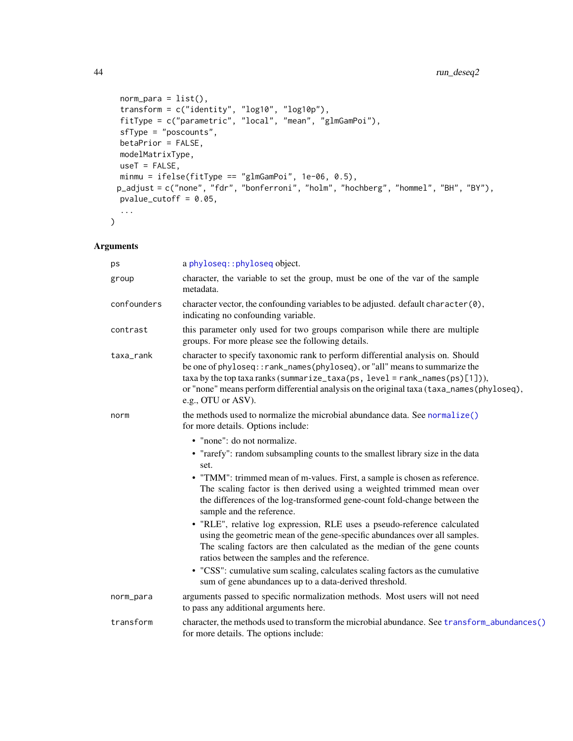```
  norm_para = list(),
  transform = c("identity", "log10", "log10p"),
  fitType = c("parametric", "local", "mean", "glmGamPoi"),
  sfType = "poscounts",
  betaPrior = FALSE,
  modelMatrixType,
  useT = FALSE,
  minmu = ifelse(fitType == "glmGamPoi", 1e-06, 0.5),
  p_adjust = c("none", "fdr", "bonferroni", "holm", "hochberg", "hommel", "BH", "BY"),
  pvalue_cutoff = 0.05,
  ...
)
```

## Arguments

| | |
|---|---|
| `ps` | a `phyloseq::phyloseq` object. |
| `group` | character, the variable to set the group, must be one of the var of the sample metadata. |
| `confounders` | character vector, the confounding variables to be adjusted. default `character(0)`, indicating no confounding variable. |
| `contrast` | this parameter only used for two groups comparison while there are multiple groups. For more please see the following details. |
| `taxa_rank` | character to specify taxonomic rank to perform differential analysis on. Should be one of `phyloseq::rank_names(phyloseq)`, or "all" means to summarize the taxa by the top taxa ranks (`summarize_taxa(ps, level = rank_names(ps)[1])`), or "none" means perform differential analysis on the original taxa (`taxa_names(phyloseq)`, e.g., OTU or ASV). |
| `norm` | the methods used to normalize the microbial abundance data. See `normalize()` for more details. Options include:<br>• "none": do not normalize.<br>• "rarefy": random subsampling counts to the smallest library size in the data set.<br>• "TMM": trimmed mean of m-values. First, a sample is chosen as reference. The scaling factor is then derived using a weighted trimmed mean over the differences of the log-transformed gene-count fold-change between the sample and the reference.<br>• "RLE", relative log expression, RLE uses a pseudo-reference calculated using the geometric mean of the gene-specific abundances over all samples. The scaling factors are then calculated as the median of the gene counts ratios between the samples and the reference.<br>• "CSS": cumulative sum scaling, calculates scaling factors as the cumulative sum of gene abundances up to a data-derived threshold. |
| `norm_para` | arguments passed to specific normalization methods. Most users will not need to pass any additional arguments here. |
| `transform` | character, the methods used to transform the microbial abundance. See `transform_abundances()` for more details. The options include: |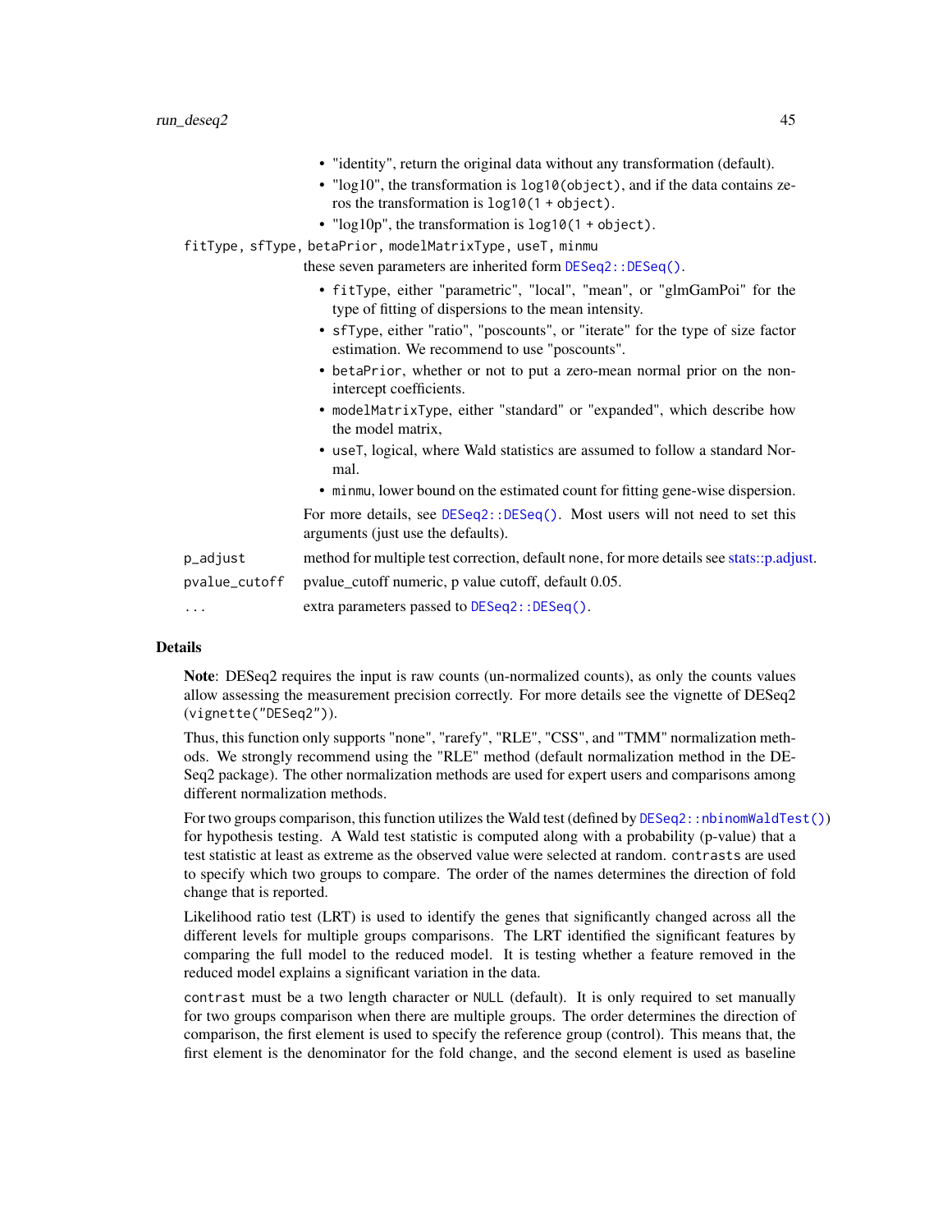- "identity", return the original data without any transformation (default).
- "log10", the transformation is `log10(object)`, and if the data contains zeros the transformation is `log10(1 + object)`.
- "log10p", the transformation is `log10(1 + object)`.

`fitType, sfType, betaPrior, modelMatrixType, useT, minmu`
: these seven parameters are inherited form `DESeq2::DESeq()`.

- `fitType`, either "parametric", "local", "mean", or "glmGamPoi" for the type of fitting of dispersions to the mean intensity.
- `sfType`, either "ratio", "poscounts", or "iterate" for the type of size factor estimation. We recommend to use "poscounts".
- `betaPrior`, whether or not to put a zero-mean normal prior on the non-intercept coefficients.
- `modelMatrixType`, either "standard" or "expanded", which describe how the model matrix,
- `useT`, logical, where Wald statistics are assumed to follow a standard Normal.
- `minmu`, lower bound on the estimated count for fitting gene-wise dispersion.

For more details, see `DESeq2::DESeq()`. Most users will not need to set this arguments (just use the defaults).

`p_adjust`
: method for multiple test correction, default `none`, for more details see stats::p.adjust.

`pvalue_cutoff`
: pvalue_cutoff numeric, p value cutoff, default 0.05.

`...`
: extra parameters passed to `DESeq2::DESeq()`.

## Details

**Note**: DESeq2 requires the input is raw counts (un-normalized counts), as only the counts values allow assessing the measurement precision correctly. For more details see the vignette of DESeq2 (`vignette("DESeq2")`).

Thus, this function only supports "none", "rarefy", "RLE", "CSS", and "TMM" normalization methods. We strongly recommend using the "RLE" method (default normalization method in the DESeq2 package). The other normalization methods are used for expert users and comparisons among different normalization methods.

For two groups comparison, this function utilizes the Wald test (defined by `DESeq2::nbinomWaldTest()`) for hypothesis testing. A Wald test statistic is computed along with a probability (p-value) that a test statistic at least as extreme as the observed value were selected at random. `contrasts` are used to specify which two groups to compare. The order of the names determines the direction of fold change that is reported.

Likelihood ratio test (LRT) is used to identify the genes that significantly changed across all the different levels for multiple groups comparisons. The LRT identified the significant features by comparing the full model to the reduced model. It is testing whether a feature removed in the reduced model explains a significant variation in the data.

`contrast` must be a two length character or `NULL` (default). It is only required to set manually for two groups comparison when there are multiple groups. The order determines the direction of comparison, the first element is used to specify the reference group (control). This means that, the first element is the denominator for the fold change, and the second element is used as baseline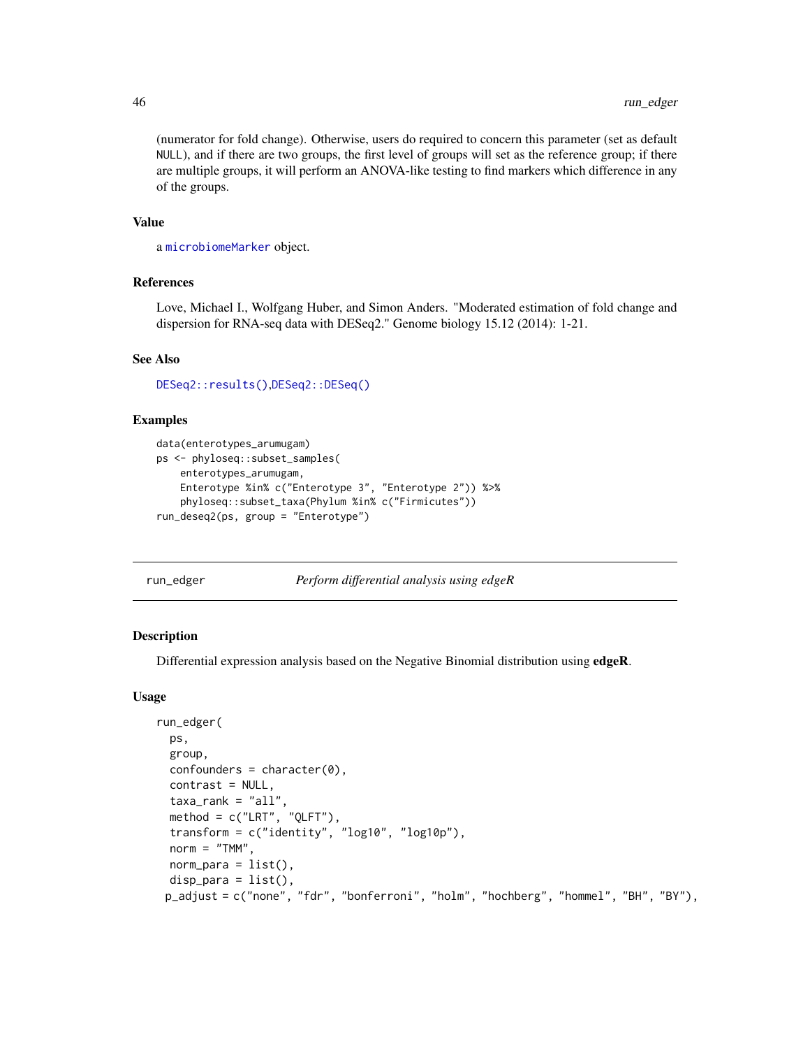(numerator for fold change). Otherwise, users do required to concern this parameter (set as default NULL), and if there are two groups, the first level of groups will set as the reference group; if there are multiple groups, it will perform an ANOVA-like testing to find markers which difference in any of the groups.

### Value

a microbiomeMarker object.

### References

Love, Michael I., Wolfgang Huber, and Simon Anders. "Moderated estimation of fold change and dispersion for RNA-seq data with DESeq2." Genome biology 15.12 (2014): 1-21.

### See Also

DESeq2::results(),DESeq2::DESeq()

### Examples

```
data(enterotypes_arumugam)
ps <- phyloseq::subset_samples(
    enterotypes_arumugam,
    Enterotype %in% c("Enterotype 3", "Enterotype 2")) %>%
    phyloseq::subset_taxa(Phylum %in% c("Firmicutes"))
run_deseq2(ps, group = "Enterotype")
```

---

## run_edger — *Perform differential analysis using edgeR*

### Description

Differential expression analysis based on the Negative Binomial distribution using **edgeR**.

### Usage

```
run_edger(
  ps,
  group,
  confounders = character(0),
  contrast = NULL,
  taxa_rank = "all",
  method = c("LRT", "QLFT"),
  transform = c("identity", "log10", "log10p"),
  norm = "TMM",
  norm_para = list(),
  disp_para = list(),
  p_adjust = c("none", "fdr", "bonferroni", "holm", "hochberg", "hommel", "BH", "BY"),
```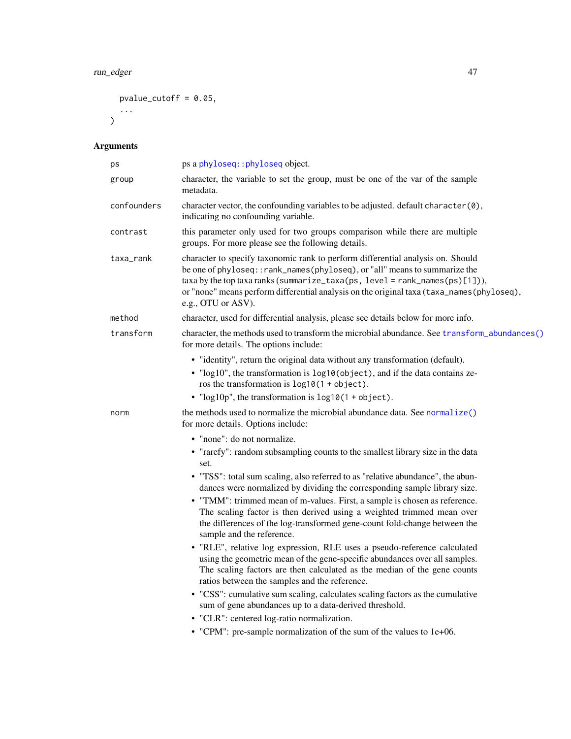```
  pvalue_cutoff = 0.05,
  ...
)
```

## Arguments

| | |
|---|---|
| `ps` | ps a `phyloseq::phyloseq` object. |
| `group` | character, the variable to set the group, must be one of the var of the sample metadata. |
| `confounders` | character vector, the confounding variables to be adjusted. default `character(0)`, indicating no confounding variable. |
| `contrast` | this parameter only used for two groups comparison while there are multiple groups. For more please see the following details. |
| `taxa_rank` | character to specify taxonomic rank to perform differential analysis on. Should be one of `phyloseq::rank_names(phyloseq)`, or "all" means to summarize the taxa by the top taxa ranks (`summarize_taxa(ps, level = rank_names(ps)[1])`), or "none" means perform differential analysis on the original taxa (`taxa_names(phyloseq)`, e.g., OTU or ASV). |
| `method` | character, used for differential analysis, please see details below for more info. |
| `transform` | character, the methods used to transform the microbial abundance. See `transform_abundances()` for more details. The options include:<br>• "identity", return the original data without any transformation (default).<br>• "log10", the transformation is `log10(object)`, and if the data contains zeros the transformation is `log10(1 + object)`.<br>• "log10p", the transformation is `log10(1 + object)`. |
| `norm` | the methods used to normalize the microbial abundance data. See `normalize()` for more details. Options include:<br>• "none": do not normalize.<br>• "rarefy": random subsampling counts to the smallest library size in the data set.<br>• "TSS": total sum scaling, also referred to as "relative abundance", the abundances were normalized by dividing the corresponding sample library size.<br>• "TMM": trimmed mean of m-values. First, a sample is chosen as reference. The scaling factor is then derived using a weighted trimmed mean over the differences of the log-transformed gene-count fold-change between the sample and the reference.<br>• "RLE", relative log expression, RLE uses a pseudo-reference calculated using the geometric mean of the gene-specific abundances over all samples. The scaling factors are then calculated as the median of the gene counts ratios between the samples and the reference.<br>• "CSS": cumulative sum scaling, calculates scaling factors as the cumulative sum of gene abundances up to a data-derived threshold.<br>• "CLR": centered log-ratio normalization.<br>• "CPM": pre-sample normalization of the sum of the values to 1e+06. |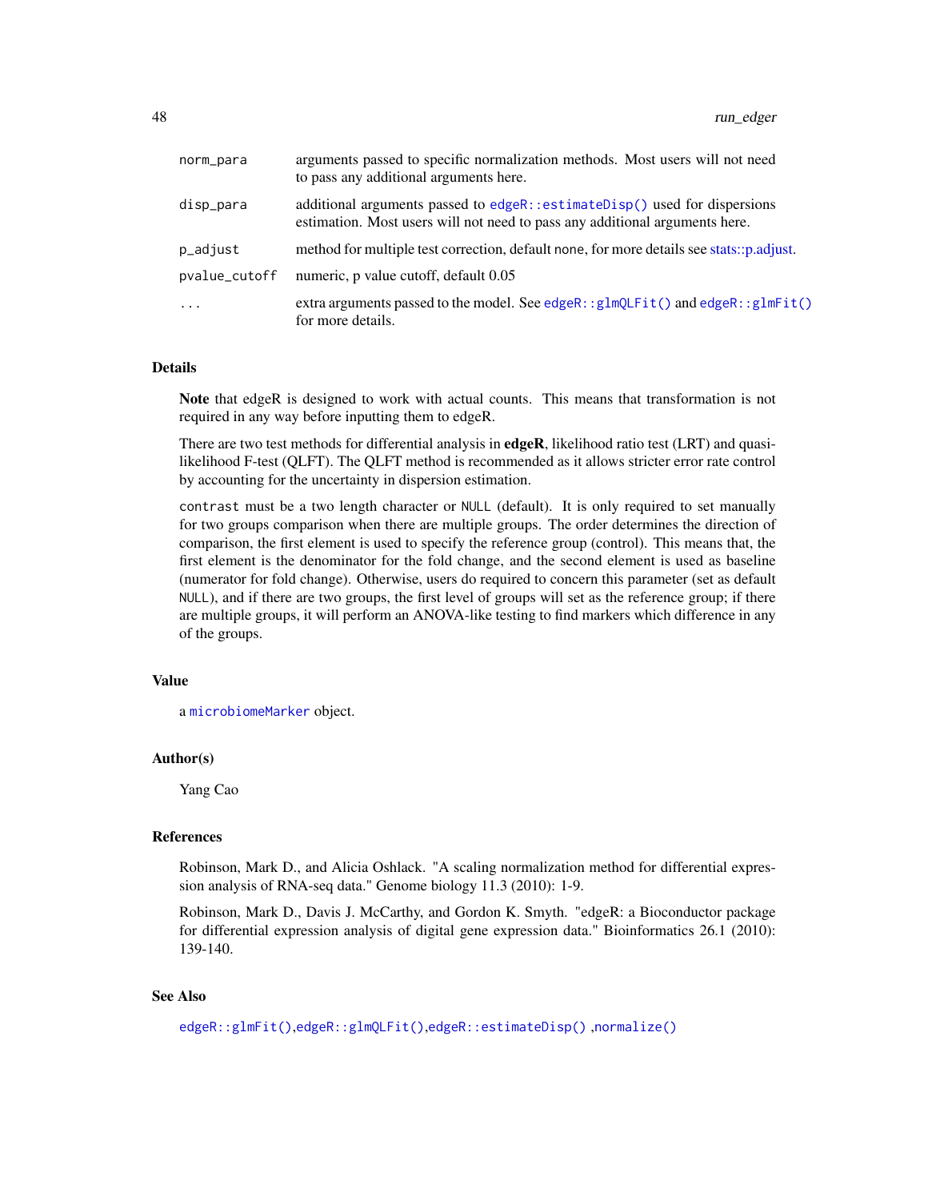| | |
|---|---|
| norm_para | arguments passed to specific normalization methods. Most users will not need to pass any additional arguments here. |
| disp_para | additional arguments passed to `edgeR::estimateDisp()` used for dispersions estimation. Most users will not need to pass any additional arguments here. |
| p_adjust | method for multiple test correction, default none, for more details see stats::p.adjust. |
| pvalue_cutoff | numeric, p value cutoff, default 0.05 |
| ... | extra arguments passed to the model. See `edgeR::glmQLFit()` and `edgeR::glmFit()` for more details. |

## Details

**Note** that edgeR is designed to work with actual counts. This means that transformation is not required in any way before inputting them to edgeR.

There are two test methods for differential analysis in **edgeR**, likelihood ratio test (LRT) and quasi-likelihood F-test (QLFT). The QLFT method is recommended as it allows stricter error rate control by accounting for the uncertainty in dispersion estimation.

`contrast` must be a two length character or `NULL` (default). It is only required to set manually for two groups comparison when there are multiple groups. The order determines the direction of comparison, the first element is used to specify the reference group (control). This means that, the first element is the denominator for the fold change, and the second element is used as baseline (numerator for fold change). Otherwise, users do required to concern this parameter (set as default `NULL`), and if there are two groups, the first level of groups will set as the reference group; if there are multiple groups, it will perform an ANOVA-like testing to find markers which difference in any of the groups.

## Value

a `microbiomeMarker` object.

## Author(s)

Yang Cao

## References

Robinson, Mark D., and Alicia Oshlack. "A scaling normalization method for differential expression analysis of RNA-seq data." Genome biology 11.3 (2010): 1-9.

Robinson, Mark D., Davis J. McCarthy, and Gordon K. Smyth. "edgeR: a Bioconductor package for differential expression analysis of digital gene expression data." Bioinformatics 26.1 (2010): 139-140.

## See Also

`edgeR::glmFit()`,`edgeR::glmQLFit()`,`edgeR::estimateDisp()` ,`normalize()`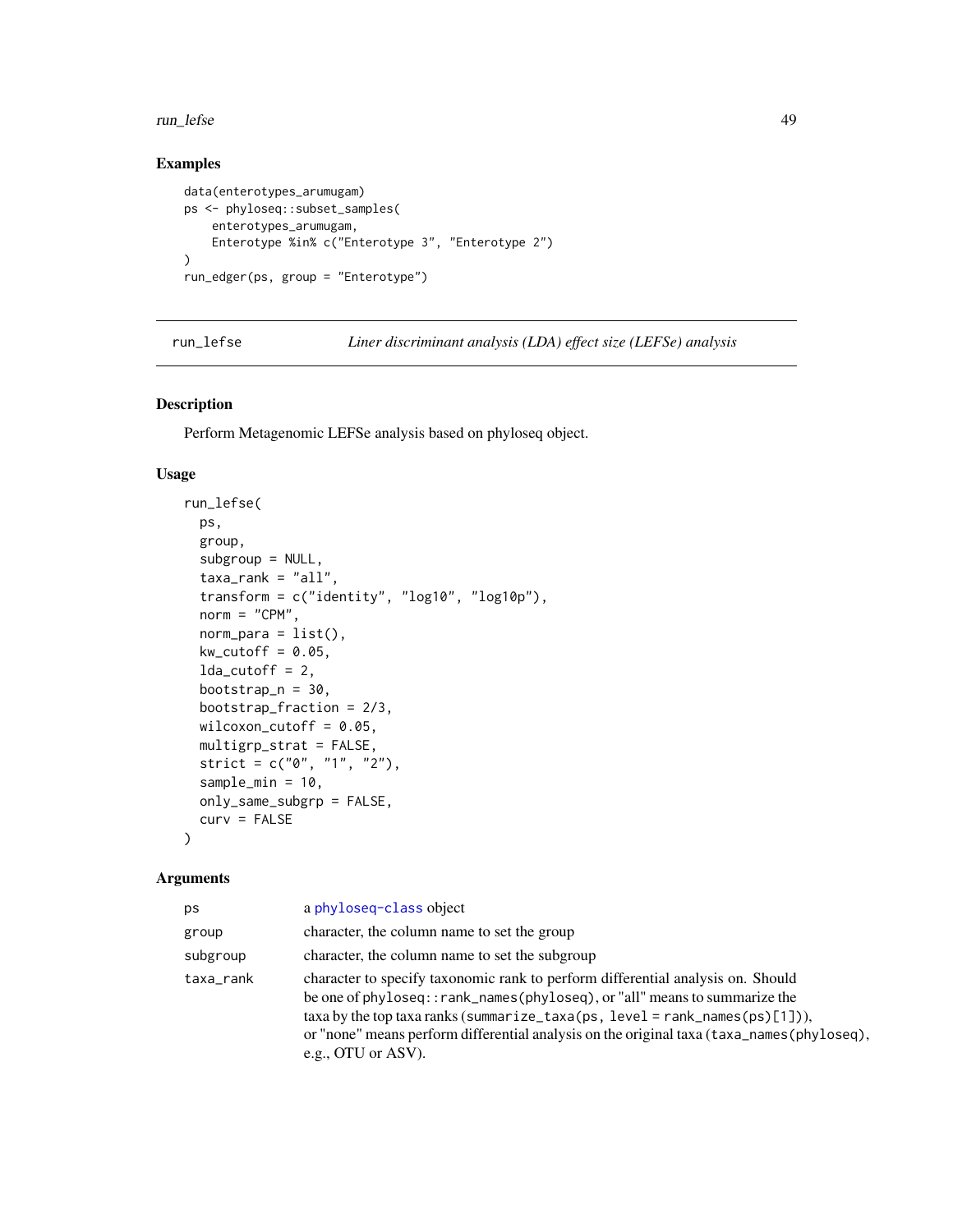## Examples

```
data(enterotypes_arumugam)
ps <- phyloseq::subset_samples(
    enterotypes_arumugam,
    Enterotype %in% c("Enterotype 3", "Enterotype 2")
)
run_edger(ps, group = "Enterotype")
```

---

run_lefse *Liner discriminant analysis (LDA) effect size (LEFSe) analysis*

---

## Description

Perform Metagenomic LEFSe analysis based on phyloseq object.

## Usage

```
run_lefse(
  ps,
  group,
  subgroup = NULL,
  taxa_rank = "all",
  transform = c("identity", "log10", "log10p"),
  norm = "CPM",
  norm_para = list(),
  kw_cutoff = 0.05,
  lda_cutoff = 2,
  bootstrap_n = 30,
  bootstrap_fraction = 2/3,
  wilcoxon_cutoff = 0.05,
  multigrp_strat = FALSE,
  strict = c("0", "1", "2"),
  sample_min = 10,
  only_same_subgrp = FALSE,
  curv = FALSE
)
```

## Arguments

| | |
|---|---|
| ps | a phyloseq-class object |
| group | character, the column name to set the group |
| subgroup | character, the column name to set the subgroup |
| taxa_rank | character to specify taxonomic rank to perform differential analysis on. Should be one of `phyloseq::rank_names(phyloseq)`, or "all" means to summarize the taxa by the top taxa ranks (`summarize_taxa(ps, level = rank_names(ps)[1])`), or "none" means perform differential analysis on the original taxa (`taxa_names(phyloseq)`, e.g., OTU or ASV). |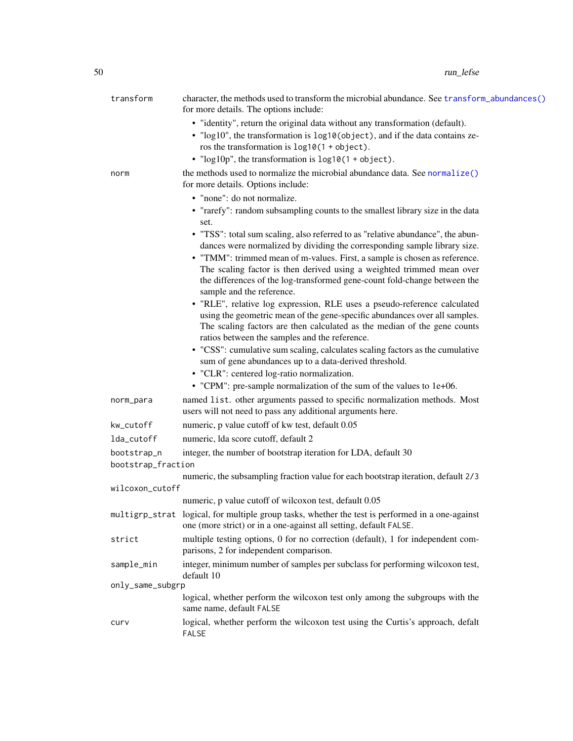`transform` character, the methods used to transform the microbial abundance. See `transform_abundances()` for more details. The options include:

- "identity", return the original data without any transformation (default).
- "log10", the transformation is `log10(object)`, and if the data contains zeros the transformation is `log10(1 + object)`.
- "log10p", the transformation is `log10(1 + object)`.

`norm` the methods used to normalize the microbial abundance data. See `normalize()` for more details. Options include:

- "none": do not normalize.
- "rarefy": random subsampling counts to the smallest library size in the data set.
- "TSS": total sum scaling, also referred to as "relative abundance", the abundances were normalized by dividing the corresponding sample library size.
- "TMM": trimmed mean of m-values. First, a sample is chosen as reference. The scaling factor is then derived using a weighted trimmed mean over the differences of the log-transformed gene-count fold-change between the sample and the reference.
- "RLE", relative log expression, RLE uses a pseudo-reference calculated using the geometric mean of the gene-specific abundances over all samples. The scaling factors are then calculated as the median of the gene counts ratios between the samples and the reference.
- "CSS": cumulative sum scaling, calculates scaling factors as the cumulative sum of gene abundances up to a data-derived threshold.
- "CLR": centered log-ratio normalization.
- "CPM": pre-sample normalization of the sum of the values to 1e+06.

`norm_para` named `list`. other arguments passed to specific normalization methods. Most users will not need to pass any additional arguments here.

`kw_cutoff` numeric, p value cutoff of kw test, default 0.05

`lda_cutoff` numeric, lda score cutoff, default 2

`bootstrap_n` integer, the number of bootstrap iteration for LDA, default 30

`bootstrap_fraction` numeric, the subsampling fraction value for each bootstrap iteration, default `2/3`

`wilcoxon_cutoff` numeric, p value cutoff of wilcoxon test, default 0.05

`multigrp_strat` logical, for multiple group tasks, whether the test is performed in a one-against one (more strict) or in a one-against all setting, default `FALSE`.

`strict` multiple testing options, 0 for no correction (default), 1 for independent comparisons, 2 for independent comparison.

`sample_min` integer, minimum number of samples per subclass for performing wilcoxon test, default 10

`only_same_subgrp` logical, whether perform the wilcoxon test only among the subgroups with the same name, default `FALSE`

`curv` logical, whether perform the wilcoxon test using the Curtis's approach, defalt `FALSE`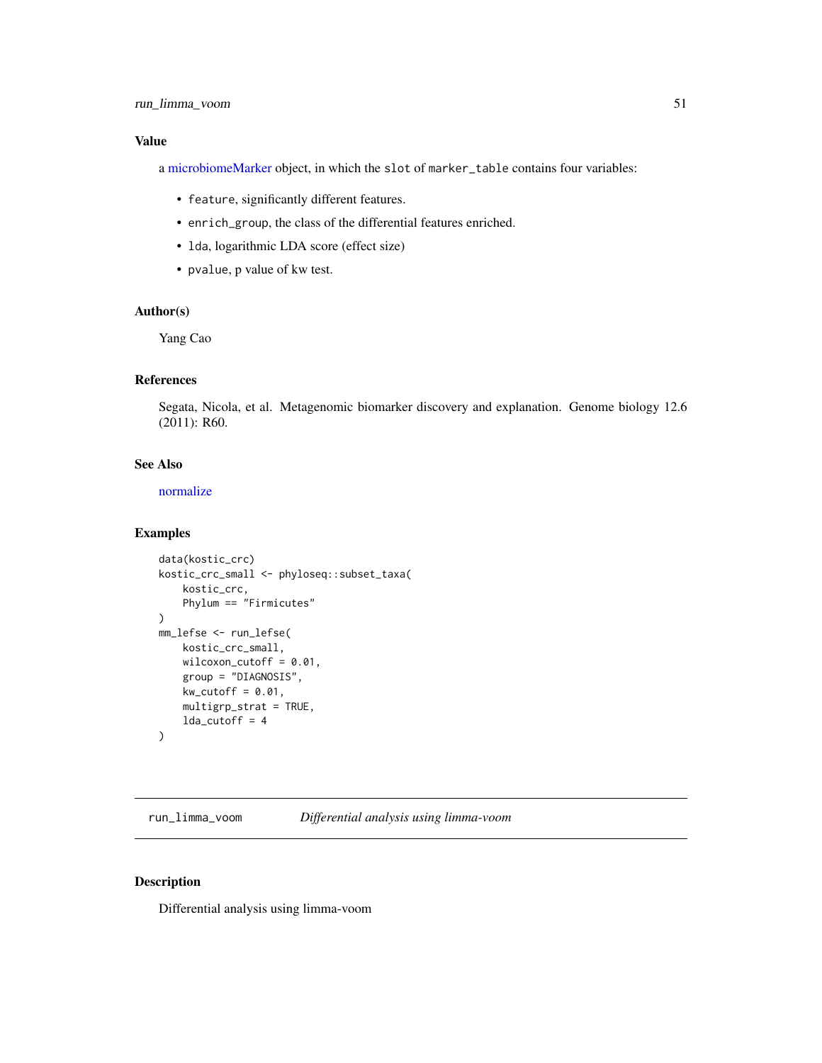### Value

a microbiomeMarker object, in which the `slot` of `marker_table` contains four variables:

- `feature`, significantly different features.
- `enrich_group`, the class of the differential features enriched.
- `lda`, logarithmic LDA score (effect size)
- `pvalue`, p value of kw test.

### Author(s)

Yang Cao

### References

Segata, Nicola, et al. Metagenomic biomarker discovery and explanation. Genome biology 12.6 (2011): R60.

### See Also

normalize

### Examples

```
data(kostic_crc)
kostic_crc_small <- phyloseq::subset_taxa(
    kostic_crc,
    Phylum == "Firmicutes"
)
mm_lefse <- run_lefse(
    kostic_crc_small,
    wilcoxon_cutoff = 0.01,
    group = "DIAGNOSIS",
    kw_cutoff = 0.01,
    multigrp_strat = TRUE,
    lda_cutoff = 4
)
```

---

## run_limma_voom *Differential analysis using limma-voom*

### Description

Differential analysis using limma-voom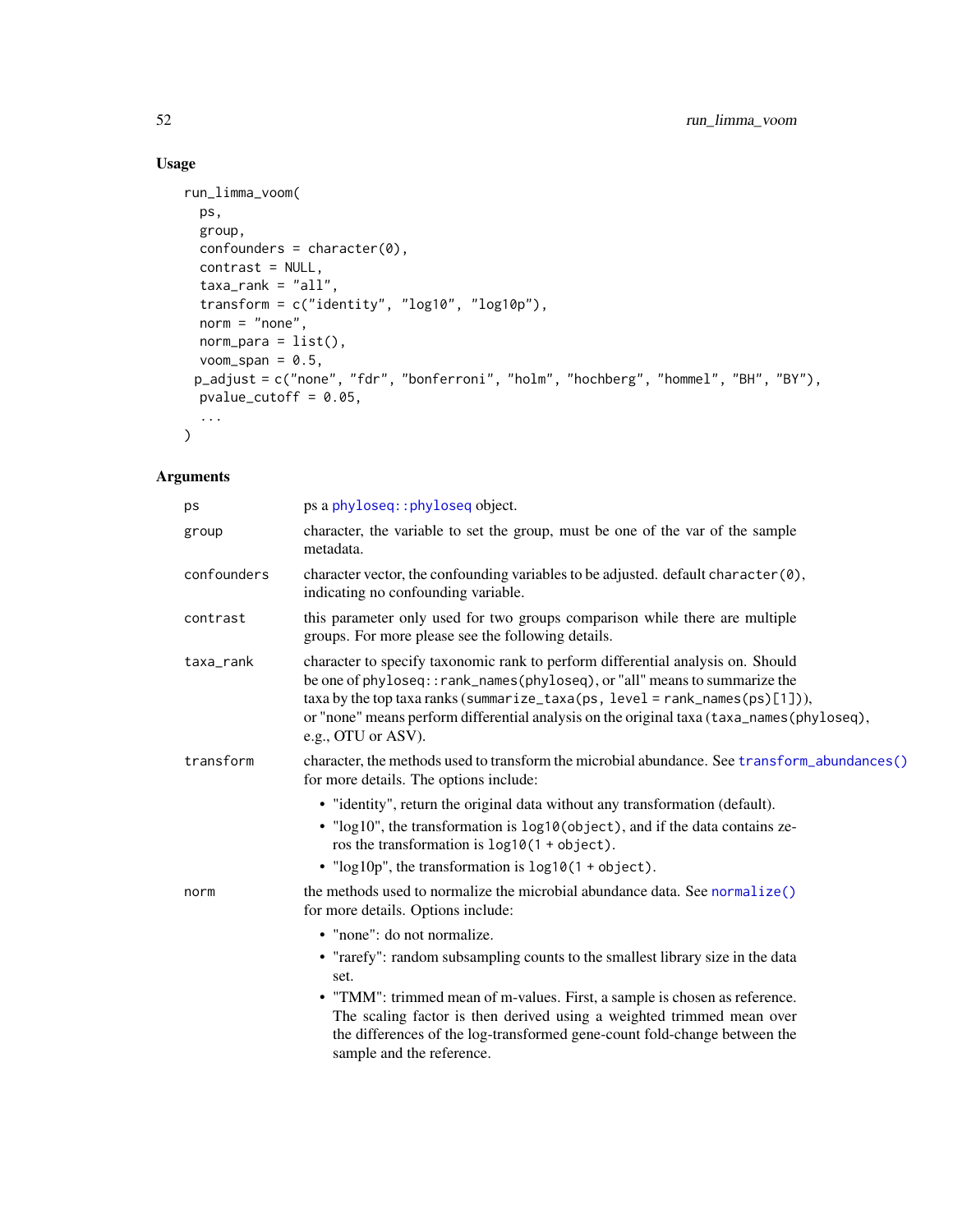## Usage

```
run_limma_voom(
  ps,
  group,
  confounders = character(0),
  contrast = NULL,
  taxa_rank = "all",
  transform = c("identity", "log10", "log10p"),
  norm = "none",
  norm_para = list(),
  voom_span = 0.5,
 p_adjust = c("none", "fdr", "bonferroni", "holm", "hochberg", "hommel", "BH", "BY"),
  pvalue_cutoff = 0.05,
  ...
)
```

## Arguments

**ps** ps a `phyloseq::phyloseq` object.

**group** character, the variable to set the group, must be one of the var of the sample metadata.

**confounders** character vector, the confounding variables to be adjusted. default `character(0)`, indicating no confounding variable.

**contrast** this parameter only used for two groups comparison while there are multiple groups. For more please see the following details.

**taxa_rank** character to specify taxonomic rank to perform differential analysis on. Should be one of `phyloseq::rank_names(phyloseq)`, or "all" means to summarize the taxa by the top taxa ranks (`summarize_taxa(ps, level = rank_names(ps)[1])`), or "none" means perform differential analysis on the original taxa (`taxa_names(phyloseq)`, e.g., OTU or ASV).

**transform** character, the methods used to transform the microbial abundance. See `transform_abundances()` for more details. The options include:

- "identity", return the original data without any transformation (default).
- "log10", the transformation is `log10(object)`, and if the data contains zeros the transformation is `log10(1 + object)`.
- "log10p", the transformation is `log10(1 + object)`.

**norm** the methods used to normalize the microbial abundance data. See `normalize()` for more details. Options include:

- "none": do not normalize.
- "rarefy": random subsampling counts to the smallest library size in the data set.
- "TMM": trimmed mean of m-values. First, a sample is chosen as reference. The scaling factor is then derived using a weighted trimmed mean over the differences of the log-transformed gene-count fold-change between the sample and the reference.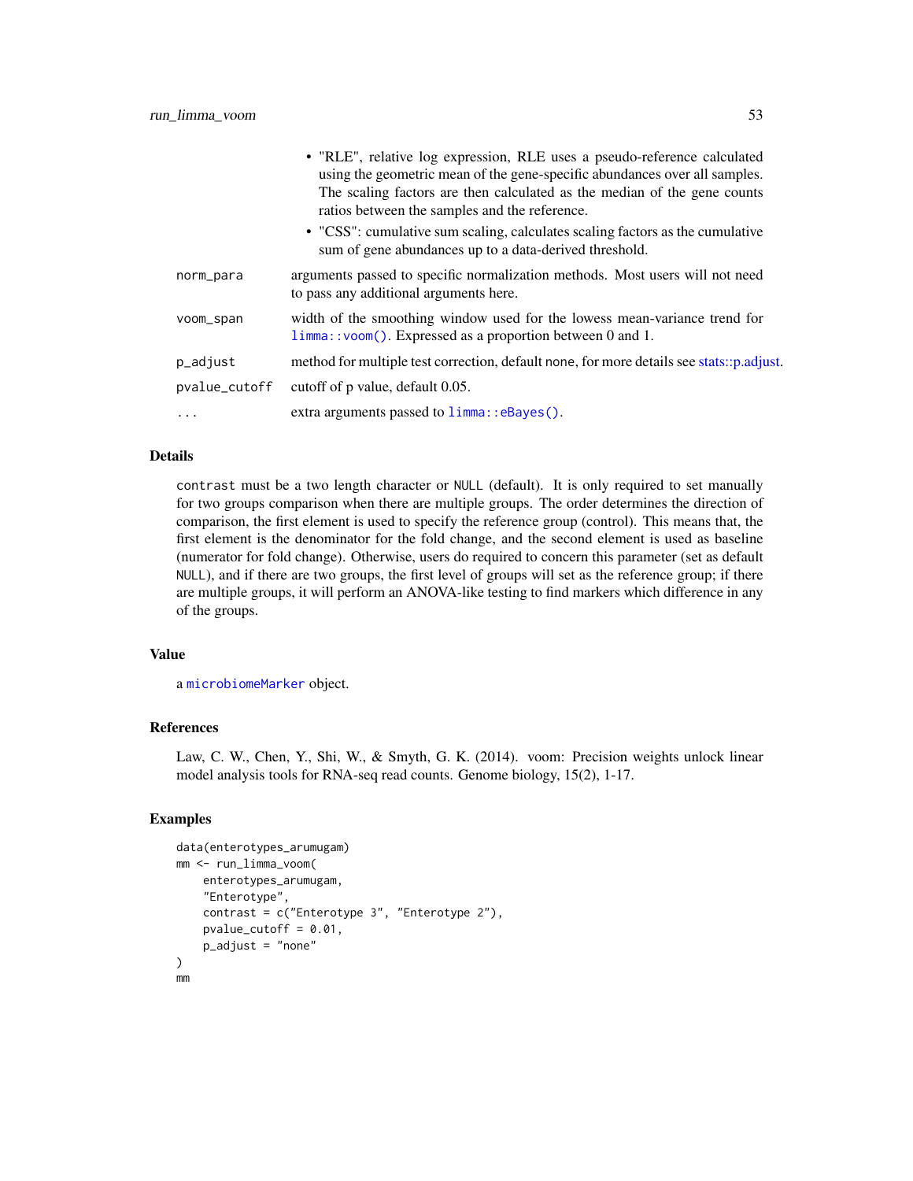- "RLE", relative log expression, RLE uses a pseudo-reference calculated using the geometric mean of the gene-specific abundances over all samples. The scaling factors are then calculated as the median of the gene counts ratios between the samples and the reference.
- "CSS": cumulative sum scaling, calculates scaling factors as the cumulative sum of gene abundances up to a data-derived threshold.

| | |
|---|---|
| norm_para | arguments passed to specific normalization methods. Most users will not need to pass any additional arguments here. |
| voom_span | width of the smoothing window used for the lowess mean-variance trend for `limma::voom()`. Expressed as a proportion between 0 and 1. |
| p_adjust | method for multiple test correction, default none, for more details see stats::p.adjust. |
| pvalue_cutoff | cutoff of p value, default 0.05. |
| ... | extra arguments passed to `limma::eBayes()`. |

## Details

contrast must be a two length character or NULL (default). It is only required to set manually for two groups comparison when there are multiple groups. The order determines the direction of comparison, the first element is used to specify the reference group (control). This means that, the first element is the denominator for the fold change, and the second element is used as baseline (numerator for fold change). Otherwise, users do required to concern this parameter (set as default NULL), and if there are two groups, the first level of groups will set as the reference group; if there are multiple groups, it will perform an ANOVA-like testing to find markers which difference in any of the groups.

## Value

a `microbiomeMarker` object.

## References

Law, C. W., Chen, Y., Shi, W., & Smyth, G. K. (2014). voom: Precision weights unlock linear model analysis tools for RNA-seq read counts. Genome biology, 15(2), 1-17.

## Examples

```
data(enterotypes_arumugam)
mm <- run_limma_voom(
    enterotypes_arumugam,
    "Enterotype",
    contrast = c("Enterotype 3", "Enterotype 2"),
    pvalue_cutoff = 0.01,
    p_adjust = "none"
)
mm
```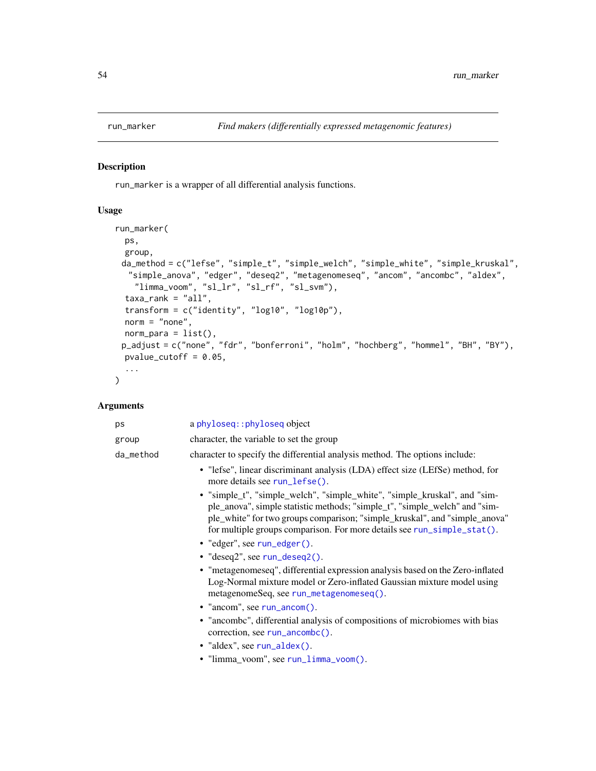run_marker *Find makers (differentially expressed metagenomic features)*

## Description

`run_marker` is a wrapper of all differential analysis functions.

## Usage

```
run_marker(
  ps,
  group,
  da_method = c("lefse", "simple_t", "simple_welch", "simple_white", "simple_kruskal",
    "simple_anova", "edger", "deseq2", "metagenomeseq", "ancom", "ancombc", "aldex",
      "limma_voom", "sl_lr", "sl_rf", "sl_svm"),
  taxa_rank = "all",
  transform = c("identity", "log10", "log10p"),
  norm = "none",
  norm_para = list(),
  p_adjust = c("none", "fdr", "bonferroni", "holm", "hochberg", "hommel", "BH", "BY"),
  pvalue_cutoff = 0.05,
  ...
)
```

## Arguments

`ps` a `phyloseq::phyloseq` object

`group` character, the variable to set the group

`da_method` character to specify the differential analysis method. The options include:

- "lefse", linear discriminant analysis (LDA) effect size (LEfSe) method, for more details see `run_lefse()`.
- "simple_t", "simple_welch", "simple_white", "simple_kruskal", and "simple_anova", simple statistic methods; "simple_t", "simple_welch" and "simple_white" for two groups comparison; "simple_kruskal", and "simple_anova" for multiple groups comparison. For more details see `run_simple_stat()`.
- "edger", see `run_edger()`.
- "deseq2", see `run_deseq2()`.
- "metagenomeseq", differential expression analysis based on the Zero-inflated Log-Normal mixture model or Zero-inflated Gaussian mixture model using metagenomeSeq, see `run_metagenomeseq()`.
- "ancom", see `run_ancom()`.
- "ancombc", differential analysis of compositions of microbiomes with bias correction, see `run_ancombc()`.
- "aldex", see `run_aldex()`.
- "limma_voom", see `run_limma_voom()`.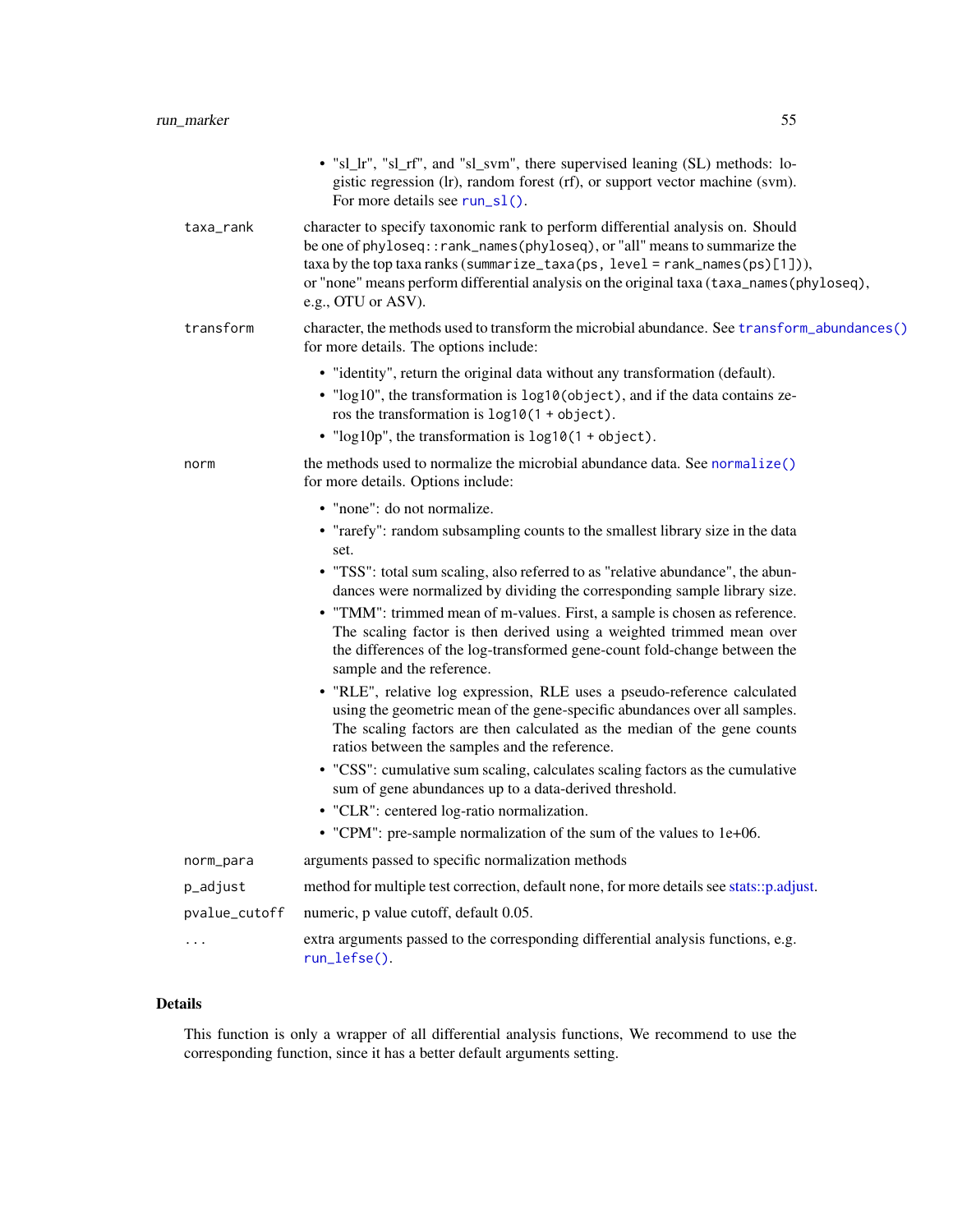- "sl_lr", "sl_rf", and "sl_svm", there supervised leaning (SL) methods: logistic regression (lr), random forest (rf), or support vector machine (svm). For more details see `run_sl()`.

`taxa_rank` character to specify taxonomic rank to perform differential analysis on. Should be one of `phyloseq::rank_names(phyloseq)`, or "all" means to summarize the taxa by the top taxa ranks (`summarize_taxa(ps, level = rank_names(ps)[1])`), or "none" means perform differential analysis on the original taxa (`taxa_names(phyloseq)`, e.g., OTU or ASV).

`transform` character, the methods used to transform the microbial abundance. See `transform_abundances()` for more details. The options include:

- "identity", return the original data without any transformation (default).
- "log10", the transformation is `log10(object)`, and if the data contains zeros the transformation is `log10(1 + object)`.
- "log10p", the transformation is `log10(1 + object)`.

`norm` the methods used to normalize the microbial abundance data. See `normalize()` for more details. Options include:

- "none": do not normalize.
- "rarefy": random subsampling counts to the smallest library size in the data set.
- "TSS": total sum scaling, also referred to as "relative abundance", the abundances were normalized by dividing the corresponding sample library size.
- "TMM": trimmed mean of m-values. First, a sample is chosen as reference. The scaling factor is then derived using a weighted trimmed mean over the differences of the log-transformed gene-count fold-change between the sample and the reference.
- "RLE", relative log expression, RLE uses a pseudo-reference calculated using the geometric mean of the gene-specific abundances over all samples. The scaling factors are then calculated as the median of the gene counts ratios between the samples and the reference.
- "CSS": cumulative sum scaling, calculates scaling factors as the cumulative sum of gene abundances up to a data-derived threshold.
- "CLR": centered log-ratio normalization.
- "CPM": pre-sample normalization of the sum of the values to 1e+06.

`norm_para` arguments passed to specific normalization methods

`p_adjust` method for multiple test correction, default none, for more details see stats::p.adjust.

`pvalue_cutoff` numeric, p value cutoff, default 0.05.

`...` extra arguments passed to the corresponding differential analysis functions, e.g. `run_lefse()`.

## Details

This function is only a wrapper of all differential analysis functions, We recommend to use the corresponding function, since it has a better default arguments setting.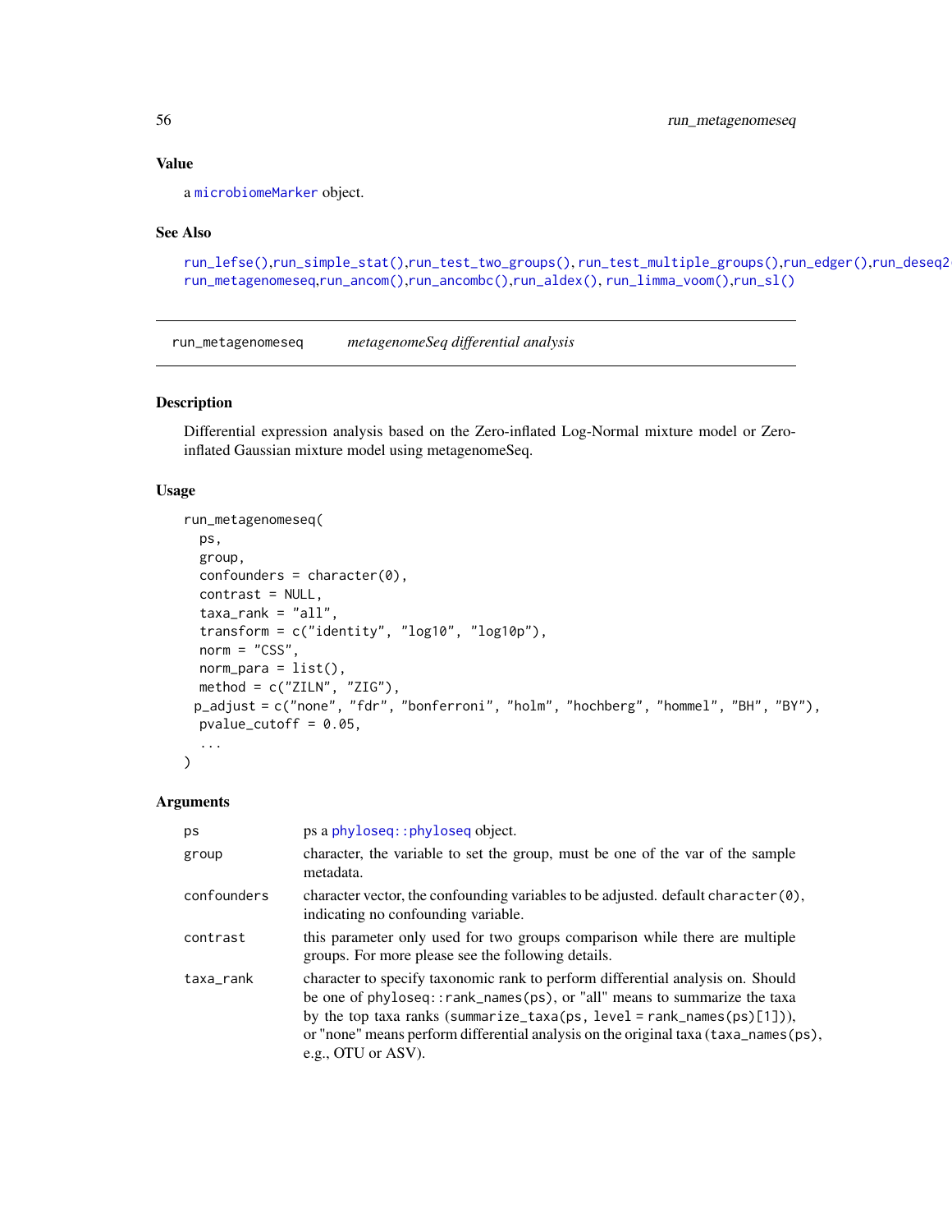## Value

a microbiomeMarker object.

## See Also

run_lefse(),run_simple_stat(),run_test_two_groups(), run_test_multiple_groups(),run_edger(),run_deseq2(), run_metagenomeseq,run_ancom(),run_ancombc(),run_aldex(), run_limma_voom(),run_sl()

---

# run_metagenomeseq    *metagenomeSeq differential analysis*

## Description

Differential expression analysis based on the Zero-inflated Log-Normal mixture model or Zero-inflated Gaussian mixture model using metagenomeSeq.

## Usage

```
run_metagenomeseq(
  ps,
  group,
  confounders = character(0),
  contrast = NULL,
  taxa_rank = "all",
  transform = c("identity", "log10", "log10p"),
  norm = "CSS",
  norm_para = list(),
  method = c("ZILN", "ZIG"),
 p_adjust = c("none", "fdr", "bonferroni", "holm", "hochberg", "hommel", "BH", "BY"),
  pvalue_cutoff = 0.05,
  ...
)
```

## Arguments

| | |
|---|---|
| ps | ps a phyloseq::phyloseq object. |
| group | character, the variable to set the group, must be one of the var of the sample metadata. |
| confounders | character vector, the confounding variables to be adjusted. default `character(0)`, indicating no confounding variable. |
| contrast | this parameter only used for two groups comparison while there are multiple groups. For more please see the following details. |
| taxa_rank | character to specify taxonomic rank to perform differential analysis on. Should be one of `phyloseq::rank_names(ps)`, or "all" means to summarize the taxa by the top taxa ranks (`summarize_taxa(ps, level = rank_names(ps)[1])`), or "none" means perform differential analysis on the original taxa (`taxa_names(ps)`, e.g., OTU or ASV). |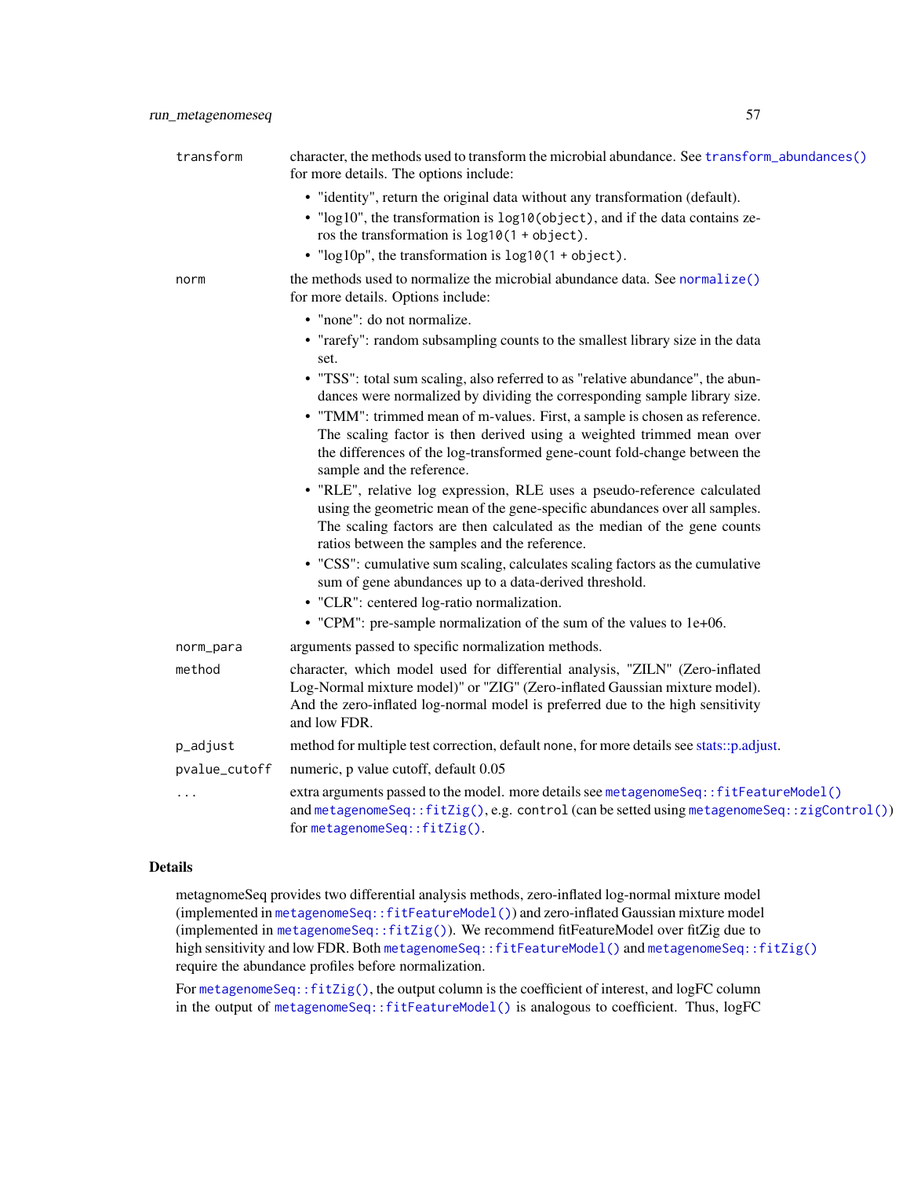| | |
|---|---|
| transform | character, the methods used to transform the microbial abundance. See `transform_abundances()` for more details. The options include:<br>• "identity", return the original data without any transformation (default).<br>• "log10", the transformation is `log10(object)`, and if the data contains zeros the transformation is `log10(1 + object)`.<br>• "log10p", the transformation is `log10(1 + object)`. |
| norm | the methods used to normalize the microbial abundance data. See `normalize()` for more details. Options include:<br>• "none": do not normalize.<br>• "rarefy": random subsampling counts to the smallest library size in the data set.<br>• "TSS": total sum scaling, also referred to as "relative abundance", the abundances were normalized by dividing the corresponding sample library size.<br>• "TMM": trimmed mean of m-values. First, a sample is chosen as reference. The scaling factor is then derived using a weighted trimmed mean over the differences of the log-transformed gene-count fold-change between the sample and the reference.<br>• "RLE", relative log expression, RLE uses a pseudo-reference calculated using the geometric mean of the gene-specific abundances over all samples. The scaling factors are then calculated as the median of the gene counts ratios between the samples and the reference.<br>• "CSS": cumulative sum scaling, calculates scaling factors as the cumulative sum of gene abundances up to a data-derived threshold.<br>• "CLR": centered log-ratio normalization.<br>• "CPM": pre-sample normalization of the sum of the values to 1e+06. |
| norm_para | arguments passed to specific normalization methods. |
| method | character, which model used for differential analysis, "ZILN" (Zero-inflated Log-Normal mixture model)" or "ZIG" (Zero-inflated Gaussian mixture model). And the zero-inflated log-normal model is preferred due to the high sensitivity and low FDR. |
| p_adjust | method for multiple test correction, default none, for more details see stats::p.adjust. |
| pvalue_cutoff | numeric, p value cutoff, default 0.05 |
| ... | extra arguments passed to the model. more details see `metagenomeSeq::fitFeatureModel()` and `metagenomeSeq::fitZig()`, e.g. `control` (can be setted using `metagenomeSeq::zigControl()`) for `metagenomeSeq::fitZig()`. |

## Details

metagnomeSeq provides two differential analysis methods, zero-inflated log-normal mixture model (implemented in `metagenomeSeq::fitFeatureModel()`) and zero-inflated Gaussian mixture model (implemented in `metagenomeSeq::fitZig()`). We recommend fitFeatureModel over fitZig due to high sensitivity and low FDR. Both `metagenomeSeq::fitFeatureModel()` and `metagenomeSeq::fitZig()` require the abundance profiles before normalization.

For `metagenomeSeq::fitZig()`, the output column is the coefficient of interest, and logFC column in the output of `metagenomeSeq::fitFeatureModel()` is analogous to coefficient. Thus, logFC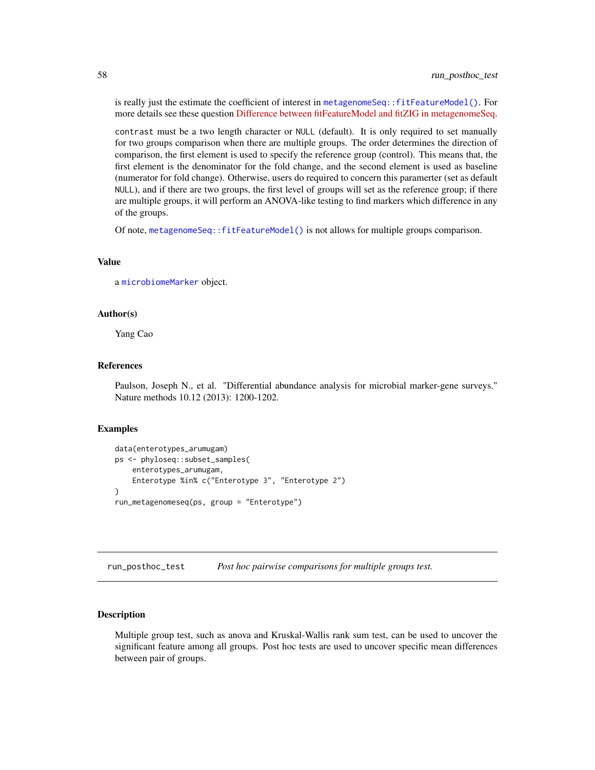is really just the estimate the coefficient of interest in `metagenomeSeq::fitFeatureModel()`. For more details see these question Difference between fitFeatureModel and fitZIG in metagenomeSeq.

`contrast` must be a two length character or `NULL` (default). It is only required to set manually for two groups comparison when there are multiple groups. The order determines the direction of comparison, the first element is used to specify the reference group (control). This means that, the first element is the denominator for the fold change, and the second element is used as baseline (numerator for fold change). Otherwise, users do required to concern this paramerter (set as default `NULL`), and if there are two groups, the first level of groups will set as the reference group; if there are multiple groups, it will perform an ANOVA-like testing to find markers which difference in any of the groups.

Of note, `metagenomeSeq::fitFeatureModel()` is not allows for multiple groups comparison.

### Value

a `microbiomeMarker` object.

### Author(s)

Yang Cao

### References

Paulson, Joseph N., et al. "Differential abundance analysis for microbial marker-gene surveys." Nature methods 10.12 (2013): 1200-1202.

### Examples

```
data(enterotypes_arumugam)
ps <- phyloseq::subset_samples(
    enterotypes_arumugam,
    Enterotype %in% c("Enterotype 3", "Enterotype 2")
)
run_metagenomeseq(ps, group = "Enterotype")
```

---

## run_posthoc_test    *Post hoc pairwise comparisons for multiple groups test.*

---

### Description

Multiple group test, such as anova and Kruskal-Wallis rank sum test, can be used to uncover the significant feature among all groups. Post hoc tests are used to uncover specific mean differences between pair of groups.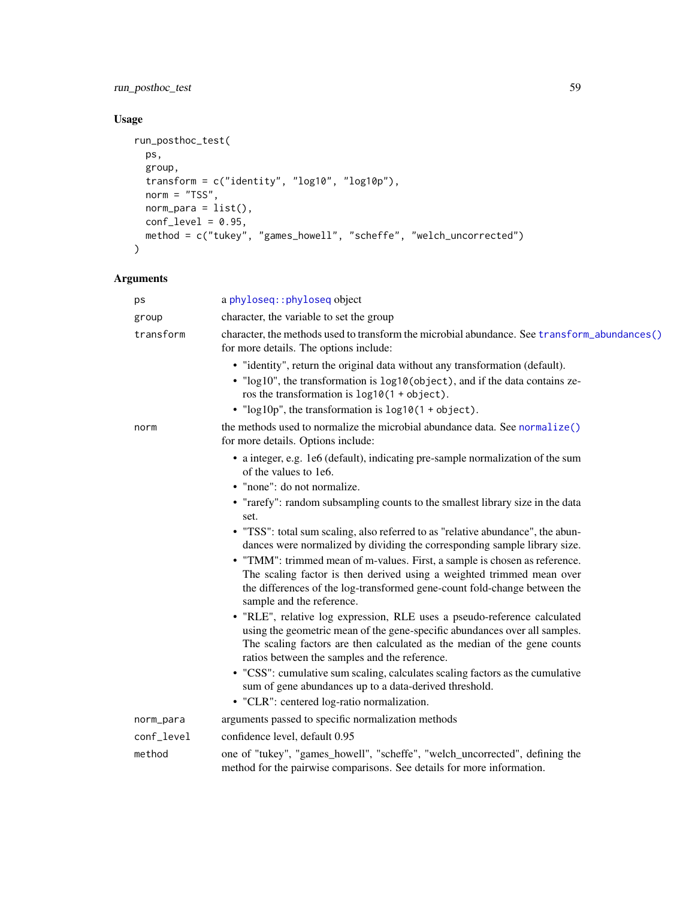## Usage

```
run_posthoc_test(
  ps,
  group,
  transform = c("identity", "log10", "log10p"),
  norm = "TSS",
  norm_para = list(),
  conf_level = 0.95,
  method = c("tukey", "games_howell", "scheffe", "welch_uncorrected")
)
```

## Arguments

- **ps**: a phyloseq::phyloseq object
- **group**: character, the variable to set the group
- **transform**: character, the methods used to transform the microbial abundance. See transform_abundances() for more details. The options include:
  - "identity", return the original data without any transformation (default).
  - "log10", the transformation is `log10(object)`, and if the data contains zeros the transformation is `log10(1 + object)`.
  - "log10p", the transformation is `log10(1 + object)`.
- **norm**: the methods used to normalize the microbial abundance data. See normalize() for more details. Options include:
  - a integer, e.g. 1e6 (default), indicating pre-sample normalization of the sum of the values to 1e6.
  - "none": do not normalize.
  - "rarefy": random subsampling counts to the smallest library size in the data set.
  - "TSS": total sum scaling, also referred to as "relative abundance", the abundances were normalized by dividing the corresponding sample library size.
  - "TMM": trimmed mean of m-values. First, a sample is chosen as reference. The scaling factor is then derived using a weighted trimmed mean over the differences of the log-transformed gene-count fold-change between the sample and the reference.
  - "RLE", relative log expression, RLE uses a pseudo-reference calculated using the geometric mean of the gene-specific abundances over all samples. The scaling factors are then calculated as the median of the gene counts ratios between the samples and the reference.
  - "CSS": cumulative sum scaling, calculates scaling factors as the cumulative sum of gene abundances up to a data-derived threshold.
  - "CLR": centered log-ratio normalization.
- **norm_para**: arguments passed to specific normalization methods
- **conf_level**: confidence level, default 0.95
- **method**: one of "tukey", "games_howell", "scheffe", "welch_uncorrected", defining the method for the pairwise comparisons. See details for more information.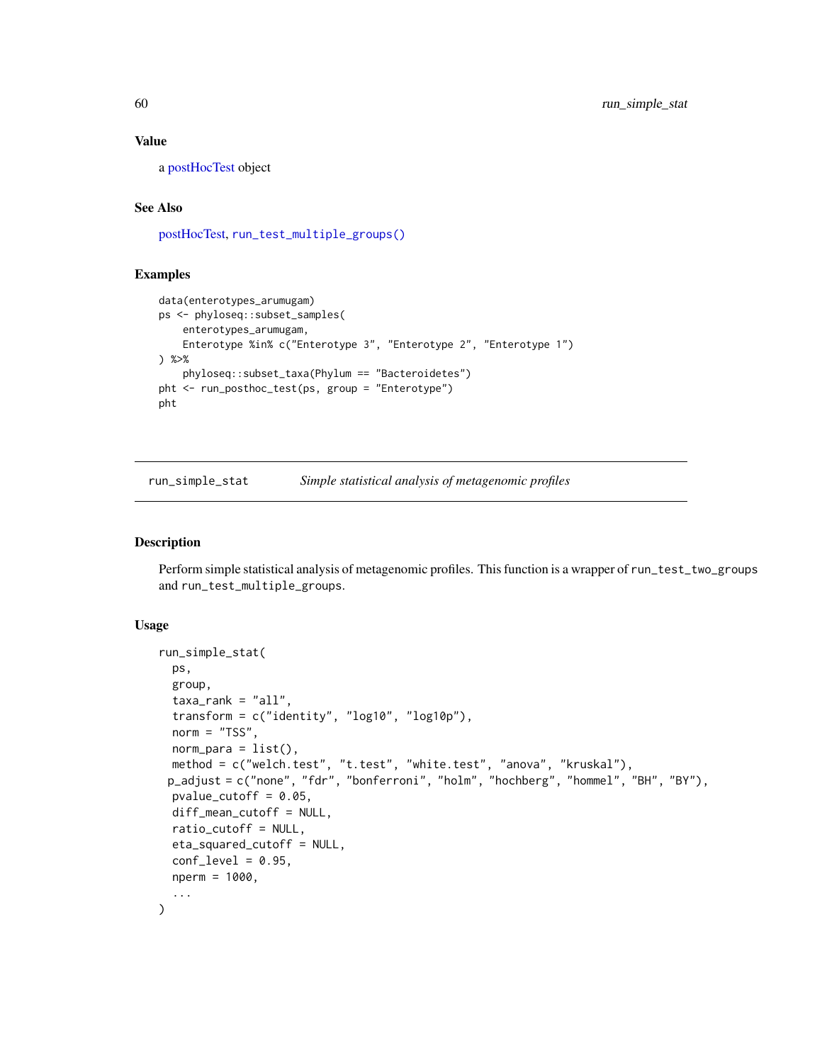### Value

a postHocTest object

### See Also

postHocTest, `run_test_multiple_groups()`

### Examples

```
data(enterotypes_arumugam)
ps <- phyloseq::subset_samples(
    enterotypes_arumugam,
    Enterotype %in% c("Enterotype 3", "Enterotype 2", "Enterotype 1")
) %>%
    phyloseq::subset_taxa(Phylum == "Bacteroidetes")
pht <- run_posthoc_test(ps, group = "Enterotype")
pht
```

---

## run_simple_stat *Simple statistical analysis of metagenomic profiles*

### Description

Perform simple statistical analysis of metagenomic profiles. This function is a wrapper of `run_test_two_groups` and `run_test_multiple_groups`.

### Usage

```
run_simple_stat(
  ps,
  group,
  taxa_rank = "all",
  transform = c("identity", "log10", "log10p"),
  norm = "TSS",
  norm_para = list(),
  method = c("welch.test", "t.test", "white.test", "anova", "kruskal"),
 p_adjust = c("none", "fdr", "bonferroni", "holm", "hochberg", "hommel", "BH", "BY"),
  pvalue_cutoff = 0.05,
  diff_mean_cutoff = NULL,
  ratio_cutoff = NULL,
  eta_squared_cutoff = NULL,
  conf_level = 0.95,
  nperm = 1000,
  ...
)
```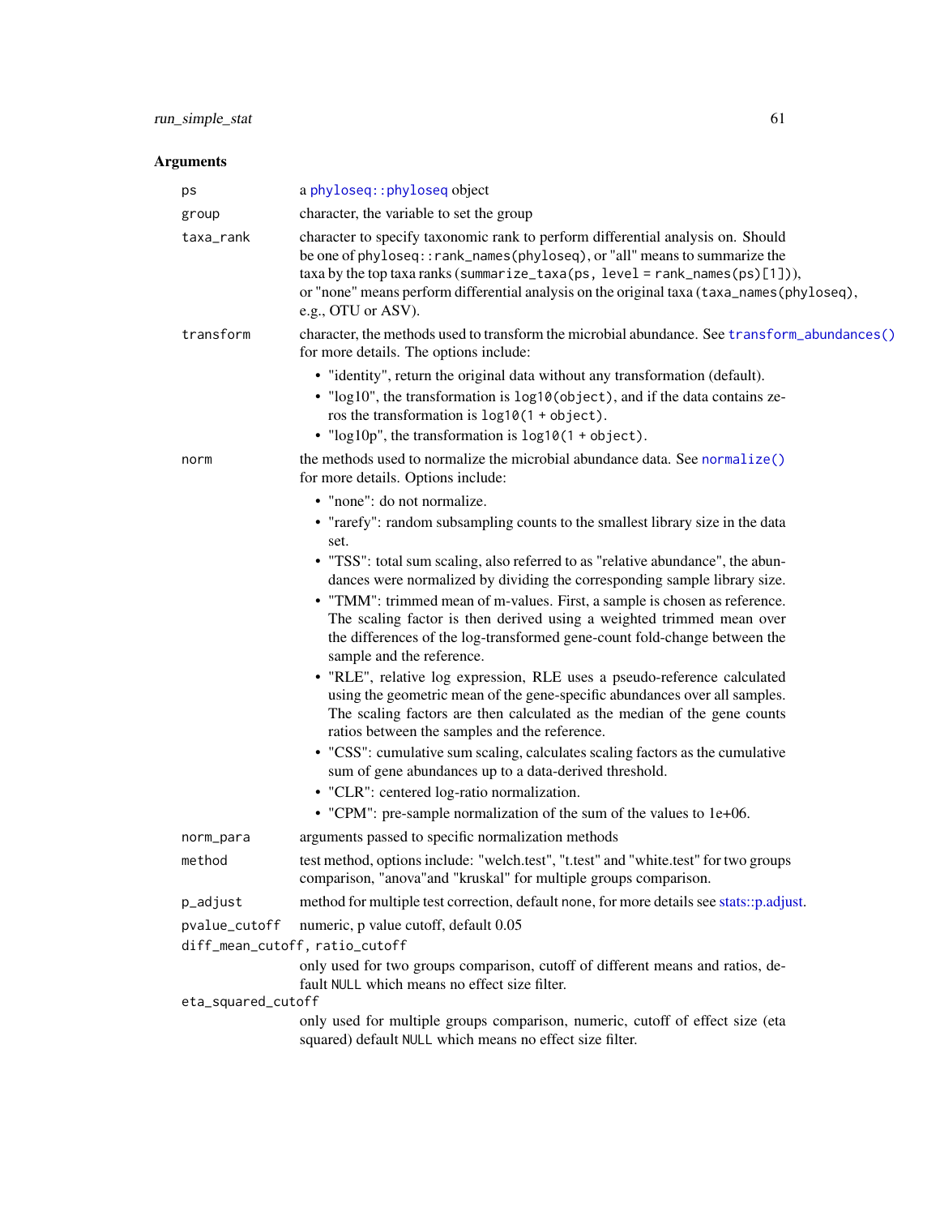## Arguments

**ps**
: a `phyloseq::phyloseq` object

**group**
: character, the variable to set the group

**taxa_rank**
: character to specify taxonomic rank to perform differential analysis on. Should be one of `phyloseq::rank_names(phyloseq)`, or "all" means to summarize the taxa by the top taxa ranks (`summarize_taxa(ps, level = rank_names(ps)[1])`), or "none" means perform differential analysis on the original taxa (`taxa_names(phyloseq)`, e.g., OTU or ASV).

**transform**
: character, the methods used to transform the microbial abundance. See `transform_abundances()` for more details. The options include:
  - "identity", return the original data without any transformation (default).
  - "log10", the transformation is `log10(object)`, and if the data contains zeros the transformation is `log10(1 + object)`.
  - "log10p", the transformation is `log10(1 + object)`.

**norm**
: the methods used to normalize the microbial abundance data. See `normalize()` for more details. Options include:
  - "none": do not normalize.
  - "rarefy": random subsampling counts to the smallest library size in the data set.
  - "TSS": total sum scaling, also referred to as "relative abundance", the abundances were normalized by dividing the corresponding sample library size.
  - "TMM": trimmed mean of m-values. First, a sample is chosen as reference. The scaling factor is then derived using a weighted trimmed mean over the differences of the log-transformed gene-count fold-change between the sample and the reference.
  - "RLE", relative log expression, RLE uses a pseudo-reference calculated using the geometric mean of the gene-specific abundances over all samples. The scaling factors are then calculated as the median of the gene counts ratios between the samples and the reference.
  - "CSS": cumulative sum scaling, calculates scaling factors as the cumulative sum of gene abundances up to a data-derived threshold.
  - "CLR": centered log-ratio normalization.
  - "CPM": pre-sample normalization of the sum of the values to 1e+06.

**norm_para**
: arguments passed to specific normalization methods

**method**
: test method, options include: "welch.test", "t.test" and "white.test" for two groups comparison, "anova"and "kruskal" for multiple groups comparison.

**p_adjust**
: method for multiple test correction, default none, for more details see stats::p.adjust.

**pvalue_cutoff**
: numeric, p value cutoff, default 0.05

**diff_mean_cutoff, ratio_cutoff**
: only used for two groups comparison, cutoff of different means and ratios, default `NULL` which means no effect size filter.

**eta_squared_cutoff**
: only used for multiple groups comparison, numeric, cutoff of effect size (eta squared) default `NULL` which means no effect size filter.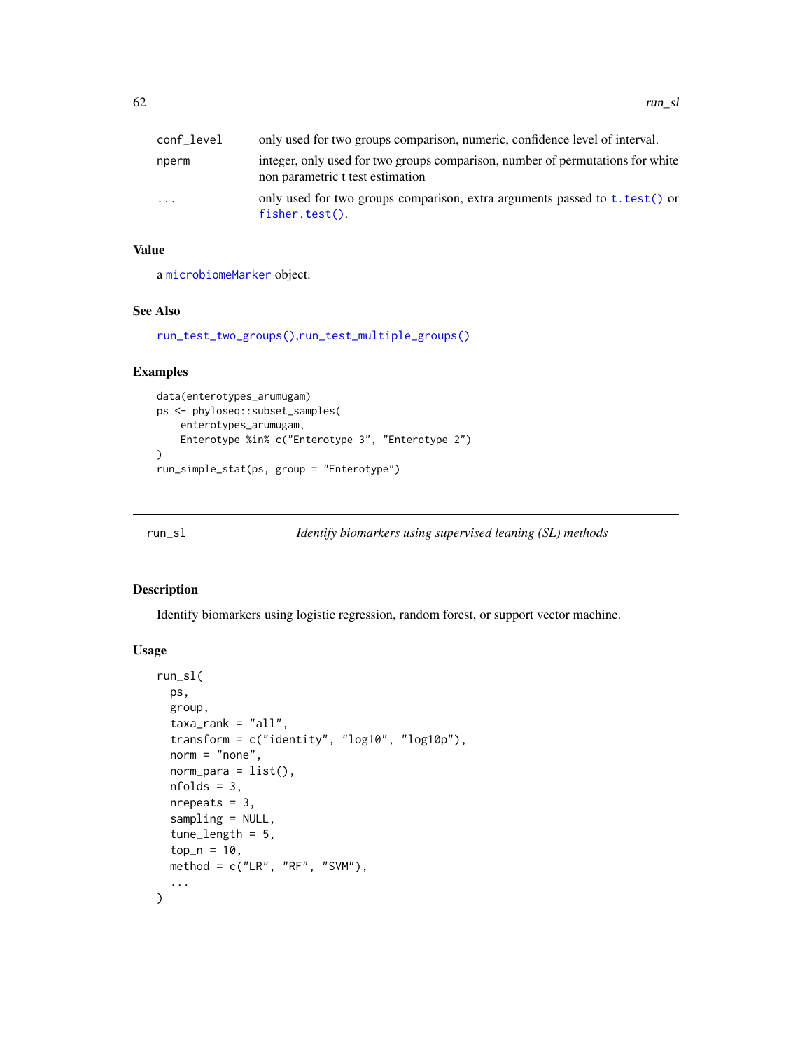| | |
|---|---|
| conf_level | only used for two groups comparison, numeric, confidence level of interval. |
| nperm | integer, only used for two groups comparison, number of permutations for white non parametric t test estimation |
| ... | only used for two groups comparison, extra arguments passed to t.test() or fisher.test(). |

### Value

a microbiomeMarker object.

### See Also

run_test_two_groups(),run_test_multiple_groups()

### Examples

```
data(enterotypes_arumugam)
ps <- phyloseq::subset_samples(
    enterotypes_arumugam,
    Enterotype %in% c("Enterotype 3", "Enterotype 2")
)
run_simple_stat(ps, group = "Enterotype")
```

## run_sl — *Identify biomarkers using supervised leaning (SL) methods*

### Description

Identify biomarkers using logistic regression, random forest, or support vector machine.

### Usage

```
run_sl(
  ps,
  group,
  taxa_rank = "all",
  transform = c("identity", "log10", "log10p"),
  norm = "none",
  norm_para = list(),
  nfolds = 3,
  nrepeats = 3,
  sampling = NULL,
  tune_length = 5,
  top_n = 10,
  method = c("LR", "RF", "SVM"),
  ...
)
```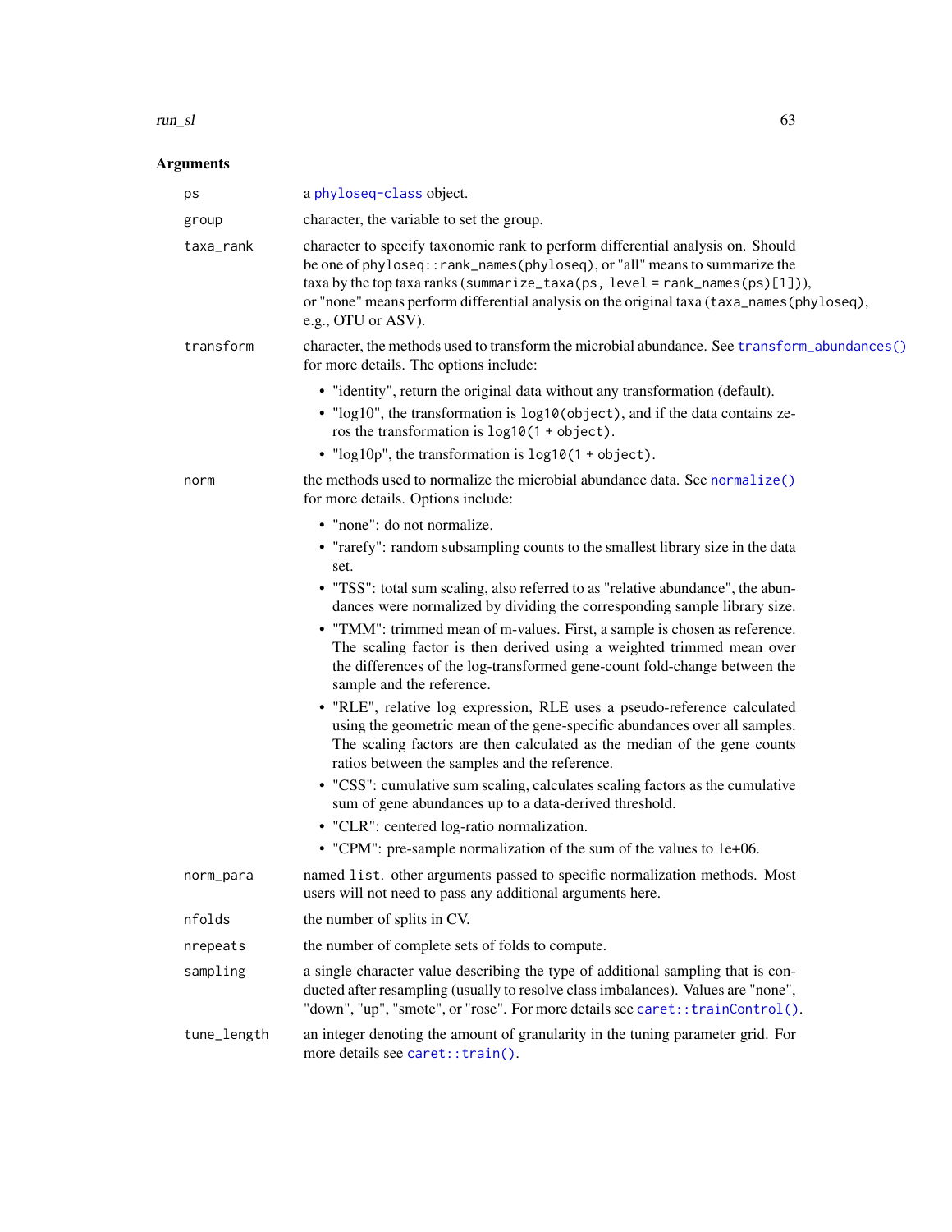## Arguments

**ps** a phyloseq-class object.

**group** character, the variable to set the group.

**taxa_rank** character to specify taxonomic rank to perform differential analysis on. Should be one of `phyloseq::rank_names(phyloseq)`, or "all" means to summarize the taxa by the top taxa ranks (`summarize_taxa(ps, level = rank_names(ps)[1])`), or "none" means perform differential analysis on the original taxa (`taxa_names(phyloseq)`, e.g., OTU or ASV).

**transform** character, the methods used to transform the microbial abundance. See `transform_abundances()` for more details. The options include:

- "identity", return the original data without any transformation (default).
- "log10", the transformation is `log10(object)`, and if the data contains zeros the transformation is `log10(1 + object)`.
- "log10p", the transformation is `log10(1 + object)`.

**norm** the methods used to normalize the microbial abundance data. See `normalize()` for more details. Options include:

- "none": do not normalize.
- "rarefy": random subsampling counts to the smallest library size in the data set.
- "TSS": total sum scaling, also referred to as "relative abundance", the abundances were normalized by dividing the corresponding sample library size.
- "TMM": trimmed mean of m-values. First, a sample is chosen as reference. The scaling factor is then derived using a weighted trimmed mean over the differences of the log-transformed gene-count fold-change between the sample and the reference.
- "RLE", relative log expression, RLE uses a pseudo-reference calculated using the geometric mean of the gene-specific abundances over all samples. The scaling factors are then calculated as the median of the gene counts ratios between the samples and the reference.
- "CSS": cumulative sum scaling, calculates scaling factors as the cumulative sum of gene abundances up to a data-derived threshold.
- "CLR": centered log-ratio normalization.
- "CPM": pre-sample normalization of the sum of the values to 1e+06.

**norm_para** named `list`. other arguments passed to specific normalization methods. Most users will not need to pass any additional arguments here.

**nfolds** the number of splits in CV.

**nrepeats** the number of complete sets of folds to compute.

**sampling** a single character value describing the type of additional sampling that is conducted after resampling (usually to resolve class imbalances). Values are "none", "down", "up", "smote", or "rose". For more details see `caret::trainControl()`.

**tune_length** an integer denoting the amount of granularity in the tuning parameter grid. For more details see `caret::train()`.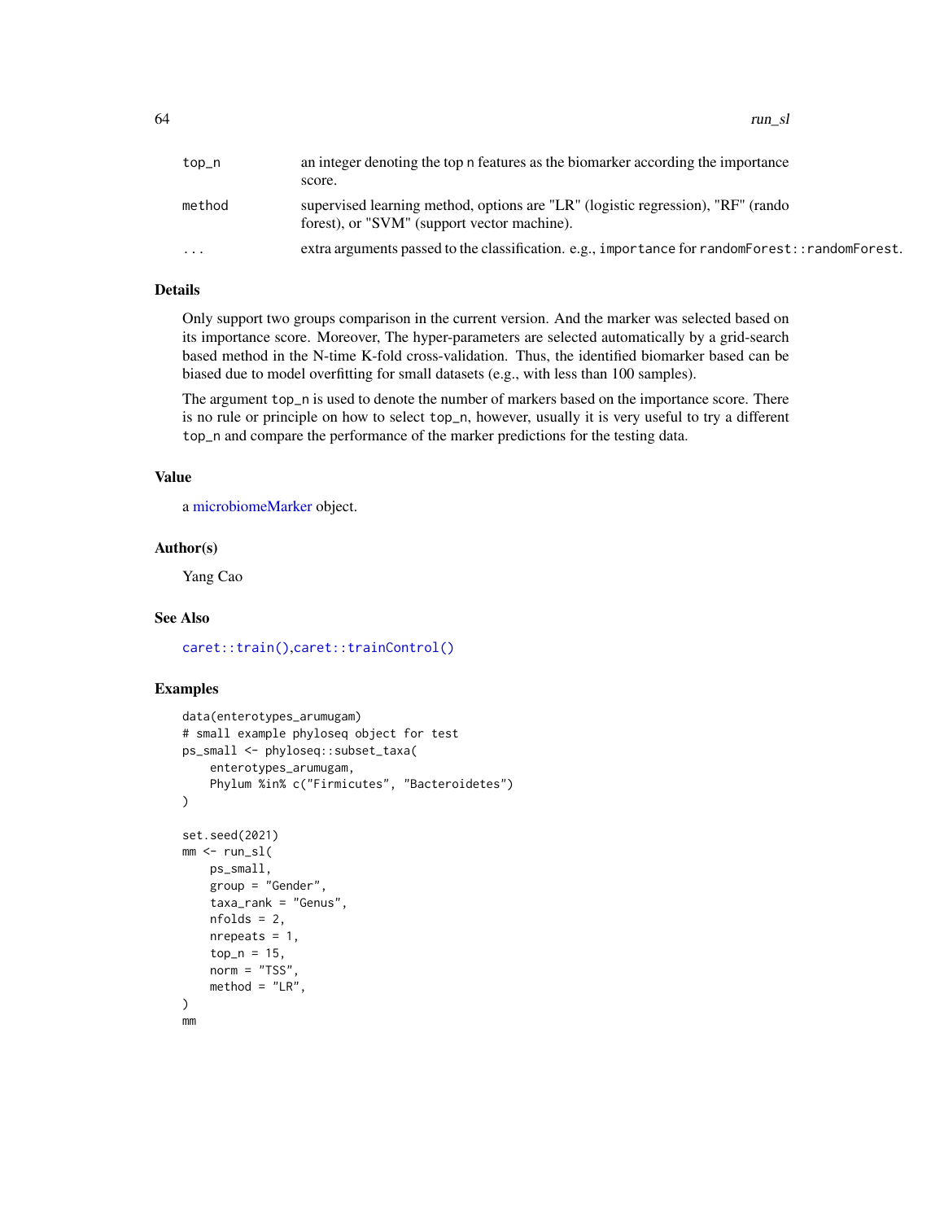| | |
|---|---|
| top_n | an integer denoting the top n features as the biomarker according the importance score. |
| method | supervised learning method, options are "LR" (logistic regression), "RF" (rando forest), or "SVM" (support vector machine). |
| ... | extra arguments passed to the classification. e.g., importance for randomForest::randomForest. |

## Details

Only support two groups comparison in the current version. And the marker was selected based on its importance score. Moreover, The hyper-parameters are selected automatically by a grid-search based method in the N-time K-fold cross-validation. Thus, the identified biomarker based can be biased due to model overfitting for small datasets (e.g., with less than 100 samples).

The argument top_n is used to denote the number of markers based on the importance score. There is no rule or principle on how to select top_n, however, usually it is very useful to try a different top_n and compare the performance of the marker predictions for the testing data.

## Value

a microbiomeMarker object.

## Author(s)

Yang Cao

## See Also

caret::train(),caret::trainControl()

## Examples

```
data(enterotypes_arumugam)
# small example phyloseq object for test
ps_small <- phyloseq::subset_taxa(
    enterotypes_arumugam,
    Phylum %in% c("Firmicutes", "Bacteroidetes")
)

set.seed(2021)
mm <- run_sl(
    ps_small,
    group = "Gender",
    taxa_rank = "Genus",
    nfolds = 2,
    nrepeats = 1,
    top_n = 15,
    norm = "TSS",
    method = "LR",
)
mm
```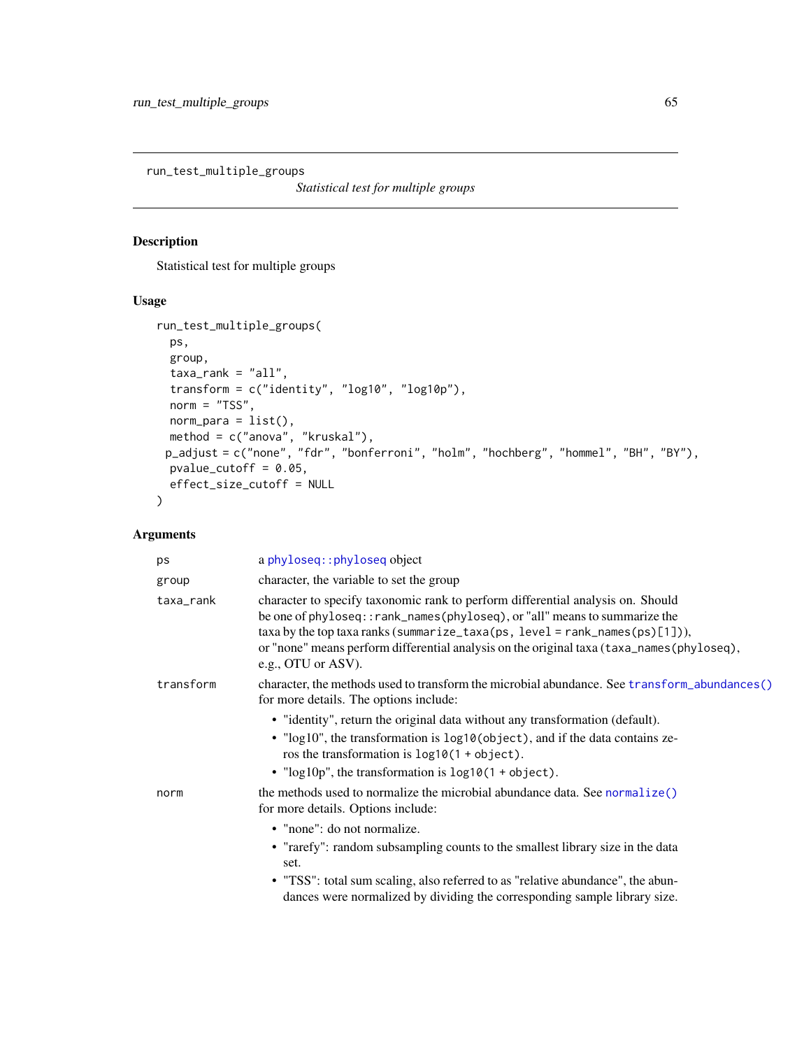## run_test_multiple_groups

*Statistical test for multiple groups*

### Description

Statistical test for multiple groups

### Usage

```
run_test_multiple_groups(
  ps,
  group,
  taxa_rank = "all",
  transform = c("identity", "log10", "log10p"),
  norm = "TSS",
  norm_para = list(),
  method = c("anova", "kruskal"),
 p_adjust = c("none", "fdr", "bonferroni", "holm", "hochberg", "hommel", "BH", "BY"),
  pvalue_cutoff = 0.05,
  effect_size_cutoff = NULL
)
```

### Arguments

| | |
|---|---|
| `ps` | a `phyloseq::phyloseq` object |
| `group` | character, the variable to set the group |
| `taxa_rank` | character to specify taxonomic rank to perform differential analysis on. Should be one of `phyloseq::rank_names(phyloseq)`, or "all" means to summarize the taxa by the top taxa ranks (`summarize_taxa(ps, level = rank_names(ps)[1])`), or "none" means perform differential analysis on the original taxa (`taxa_names(phyloseq)`, e.g., OTU or ASV). |
| `transform` | character, the methods used to transform the microbial abundance. See `transform_abundances()` for more details. The options include:<br>• "identity", return the original data without any transformation (default).<br>• "log10", the transformation is `log10(object)`, and if the data contains zeros the transformation is `log10(1 + object)`.<br>• "log10p", the transformation is `log10(1 + object)`. |
| `norm` | the methods used to normalize the microbial abundance data. See `normalize()` for more details. Options include:<br>• "none": do not normalize.<br>• "rarefy": random subsampling counts to the smallest library size in the data set.<br>• "TSS": total sum scaling, also referred to as "relative abundance", the abundances were normalized by dividing the corresponding sample library size. |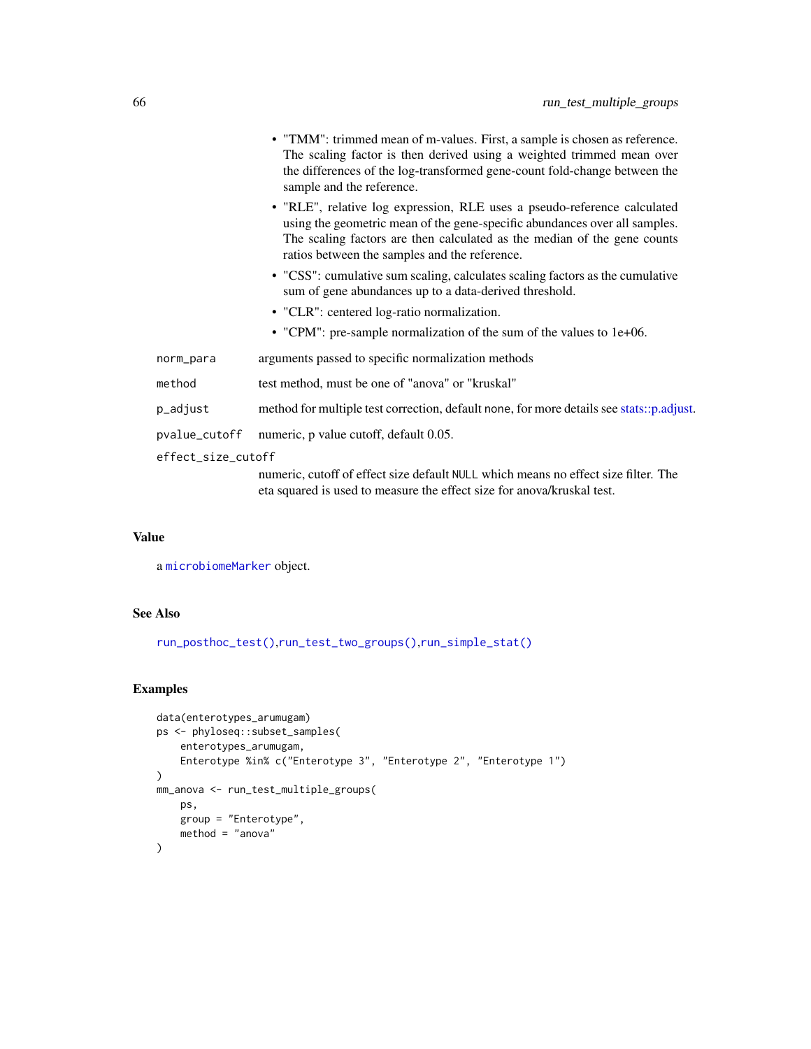- "TMM": trimmed mean of m-values. First, a sample is chosen as reference. The scaling factor is then derived using a weighted trimmed mean over the differences of the log-transformed gene-count fold-change between the sample and the reference.
- "RLE", relative log expression, RLE uses a pseudo-reference calculated using the geometric mean of the gene-specific abundances over all samples. The scaling factors are then calculated as the median of the gene counts ratios between the samples and the reference.
- "CSS": cumulative sum scaling, calculates scaling factors as the cumulative sum of gene abundances up to a data-derived threshold.
- "CLR": centered log-ratio normalization.
- "CPM": pre-sample normalization of the sum of the values to 1e+06.

`norm_para` arguments passed to specific normalization methods

`method` test method, must be one of "anova" or "kruskal"

`p_adjust` method for multiple test correction, default `none`, for more details see stats::p.adjust.

`pvalue_cutoff` numeric, p value cutoff, default 0.05.

`effect_size_cutoff` numeric, cutoff of effect size default `NULL` which means no effect size filter. The eta squared is used to measure the effect size for anova/kruskal test.

## Value

a `microbiomeMarker` object.

## See Also

`run_posthoc_test()`,`run_test_two_groups()`,`run_simple_stat()`

## Examples

```
data(enterotypes_arumugam)
ps <- phyloseq::subset_samples(
    enterotypes_arumugam,
    Enterotype %in% c("Enterotype 3", "Enterotype 2", "Enterotype 1")
)
mm_anova <- run_test_multiple_groups(
    ps,
    group = "Enterotype",
    method = "anova"
)
```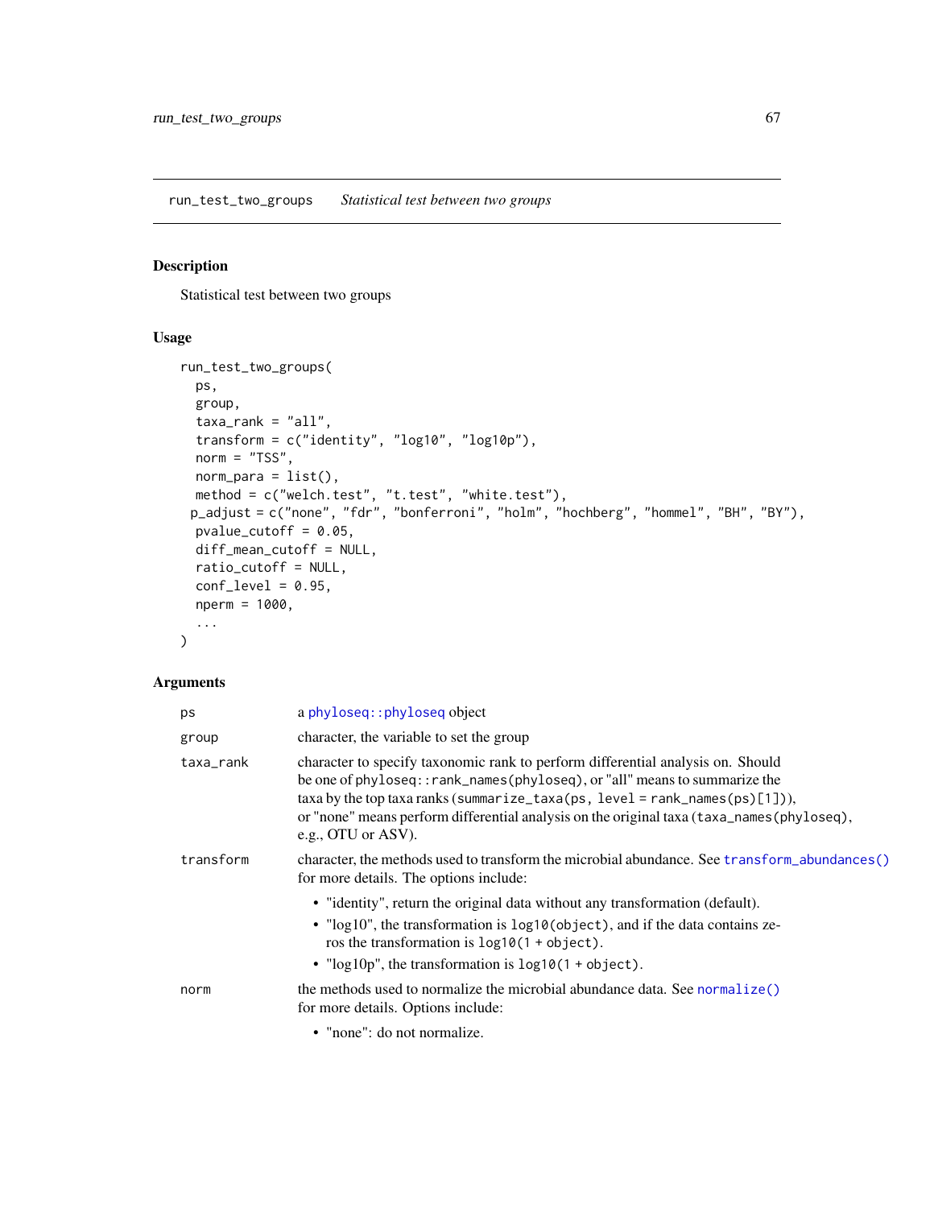run_test_two_groups *Statistical test between two groups*

## Description

Statistical test between two groups

## Usage

```
run_test_two_groups(
  ps,
  group,
  taxa_rank = "all",
  transform = c("identity", "log10", "log10p"),
  norm = "TSS",
  norm_para = list(),
  method = c("welch.test", "t.test", "white.test"),
  p_adjust = c("none", "fdr", "bonferroni", "holm", "hochberg", "hommel", "BH", "BY"),
  pvalue_cutoff = 0.05,
  diff_mean_cutoff = NULL,
  ratio_cutoff = NULL,
  conf_level = 0.95,
  nperm = 1000,
  ...
)
```

## Arguments

`ps` a phyloseq::phyloseq object

`group` character, the variable to set the group

`taxa_rank` character to specify taxonomic rank to perform differential analysis on. Should be one of `phyloseq::rank_names(phyloseq)`, or "all" means to summarize the taxa by the top taxa ranks (`summarize_taxa(ps, level = rank_names(ps)[1])`), or "none" means perform differential analysis on the original taxa (`taxa_names(phyloseq)`, e.g., OTU or ASV).

`transform` character, the methods used to transform the microbial abundance. See `transform_abundances()` for more details. The options include:

- "identity", return the original data without any transformation (default).
- "log10", the transformation is `log10(object)`, and if the data contains zeros the transformation is `log10(1 + object)`.
- "log10p", the transformation is `log10(1 + object)`.

`norm` the methods used to normalize the microbial abundance data. See `normalize()` for more details. Options include:

- "none": do not normalize.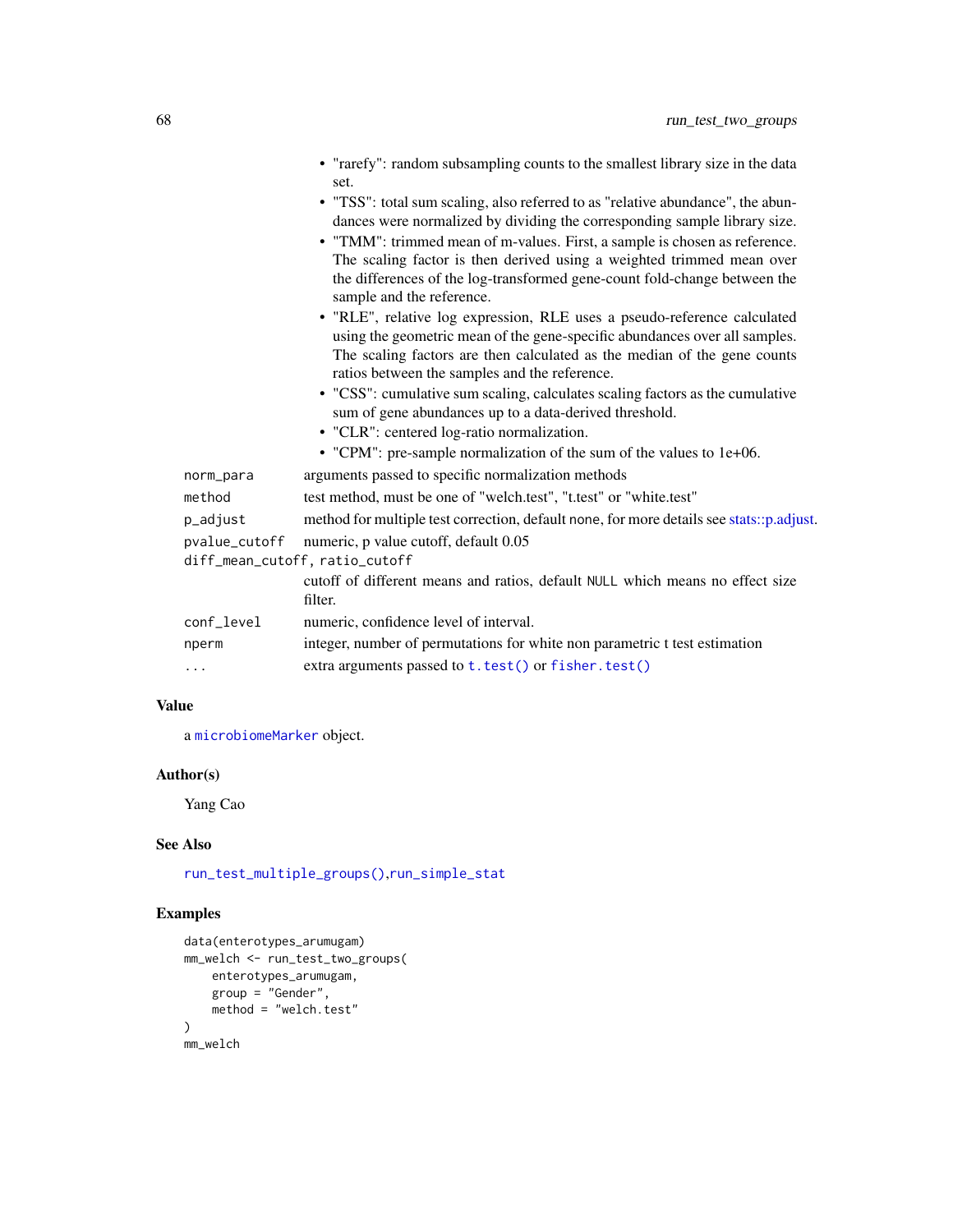- "rarefy": random subsampling counts to the smallest library size in the data set.
- "TSS": total sum scaling, also referred to as "relative abundance", the abundances were normalized by dividing the corresponding sample library size.
- "TMM": trimmed mean of m-values. First, a sample is chosen as reference. The scaling factor is then derived using a weighted trimmed mean over the differences of the log-transformed gene-count fold-change between the sample and the reference.
- "RLE", relative log expression, RLE uses a pseudo-reference calculated using the geometric mean of the gene-specific abundances over all samples. The scaling factors are then calculated as the median of the gene counts ratios between the samples and the reference.
- "CSS": cumulative sum scaling, calculates scaling factors as the cumulative sum of gene abundances up to a data-derived threshold.
- "CLR": centered log-ratio normalization.
- "CPM": pre-sample normalization of the sum of the values to 1e+06.

`norm_para` arguments passed to specific normalization methods

`method` test method, must be one of "welch.test", "t.test" or "white.test"

`p_adjust` method for multiple test correction, default none, for more details see stats::p.adjust.

`pvalue_cutoff` numeric, p value cutoff, default 0.05

`diff_mean_cutoff, ratio_cutoff`
cutoff of different means and ratios, default `NULL` which means no effect size filter.

`conf_level` numeric, confidence level of interval.

`nperm` integer, number of permutations for white non parametric t test estimation

`...` extra arguments passed to `t.test()` or `fisher.test()`

## Value

a `microbiomeMarker` object.

## Author(s)

Yang Cao

## See Also

`run_test_multiple_groups()`,`run_simple_stat`

## Examples

```
data(enterotypes_arumugam)
mm_welch <- run_test_two_groups(
    enterotypes_arumugam,
    group = "Gender",
    method = "welch.test"
)
mm_welch
```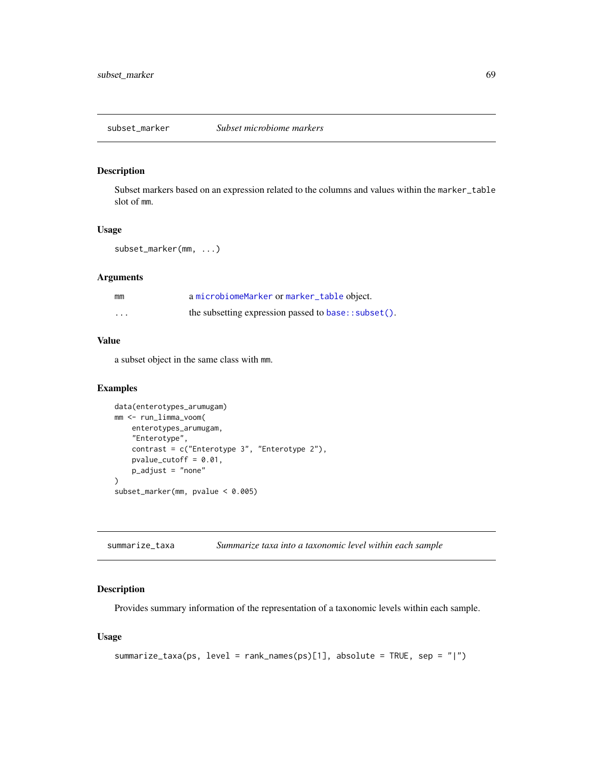## subset_marker *Subset microbiome markers*

### Description

Subset markers based on an expression related to the columns and values within the `marker_table` slot of `mm`.

### Usage

```
subset_marker(mm, ...)
```

### Arguments

| | |
|---|---|
| `mm` | a `microbiomeMarker` or `marker_table` object. |
| `...` | the subsetting expression passed to `base::subset()`. |

### Value

a subset object in the same class with `mm`.

### Examples

```
data(enterotypes_arumugam)
mm <- run_limma_voom(
    enterotypes_arumugam,
    "Enterotype",
    contrast = c("Enterotype 3", "Enterotype 2"),
    pvalue_cutoff = 0.01,
    p_adjust = "none"
)
subset_marker(mm, pvalue < 0.005)
```

## summarize_taxa *Summarize taxa into a taxonomic level within each sample*

### Description

Provides summary information of the representation of a taxonomic levels within each sample.

### Usage

```
summarize_taxa(ps, level = rank_names(ps)[1], absolute = TRUE, sep = "|")
```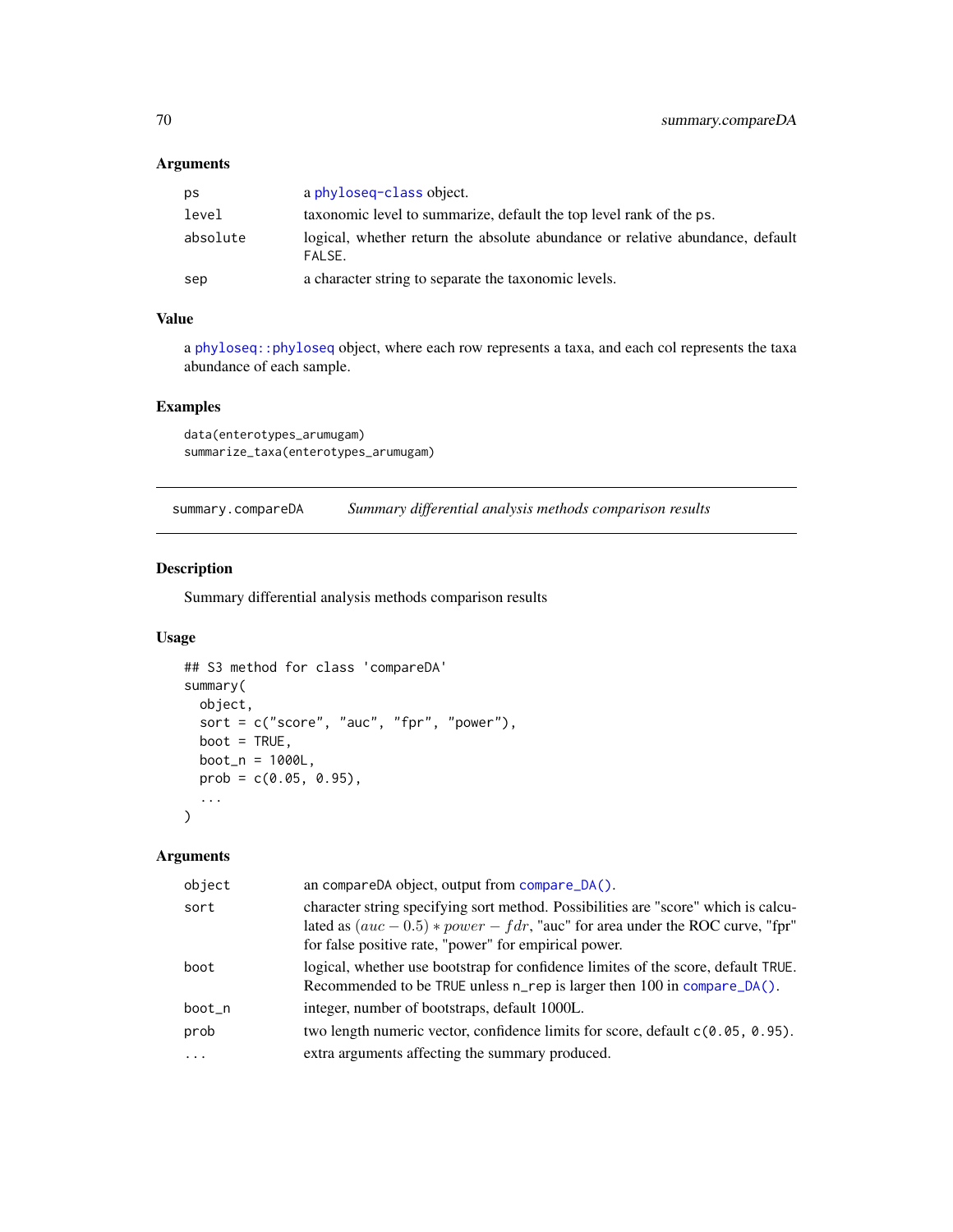### Arguments

| | |
|---|---|
| ps | a phyloseq-class object. |
| level | taxonomic level to summarize, default the top level rank of the ps. |
| absolute | logical, whether return the absolute abundance or relative abundance, default FALSE. |
| sep | a character string to separate the taxonomic levels. |

### Value

a phyloseq::phyloseq object, where each row represents a taxa, and each col represents the taxa abundance of each sample.

### Examples

```
data(enterotypes_arumugam)
summarize_taxa(enterotypes_arumugam)
```

---

## summary.compareDA — *Summary differential analysis methods comparison results*

### Description

Summary differential analysis methods comparison results

### Usage

```
## S3 method for class 'compareDA'
summary(
  object,
  sort = c("score", "auc", "fpr", "power"),
  boot = TRUE,
  boot_n = 1000L,
  prob = c(0.05, 0.95),
  ...
)
```

### Arguments

| | |
|---|---|
| object | an compareDA object, output from compare_DA(). |
| sort | character string specifying sort method. Possibilities are "score" which is calculated as $(auc - 0.5) * power - fdr$, "auc" for area under the ROC curve, "fpr" for false positive rate, "power" for empirical power. |
| boot | logical, whether use bootstrap for confidence limites of the score, default TRUE. Recommended to be TRUE unless n_rep is larger then 100 in compare_DA(). |
| boot_n | integer, number of bootstraps, default 1000L. |
| prob | two length numeric vector, confidence limits for score, default c(0.05, 0.95). |
| ... | extra arguments affecting the summary produced. |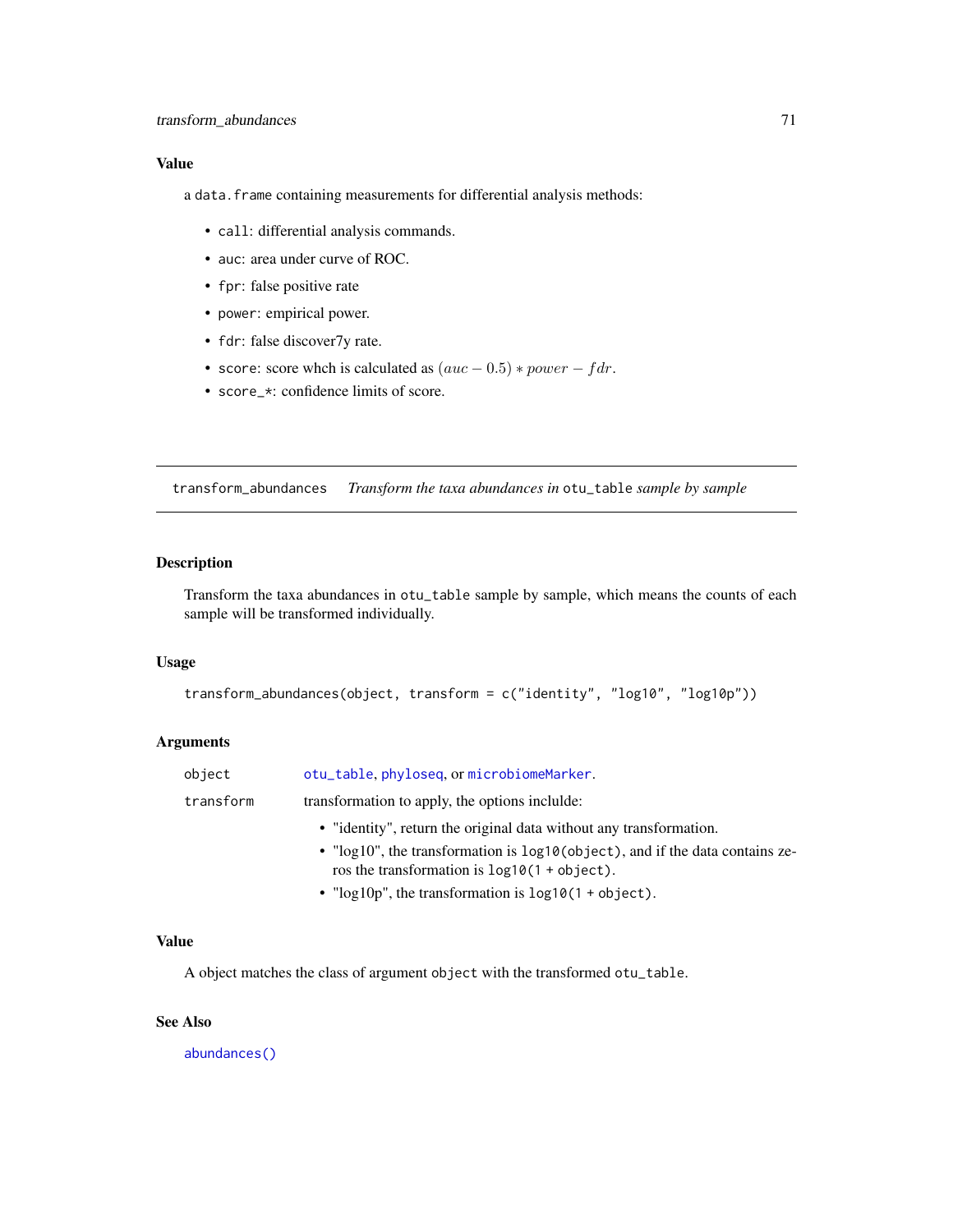## Value

a `data.frame` containing measurements for differential analysis methods:

- `call`: differential analysis commands.
- `auc`: area under curve of ROC.
- `fpr`: false positive rate
- `power`: empirical power.
- `fdr`: false discover7y rate.
- `score`: score whch is calculated as $(auc - 0.5) * power - fdr$.
- `score_*`: confidence limits of score.

---

`transform_abundances` *Transform the taxa abundances in* `otu_table` *sample by sample*

---

## Description

Transform the taxa abundances in `otu_table` sample by sample, which means the counts of each sample will be transformed individually.

## Usage

```
transform_abundances(object, transform = c("identity", "log10", "log10p"))
```

## Arguments

| | |
|---|---|
| `object` | `otu_table`, `phyloseq`, or `microbiomeMarker`. |
| `transform` | transformation to apply, the options inclulde:<br>• "identity", return the original data without any transformation.<br>• "log10", the transformation is `log10(object)`, and if the data contains zeros the transformation is `log10(1 + object)`.<br>• "log10p", the transformation is `log10(1 + object)`. |

## Value

A object matches the class of argument `object` with the transformed `otu_table`.

## See Also

`abundances()`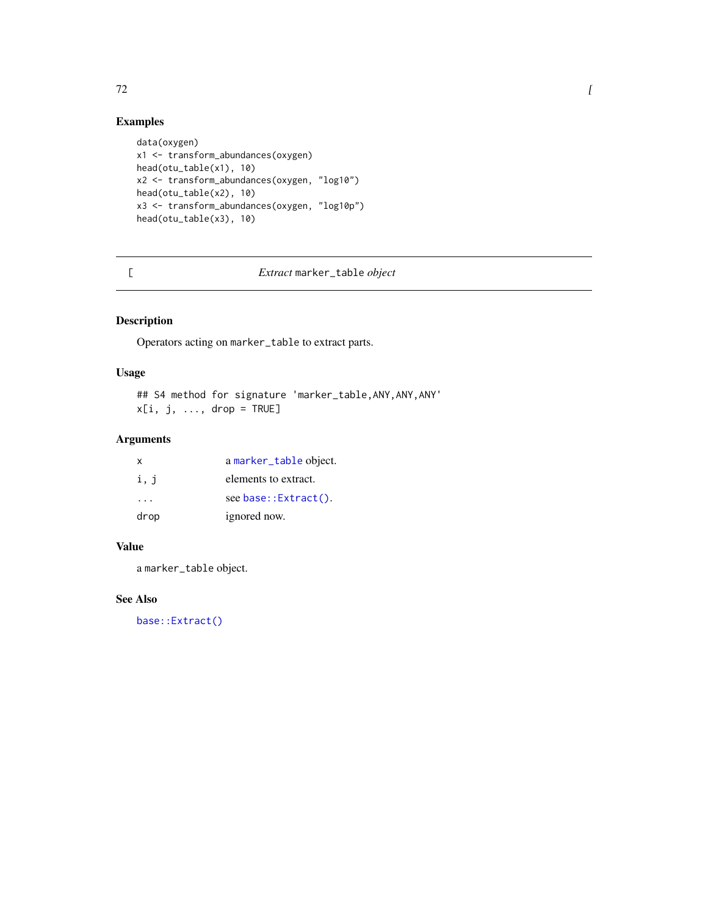## Examples

```
data(oxygen)
x1 <- transform_abundances(oxygen)
head(otu_table(x1), 10)
x2 <- transform_abundances(oxygen, "log10")
head(otu_table(x2), 10)
x3 <- transform_abundances(oxygen, "log10p")
head(otu_table(x3), 10)
```

---

# [ — *Extract* `marker_table` *object*

---

## Description

Operators acting on `marker_table` to extract parts.

## Usage

```
## S4 method for signature 'marker_table,ANY,ANY,ANY'
x[i, j, ..., drop = TRUE]
```

## Arguments

| | |
|---|---|
| `x` | a `marker_table` object. |
| `i, j` | elements to extract. |
| `...` | see `base::Extract()`. |
| `drop` | ignored now. |

## Value

a `marker_table` object.

## See Also

`base::Extract()`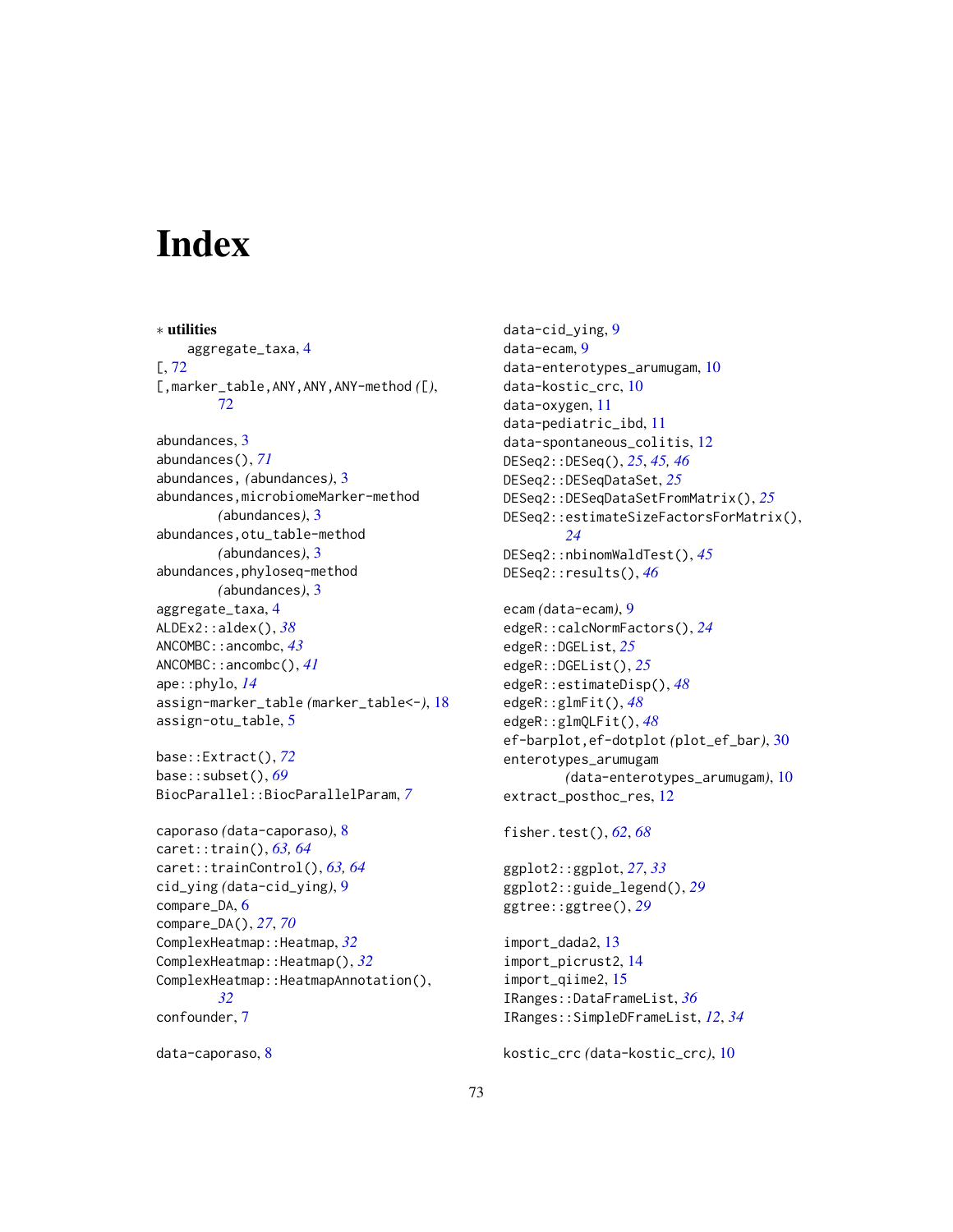# Index

∗ **utilities**
  aggregate_taxa, 4
[, 72
[,marker_table,ANY,ANY,ANY-method *([)*, 72

abundances, 3
abundances(), *71*
abundances, *(abundances)*, 3
abundances,microbiomeMarker-method *(abundances)*, 3
abundances,otu_table-method *(abundances)*, 3
abundances,phyloseq-method *(abundances)*, 3
aggregate_taxa, 4
ALDEx2::aldex(), *38*
ANCOMBC::ancombc, *43*
ANCOMBC::ancombc(), *41*
ape::phylo, *14*
assign-marker_table *(marker_table<-)*, 18
assign-otu_table, 5

base::Extract(), *72*
base::subset(), *69*
BiocParallel::BiocParallelParam, *7*

caporaso *(data-caporaso)*, 8
caret::train(), *63, 64*
caret::trainControl(), *63, 64*
cid_ying *(data-cid_ying)*, 9
compare_DA, 6
compare_DA(), *27*, *70*
ComplexHeatmap::Heatmap, *32*
ComplexHeatmap::Heatmap(), *32*
ComplexHeatmap::HeatmapAnnotation(), *32*
confounder, 7

data-caporaso, 8
data-cid_ying, 9
data-ecam, 9
data-enterotypes_arumugam, 10
data-kostic_crc, 10
data-oxygen, 11
data-pediatric_ibd, 11
data-spontaneous_colitis, 12
DESeq2::DESeq(), *25*, *45, 46*
DESeq2::DESeqDataSet, *25*
DESeq2::DESeqDataSetFromMatrix(), *25*
DESeq2::estimateSizeFactorsForMatrix(), *24*
DESeq2::nbinomWaldTest(), *45*
DESeq2::results(), *46*

ecam *(data-ecam)*, 9
edgeR::calcNormFactors(), *24*
edgeR::DGEList, *25*
edgeR::DGEList(), *25*
edgeR::estimateDisp(), *48*
edgeR::glmFit(), *48*
edgeR::glmQLFit(), *48*
ef-barplot,ef-dotplot *(plot_ef_bar)*, 30
enterotypes_arumugam *(data-enterotypes_arumugam)*, 10
extract_posthoc_res, 12

fisher.test(), *62*, *68*

ggplot2::ggplot, *27*, *33*
ggplot2::guide_legend(), *29*
ggtree::ggtree(), *29*

import_dada2, 13
import_picrust2, 14
import_qiime2, 15
IRanges::DataFrameList, *36*
IRanges::SimpleDFrameList, *12*, *34*

kostic_crc *(data-kostic_crc)*, 10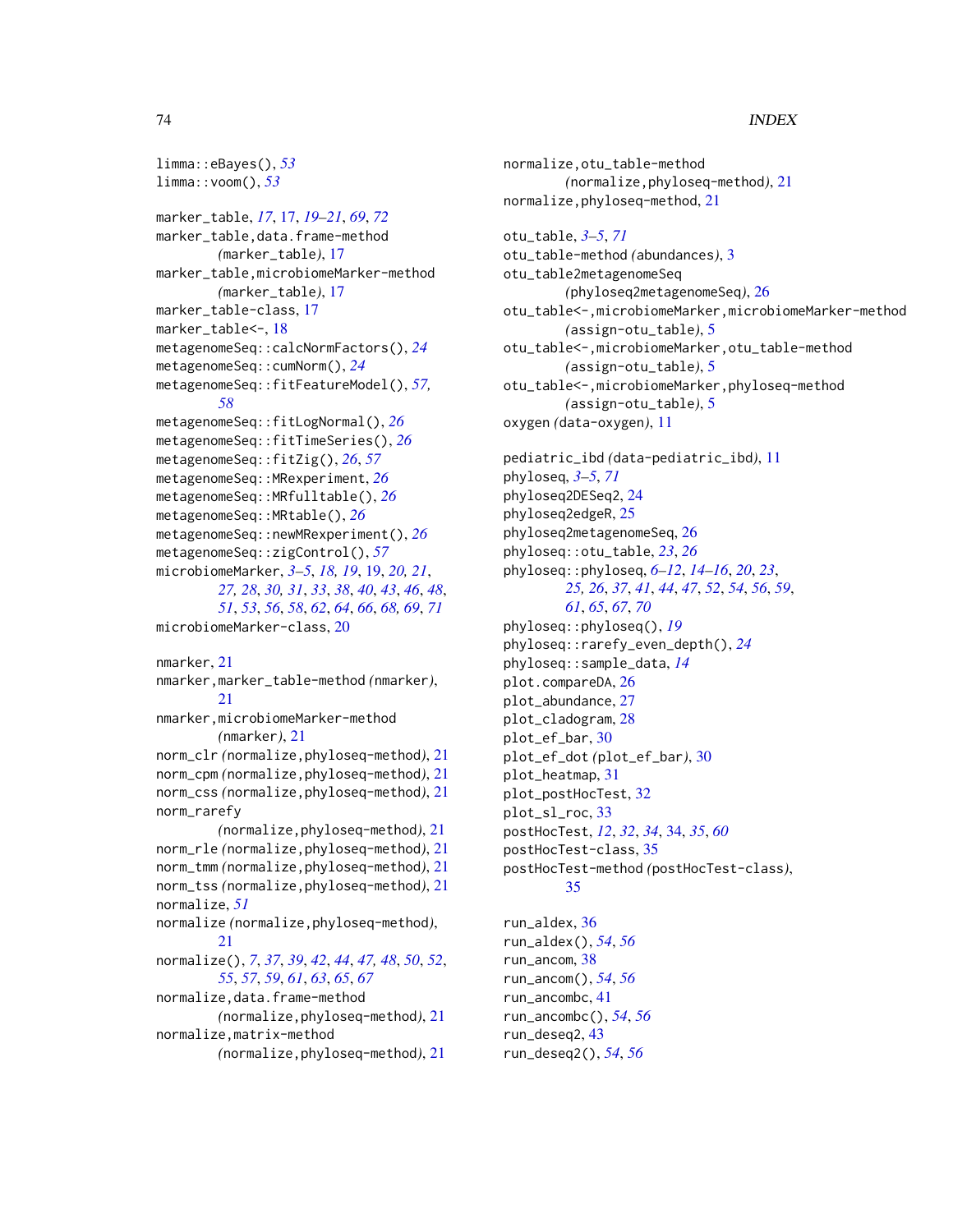limma::eBayes(), *53*
limma::voom(), *53*

marker_table, *17*, 17, *19–21*, *69*, *72*
marker_table,data.frame-method (marker_table), 17
marker_table,microbiomeMarker-method (marker_table), 17
marker_table-class, 17
marker_table<-, 18
metagenomeSeq::calcNormFactors(), *24*
metagenomeSeq::cumNorm(), *24*
metagenomeSeq::fitFeatureModel(), *57, 58*
metagenomeSeq::fitLogNormal(), *26*
metagenomeSeq::fitTimeSeries(), *26*
metagenomeSeq::fitZig(), *26*, *57*
metagenomeSeq::MRexperiment, *26*
metagenomeSeq::MRfulltable(), *26*
metagenomeSeq::MRtable(), *26*
metagenomeSeq::newMRexperiment(), *26*
metagenomeSeq::zigControl(), *57*
microbiomeMarker, *3–5*, *18, 19*, 19, *20, 21*, *27, 28*, *30, 31*, *33*, *38*, *40*, *43*, *46*, *48*, *51*, *53*, *56*, *58*, *62*, *64*, *66*, *68, 69*, *71*
microbiomeMarker-class, 20

nmarker, 21
nmarker,marker_table-method (nmarker), 21
nmarker,microbiomeMarker-method (nmarker), 21
norm_clr (normalize,phyloseq-method), 21
norm_cpm (normalize,phyloseq-method), 21
norm_css (normalize,phyloseq-method), 21
norm_rarefy (normalize,phyloseq-method), 21
norm_rle (normalize,phyloseq-method), 21
norm_tmm (normalize,phyloseq-method), 21
norm_tss (normalize,phyloseq-method), 21
normalize, *51*
normalize (normalize,phyloseq-method), 21
normalize(), *7*, *37*, *39*, *42*, *44*, *47*, *48*, *50*, *52*, *55*, *57*, *59*, *61*, *63*, *65*, *67*
normalize,data.frame-method (normalize,phyloseq-method), 21
normalize,matrix-method (normalize,phyloseq-method), 21
normalize,otu_table-method (normalize,phyloseq-method), 21
normalize,phyloseq-method, 21

otu_table, *3–5*, *71*
otu_table-method (abundances), 3
otu_table2metagenomeSeq (phyloseq2metagenomeSeq), 26
otu_table<-,microbiomeMarker,microbiomeMarker-method (assign-otu_table), 5
otu_table<-,microbiomeMarker,otu_table-method (assign-otu_table), 5
otu_table<-,microbiomeMarker,phyloseq-method (assign-otu_table), 5
oxygen (data-oxygen), 11

pediatric_ibd (data-pediatric_ibd), 11
phyloseq, *3–5*, *71*
phyloseq2DESeq2, 24
phyloseq2edgeR, 25
phyloseq2metagenomeSeq, 26
phyloseq::otu_table, *23*, *26*
phyloseq::phyloseq, *6–12*, *14–16*, *20*, *23*, *25, 26*, *37*, *41*, *44*, *47*, *52*, *54*, *56*, *59*, *61*, *65*, *67*, *70*
phyloseq::phyloseq(), *19*
phyloseq::rarefy_even_depth(), *24*
phyloseq::sample_data, *14*
plot.compareDA, 26
plot_abundance, 27
plot_cladogram, 28
plot_ef_bar, 30
plot_ef_dot (plot_ef_bar), 30
plot_heatmap, 31
plot_postHocTest, 32
plot_sl_roc, 33
postHocTest, *12*, *32*, *34*, 34, *35*, *60*
postHocTest-class, 35
postHocTest-method (postHocTest-class), 35

run_aldex, 36
run_aldex(), *54*, *56*
run_ancom, 38
run_ancom(), *54*, *56*
run_ancombc, 41
run_ancombc(), *54*, *56*
run_deseq2, 43
run_deseq2(), *54*, *56*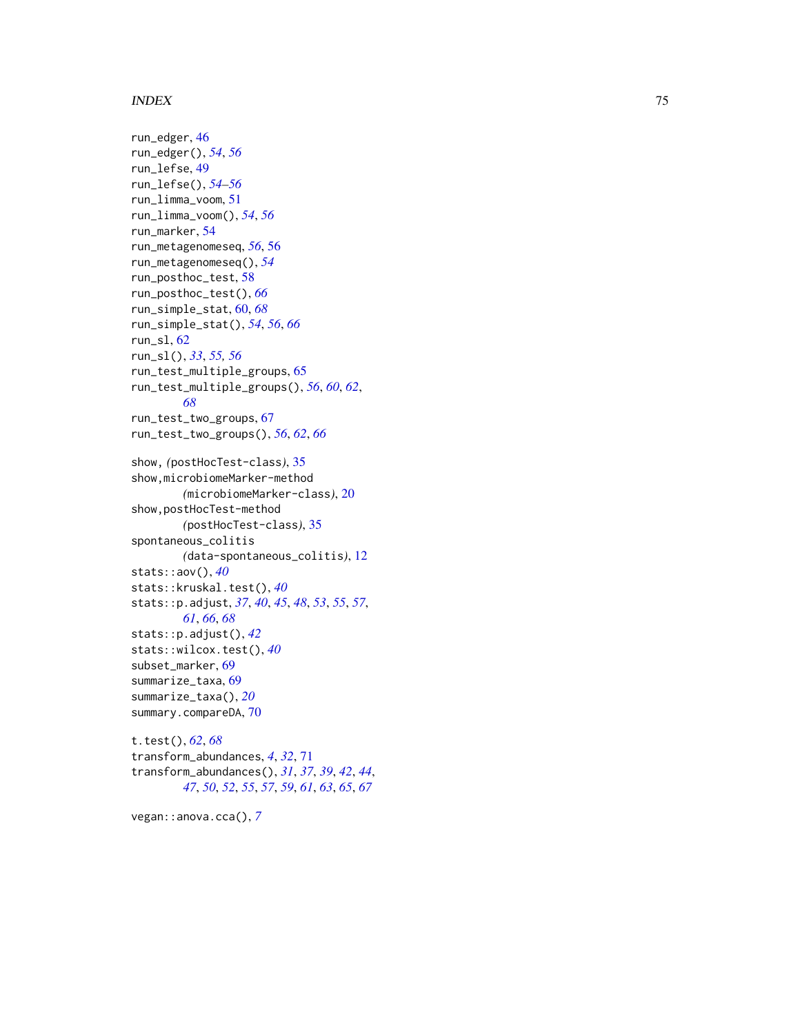run_edger, 46
run_edger(), *54*, *56*
run_lefse, 49
run_lefse(), *54–56*
run_limma_voom, 51
run_limma_voom(), *54*, *56*
run_marker, 54
run_metagenomeseq, *56*, 56
run_metagenomeseq(), *54*
run_posthoc_test, 58
run_posthoc_test(), *66*
run_simple_stat, 60, *68*
run_simple_stat(), *54*, *56*, *66*
run_sl, 62
run_sl(), *33*, *55, 56*
run_test_multiple_groups, 65
run_test_multiple_groups(), *56*, *60*, *62*, *68*
run_test_two_groups, 67
run_test_two_groups(), *56*, *62*, *66*

show, *(*postHocTest-class*)*, 35
show,microbiomeMarker-method *(*microbiomeMarker-class*)*, 20
show,postHocTest-method *(*postHocTest-class*)*, 35
spontaneous_colitis *(*data-spontaneous_colitis*)*, 12
stats::aov(), *40*
stats::kruskal.test(), *40*
stats::p.adjust, *37*, *40*, *45*, *48*, *53*, *55*, *57*, *61*, *66*, *68*
stats::p.adjust(), *42*
stats::wilcox.test(), *40*
subset_marker, 69
summarize_taxa, 69
summarize_taxa(), *20*
summary.compareDA, 70

t.test(), *62*, *68*
transform_abundances, *4*, *32*, 71
transform_abundances(), *31*, *37*, *39*, *42*, *44*, *47*, *50*, *52*, *55*, *57*, *59*, *61*, *63*, *65*, *67*

vegan::anova.cca(), *7*